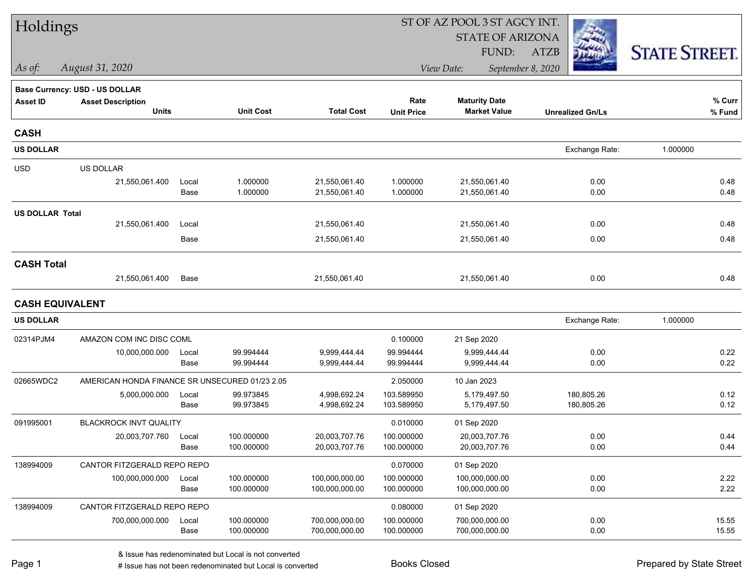# Holdings

**ST OF AZ POOL 3 ST AGCY INT.**
**STATE OF ARIZONA**
**FUND: ATZB**

*As of:* *August 31, 2020*
*View Date:* *September 8, 2020*

**STATE STREET.**

**Base Currency: USD - US DOLLAR**

| Asset ID | Asset Description / Units | | Unit Cost | Total Cost | Rate / Unit Price | Maturity Date / Market Value | Unrealized Gn/Ls | % Curr / % Fund |
|---|---|---|---|---|---|---|---|---|
| **CASH** | | | | | | | | |
| **US DOLLAR** | | | | | | | Exchange Rate: 1.000000 | |
| USD | US DOLLAR | | | | | | | |
| | 21,550,061.400 | Local | 1.000000 | 21,550,061.40 | 1.000000 | 21,550,061.40 | 0.00 | 0.48 |
| | | Base | 1.000000 | 21,550,061.40 | 1.000000 | 21,550,061.40 | 0.00 | 0.48 |
| **US DOLLAR Total** | | | | | | | | |
| | 21,550,061.400 | Local | | 21,550,061.40 | | 21,550,061.40 | 0.00 | 0.48 |
| | | Base | | 21,550,061.40 | | 21,550,061.40 | 0.00 | 0.48 |
| **CASH Total** | | | | | | | | |
| | 21,550,061.400 | Base | | 21,550,061.40 | | 21,550,061.40 | 0.00 | 0.48 |
| **CASH EQUIVALENT** | | | | | | | | |
| **US DOLLAR** | | | | | | | Exchange Rate: 1.000000 | |
| 02314PJM4 | AMAZON COM INC DISC COML | | | | 0.100000 | 21 Sep 2020 | | |
| | 10,000,000.000 | Local | 99.994444 | 9,999,444.44 | 99.994444 | 9,999,444.44 | 0.00 | 0.22 |
| | | Base | 99.994444 | 9,999,444.44 | 99.994444 | 9,999,444.44 | 0.00 | 0.22 |
| 02665WDC2 | AMERICAN HONDA FINANCE SR UNSECURED 01/23 2.05 | | | | 2.050000 | 10 Jan 2023 | | |
| | 5,000,000.000 | Local | 99.973845 | 4,998,692.24 | 103.589950 | 5,179,497.50 | 180,805.26 | 0.12 |
| | | Base | 99.973845 | 4,998,692.24 | 103.589950 | 5,179,497.50 | 180,805.26 | 0.12 |
| 091995001 | BLACKROCK INVT QUALITY | | | | 0.010000 | 01 Sep 2020 | | |
| | 20,003,707.760 | Local | 100.000000 | 20,003,707.76 | 100.000000 | 20,003,707.76 | 0.00 | 0.44 |
| | | Base | 100.000000 | 20,003,707.76 | 100.000000 | 20,003,707.76 | 0.00 | 0.44 |
| 138994009 | CANTOR FITZGERALD REPO REPO | | | | 0.070000 | 01 Sep 2020 | | |
| | 100,000,000.000 | Local | 100.000000 | 100,000,000.00 | 100.000000 | 100,000,000.00 | 0.00 | 2.22 |
| | | Base | 100.000000 | 100,000,000.00 | 100.000000 | 100,000,000.00 | 0.00 | 2.22 |
| 138994009 | CANTOR FITZGERALD REPO REPO | | | | 0.080000 | 01 Sep 2020 | | |
| | 700,000,000.000 | Local | 100.000000 | 700,000,000.00 | 100.000000 | 700,000,000.00 | 0.00 | 15.55 |
| | | Base | 100.000000 | 700,000,000.00 | 100.000000 | 700,000,000.00 | 0.00 | 15.55 |

& Issue has redenominated but Local is not converted
# Issue has not been redenominated but Local is converted

Books Closed

Prepared by State Street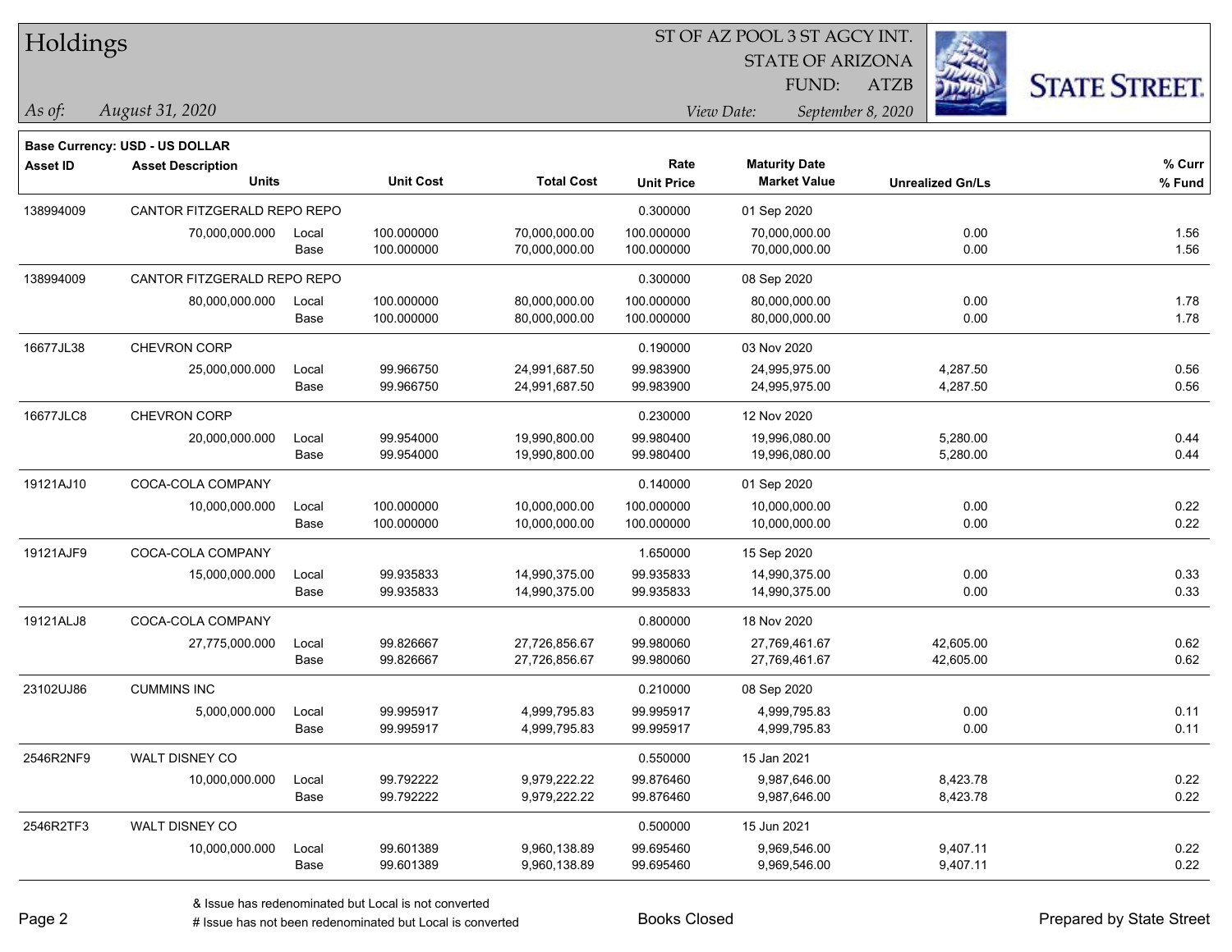# Holdings

ST OF AZ POOL 3 ST AGCY INT.
STATE OF ARIZONA
FUND: ATZB

*As of: August 31, 2020*

*View Date: September 8, 2020*

**Base Currency: USD - US DOLLAR**

| Asset ID | Asset Description / Units | | Unit Cost | Total Cost | Rate / Unit Price | Maturity Date / Market Value | Unrealized Gn/Ls | % Curr / % Fund |
|---|---|---|---|---|---|---|---|---|
| 138994009 | CANTOR FITZGERALD REPO REPO | | | | 0.300000 | 01 Sep 2020 | | |
| | 70,000,000.000 | Local | 100.000000 | 70,000,000.00 | 100.000000 | 70,000,000.00 | 0.00 | 1.56 |
| | | Base | 100.000000 | 70,000,000.00 | 100.000000 | 70,000,000.00 | 0.00 | 1.56 |
| 138994009 | CANTOR FITZGERALD REPO REPO | | | | 0.300000 | 08 Sep 2020 | | |
| | 80,000,000.000 | Local | 100.000000 | 80,000,000.00 | 100.000000 | 80,000,000.00 | 0.00 | 1.78 |
| | | Base | 100.000000 | 80,000,000.00 | 100.000000 | 80,000,000.00 | 0.00 | 1.78 |
| 16677JL38 | CHEVRON CORP | | | | 0.190000 | 03 Nov 2020 | | |
| | 25,000,000.000 | Local | 99.966750 | 24,991,687.50 | 99.983900 | 24,995,975.00 | 4,287.50 | 0.56 |
| | | Base | 99.966750 | 24,991,687.50 | 99.983900 | 24,995,975.00 | 4,287.50 | 0.56 |
| 16677JLC8 | CHEVRON CORP | | | | 0.230000 | 12 Nov 2020 | | |
| | 20,000,000.000 | Local | 99.954000 | 19,990,800.00 | 99.980400 | 19,996,080.00 | 5,280.00 | 0.44 |
| | | Base | 99.954000 | 19,990,800.00 | 99.980400 | 19,996,080.00 | 5,280.00 | 0.44 |
| 19121AJ10 | COCA-COLA COMPANY | | | | 0.140000 | 01 Sep 2020 | | |
| | 10,000,000.000 | Local | 100.000000 | 10,000,000.00 | 100.000000 | 10,000,000.00 | 0.00 | 0.22 |
| | | Base | 100.000000 | 10,000,000.00 | 100.000000 | 10,000,000.00 | 0.00 | 0.22 |
| 19121AJF9 | COCA-COLA COMPANY | | | | 1.650000 | 15 Sep 2020 | | |
| | 15,000,000.000 | Local | 99.935833 | 14,990,375.00 | 99.935833 | 14,990,375.00 | 0.00 | 0.33 |
| | | Base | 99.935833 | 14,990,375.00 | 99.935833 | 14,990,375.00 | 0.00 | 0.33 |
| 19121ALJ8 | COCA-COLA COMPANY | | | | 0.800000 | 18 Nov 2020 | | |
| | 27,775,000.000 | Local | 99.826667 | 27,726,856.67 | 99.980060 | 27,769,461.67 | 42,605.00 | 0.62 |
| | | Base | 99.826667 | 27,726,856.67 | 99.980060 | 27,769,461.67 | 42,605.00 | 0.62 |
| 23102UJ86 | CUMMINS INC | | | | 0.210000 | 08 Sep 2020 | | |
| | 5,000,000.000 | Local | 99.995917 | 4,999,795.83 | 99.995917 | 4,999,795.83 | 0.00 | 0.11 |
| | | Base | 99.995917 | 4,999,795.83 | 99.995917 | 4,999,795.83 | 0.00 | 0.11 |
| 2546R2NF9 | WALT DISNEY CO | | | | 0.550000 | 15 Jan 2021 | | |
| | 10,000,000.000 | Local | 99.792222 | 9,979,222.22 | 99.876460 | 9,987,646.00 | 8,423.78 | 0.22 |
| | | Base | 99.792222 | 9,979,222.22 | 99.876460 | 9,987,646.00 | 8,423.78 | 0.22 |
| 2546R2TF3 | WALT DISNEY CO | | | | 0.500000 | 15 Jun 2021 | | |
| | 10,000,000.000 | Local | 99.601389 | 9,960,138.89 | 99.695460 | 9,969,546.00 | 9,407.11 | 0.22 |
| | | Base | 99.601389 | 9,960,138.89 | 99.695460 | 9,969,546.00 | 9,407.11 | 0.22 |

& Issue has redenominated but Local is not converted
# Issue has not been redenominated but Local is converted

Books Closed

Prepared by State Street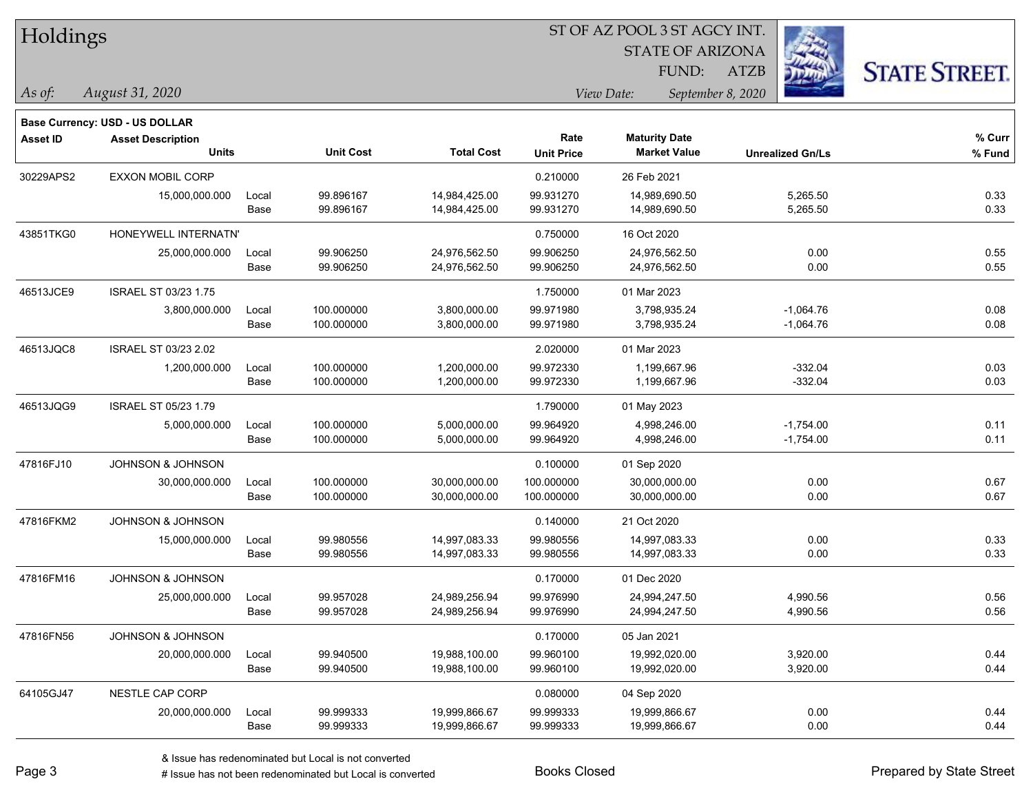# Holdings

ST OF AZ POOL 3 ST AGCY INT.
STATE OF ARIZONA
FUND: ATZB

*As of:* *August 31, 2020*
*View Date:* *September 8, 2020*

**Base Currency: USD - US DOLLAR**

| Asset ID | Asset Description / Units | | Unit Cost | Total Cost | Rate / Unit Price | Maturity Date / Market Value | Unrealized Gn/Ls | % Curr / % Fund |
|---|---|---|---|---|---|---|---|---|
| 30229APS2 | EXXON MOBIL CORP | | | | 0.210000 | 26 Feb 2021 | | |
| | 15,000,000.000 | Local | 99.896167 | 14,984,425.00 | 99.931270 | 14,989,690.50 | 5,265.50 | 0.33 |
| | | Base | 99.896167 | 14,984,425.00 | 99.931270 | 14,989,690.50 | 5,265.50 | 0.33 |
| 43851TKG0 | HONEYWELL INTERNATN' | | | | 0.750000 | 16 Oct 2020 | | |
| | 25,000,000.000 | Local | 99.906250 | 24,976,562.50 | 99.906250 | 24,976,562.50 | 0.00 | 0.55 |
| | | Base | 99.906250 | 24,976,562.50 | 99.906250 | 24,976,562.50 | 0.00 | 0.55 |
| 46513JCE9 | ISRAEL ST 03/23 1.75 | | | | 1.750000 | 01 Mar 2023 | | |
| | 3,800,000.000 | Local | 100.000000 | 3,800,000.00 | 99.971980 | 3,798,935.24 | -1,064.76 | 0.08 |
| | | Base | 100.000000 | 3,800,000.00 | 99.971980 | 3,798,935.24 | -1,064.76 | 0.08 |
| 46513JQC8 | ISRAEL ST 03/23 2.02 | | | | 2.020000 | 01 Mar 2023 | | |
| | 1,200,000.000 | Local | 100.000000 | 1,200,000.00 | 99.972330 | 1,199,667.96 | -332.04 | 0.03 |
| | | Base | 100.000000 | 1,200,000.00 | 99.972330 | 1,199,667.96 | -332.04 | 0.03 |
| 46513JQG9 | ISRAEL ST 05/23 1.79 | | | | 1.790000 | 01 May 2023 | | |
| | 5,000,000.000 | Local | 100.000000 | 5,000,000.00 | 99.964920 | 4,998,246.00 | -1,754.00 | 0.11 |
| | | Base | 100.000000 | 5,000,000.00 | 99.964920 | 4,998,246.00 | -1,754.00 | 0.11 |
| 47816FJ10 | JOHNSON & JOHNSON | | | | 0.100000 | 01 Sep 2020 | | |
| | 30,000,000.000 | Local | 100.000000 | 30,000,000.00 | 100.000000 | 30,000,000.00 | 0.00 | 0.67 |
| | | Base | 100.000000 | 30,000,000.00 | 100.000000 | 30,000,000.00 | 0.00 | 0.67 |
| 47816FKM2 | JOHNSON & JOHNSON | | | | 0.140000 | 21 Oct 2020 | | |
| | 15,000,000.000 | Local | 99.980556 | 14,997,083.33 | 99.980556 | 14,997,083.33 | 0.00 | 0.33 |
| | | Base | 99.980556 | 14,997,083.33 | 99.980556 | 14,997,083.33 | 0.00 | 0.33 |
| 47816FM16 | JOHNSON & JOHNSON | | | | 0.170000 | 01 Dec 2020 | | |
| | 25,000,000.000 | Local | 99.957028 | 24,989,256.94 | 99.976990 | 24,994,247.50 | 4,990.56 | 0.56 |
| | | Base | 99.957028 | 24,989,256.94 | 99.976990 | 24,994,247.50 | 4,990.56 | 0.56 |
| 47816FN56 | JOHNSON & JOHNSON | | | | 0.170000 | 05 Jan 2021 | | |
| | 20,000,000.000 | Local | 99.940500 | 19,988,100.00 | 99.960100 | 19,992,020.00 | 3,920.00 | 0.44 |
| | | Base | 99.940500 | 19,988,100.00 | 99.960100 | 19,992,020.00 | 3,920.00 | 0.44 |
| 64105GJ47 | NESTLE CAP CORP | | | | 0.080000 | 04 Sep 2020 | | |
| | 20,000,000.000 | Local | 99.999333 | 19,999,866.67 | 99.999333 | 19,999,866.67 | 0.00 | 0.44 |
| | | Base | 99.999333 | 19,999,866.67 | 99.999333 | 19,999,866.67 | 0.00 | 0.44 |

& Issue has redenominated but Local is not converted
# Issue has not been redenominated but Local is converted

Books Closed

Prepared by State Street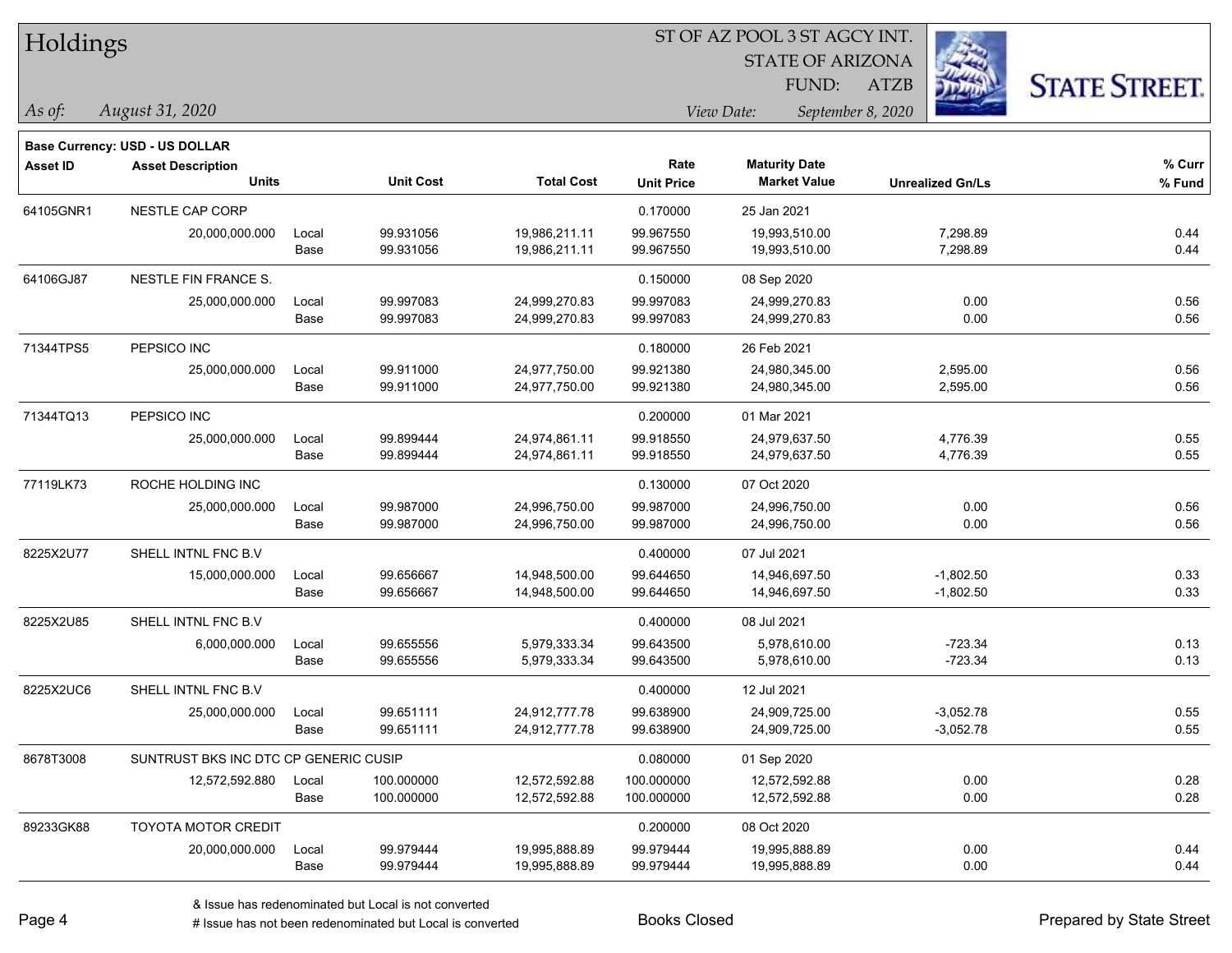# Holdings

ST OF AZ POOL 3 ST AGCY INT.
STATE OF ARIZONA
FUND: ATZB

*As of:* *August 31, 2020*
*View Date:* *September 8, 2020*

**Base Currency: USD - US DOLLAR**

| Asset ID | Asset Description / Units | | Unit Cost | Total Cost | Rate / Unit Price | Maturity Date / Market Value | Unrealized Gn/Ls | % Curr / % Fund |
|---|---|---|---|---|---|---|---|---|
| 64105GNR1 | NESTLE CAP CORP | | | | 0.170000 | 25 Jan 2021 | | |
| | 20,000,000.000 | Local | 99.931056 | 19,986,211.11 | 99.967550 | 19,993,510.00 | 7,298.89 | 0.44 |
| | | Base | 99.931056 | 19,986,211.11 | 99.967550 | 19,993,510.00 | 7,298.89 | 0.44 |
| 64106GJ87 | NESTLE FIN FRANCE S. | | | | 0.150000 | 08 Sep 2020 | | |
| | 25,000,000.000 | Local | 99.997083 | 24,999,270.83 | 99.997083 | 24,999,270.83 | 0.00 | 0.56 |
| | | Base | 99.997083 | 24,999,270.83 | 99.997083 | 24,999,270.83 | 0.00 | 0.56 |
| 71344TPS5 | PEPSICO INC | | | | 0.180000 | 26 Feb 2021 | | |
| | 25,000,000.000 | Local | 99.911000 | 24,977,750.00 | 99.921380 | 24,980,345.00 | 2,595.00 | 0.56 |
| | | Base | 99.911000 | 24,977,750.00 | 99.921380 | 24,980,345.00 | 2,595.00 | 0.56 |
| 71344TQ13 | PEPSICO INC | | | | 0.200000 | 01 Mar 2021 | | |
| | 25,000,000.000 | Local | 99.899444 | 24,974,861.11 | 99.918550 | 24,979,637.50 | 4,776.39 | 0.55 |
| | | Base | 99.899444 | 24,974,861.11 | 99.918550 | 24,979,637.50 | 4,776.39 | 0.55 |
| 77119LK73 | ROCHE HOLDING INC | | | | 0.130000 | 07 Oct 2020 | | |
| | 25,000,000.000 | Local | 99.987000 | 24,996,750.00 | 99.987000 | 24,996,750.00 | 0.00 | 0.56 |
| | | Base | 99.987000 | 24,996,750.00 | 99.987000 | 24,996,750.00 | 0.00 | 0.56 |
| 8225X2U77 | SHELL INTNL FNC B.V | | | | 0.400000 | 07 Jul 2021 | | |
| | 15,000,000.000 | Local | 99.656667 | 14,948,500.00 | 99.644650 | 14,946,697.50 | -1,802.50 | 0.33 |
| | | Base | 99.656667 | 14,948,500.00 | 99.644650 | 14,946,697.50 | -1,802.50 | 0.33 |
| 8225X2U85 | SHELL INTNL FNC B.V | | | | 0.400000 | 08 Jul 2021 | | |
| | 6,000,000.000 | Local | 99.655556 | 5,979,333.34 | 99.643500 | 5,978,610.00 | -723.34 | 0.13 |
| | | Base | 99.655556 | 5,979,333.34 | 99.643500 | 5,978,610.00 | -723.34 | 0.13 |
| 8225X2UC6 | SHELL INTNL FNC B.V | | | | 0.400000 | 12 Jul 2021 | | |
| | 25,000,000.000 | Local | 99.651111 | 24,912,777.78 | 99.638900 | 24,909,725.00 | -3,052.78 | 0.55 |
| | | Base | 99.651111 | 24,912,777.78 | 99.638900 | 24,909,725.00 | -3,052.78 | 0.55 |
| 8678T3008 | SUNTRUST BKS INC DTC CP GENERIC CUSIP | | | | 0.080000 | 01 Sep 2020 | | |
| | 12,572,592.880 | Local | 100.000000 | 12,572,592.88 | 100.000000 | 12,572,592.88 | 0.00 | 0.28 |
| | | Base | 100.000000 | 12,572,592.88 | 100.000000 | 12,572,592.88 | 0.00 | 0.28 |
| 89233GK88 | TOYOTA MOTOR CREDIT | | | | 0.200000 | 08 Oct 2020 | | |
| | 20,000,000.000 | Local | 99.979444 | 19,995,888.89 | 99.979444 | 19,995,888.89 | 0.00 | 0.44 |
| | | Base | 99.979444 | 19,995,888.89 | 99.979444 | 19,995,888.89 | 0.00 | 0.44 |

& Issue has redenominated but Local is not converted
# Issue has not been redenominated but Local is converted

Books Closed

Prepared by State Street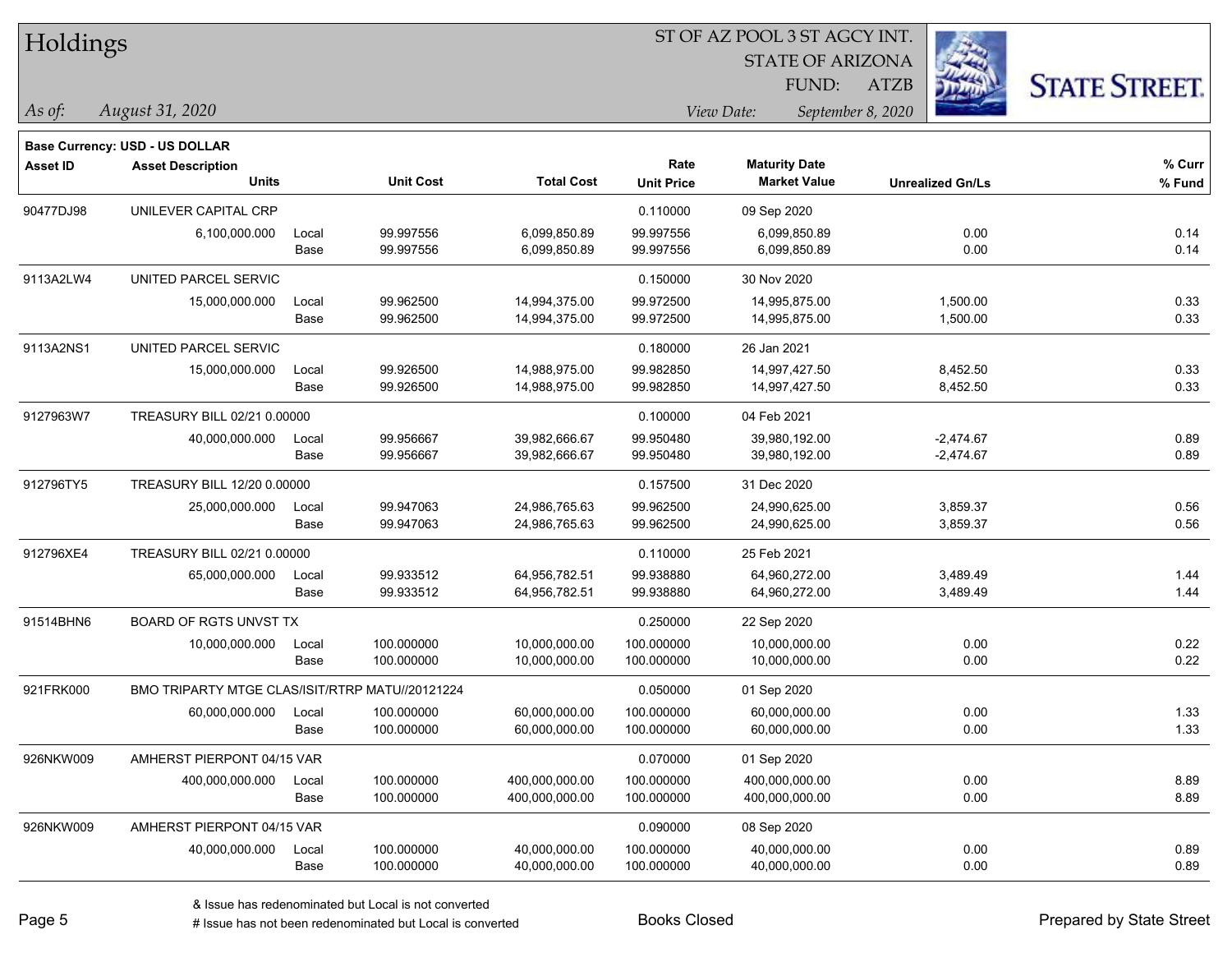# Holdings

ST OF AZ POOL 3 ST AGCY INT.
STATE OF ARIZONA
FUND: ATZB

*As of: August 31, 2020*

*View Date: September 8, 2020*

**Base Currency: USD - US DOLLAR**

| Asset ID | Asset Description / Units | | Unit Cost | Total Cost | Rate / Unit Price | Maturity Date / Market Value | Unrealized Gn/Ls | % Curr / % Fund |
|---|---|---|---|---|---|---|---|---|
| 90477DJ98 | UNILEVER CAPITAL CRP | | | | 0.110000 | 09 Sep 2020 | | |
| | 6,100,000.000 | Local | 99.997556 | 6,099,850.89 | 99.997556 | 6,099,850.89 | 0.00 | 0.14 |
| | | Base | 99.997556 | 6,099,850.89 | 99.997556 | 6,099,850.89 | 0.00 | 0.14 |
| 9113A2LW4 | UNITED PARCEL SERVIC | | | | 0.150000 | 30 Nov 2020 | | |
| | 15,000,000.000 | Local | 99.962500 | 14,994,375.00 | 99.972500 | 14,995,875.00 | 1,500.00 | 0.33 |
| | | Base | 99.962500 | 14,994,375.00 | 99.972500 | 14,995,875.00 | 1,500.00 | 0.33 |
| 9113A2NS1 | UNITED PARCEL SERVIC | | | | 0.180000 | 26 Jan 2021 | | |
| | 15,000,000.000 | Local | 99.926500 | 14,988,975.00 | 99.982850 | 14,997,427.50 | 8,452.50 | 0.33 |
| | | Base | 99.926500 | 14,988,975.00 | 99.982850 | 14,997,427.50 | 8,452.50 | 0.33 |
| 9127963W7 | TREASURY BILL 02/21 0.00000 | | | | 0.100000 | 04 Feb 2021 | | |
| | 40,000,000.000 | Local | 99.956667 | 39,982,666.67 | 99.950480 | 39,980,192.00 | -2,474.67 | 0.89 |
| | | Base | 99.956667 | 39,982,666.67 | 99.950480 | 39,980,192.00 | -2,474.67 | 0.89 |
| 912796TY5 | TREASURY BILL 12/20 0.00000 | | | | 0.157500 | 31 Dec 2020 | | |
| | 25,000,000.000 | Local | 99.947063 | 24,986,765.63 | 99.962500 | 24,990,625.00 | 3,859.37 | 0.56 |
| | | Base | 99.947063 | 24,986,765.63 | 99.962500 | 24,990,625.00 | 3,859.37 | 0.56 |
| 912796XE4 | TREASURY BILL 02/21 0.00000 | | | | 0.110000 | 25 Feb 2021 | | |
| | 65,000,000.000 | Local | 99.933512 | 64,956,782.51 | 99.938880 | 64,960,272.00 | 3,489.49 | 1.44 |
| | | Base | 99.933512 | 64,956,782.51 | 99.938880 | 64,960,272.00 | 3,489.49 | 1.44 |
| 91514BHN6 | BOARD OF RGTS UNVST TX | | | | 0.250000 | 22 Sep 2020 | | |
| | 10,000,000.000 | Local | 100.000000 | 10,000,000.00 | 100.000000 | 10,000,000.00 | 0.00 | 0.22 |
| | | Base | 100.000000 | 10,000,000.00 | 100.000000 | 10,000,000.00 | 0.00 | 0.22 |
| 921FRK000 | BMO TRIPARTY MTGE CLAS/ISIT/RTRP MATU//20121224 | | | | 0.050000 | 01 Sep 2020 | | |
| | 60,000,000.000 | Local | 100.000000 | 60,000,000.00 | 100.000000 | 60,000,000.00 | 0.00 | 1.33 |
| | | Base | 100.000000 | 60,000,000.00 | 100.000000 | 60,000,000.00 | 0.00 | 1.33 |
| 926NKW009 | AMHERST PIERPONT 04/15 VAR | | | | 0.070000 | 01 Sep 2020 | | |
| | 400,000,000.000 | Local | 100.000000 | 400,000,000.00 | 100.000000 | 400,000,000.00 | 0.00 | 8.89 |
| | | Base | 100.000000 | 400,000,000.00 | 100.000000 | 400,000,000.00 | 0.00 | 8.89 |
| 926NKW009 | AMHERST PIERPONT 04/15 VAR | | | | 0.090000 | 08 Sep 2020 | | |
| | 40,000,000.000 | Local | 100.000000 | 40,000,000.00 | 100.000000 | 40,000,000.00 | 0.00 | 0.89 |
| | | Base | 100.000000 | 40,000,000.00 | 100.000000 | 40,000,000.00 | 0.00 | 0.89 |

& Issue has redenominated but Local is not converted
# Issue has not been redenominated but Local is converted

Books Closed

Prepared by State Street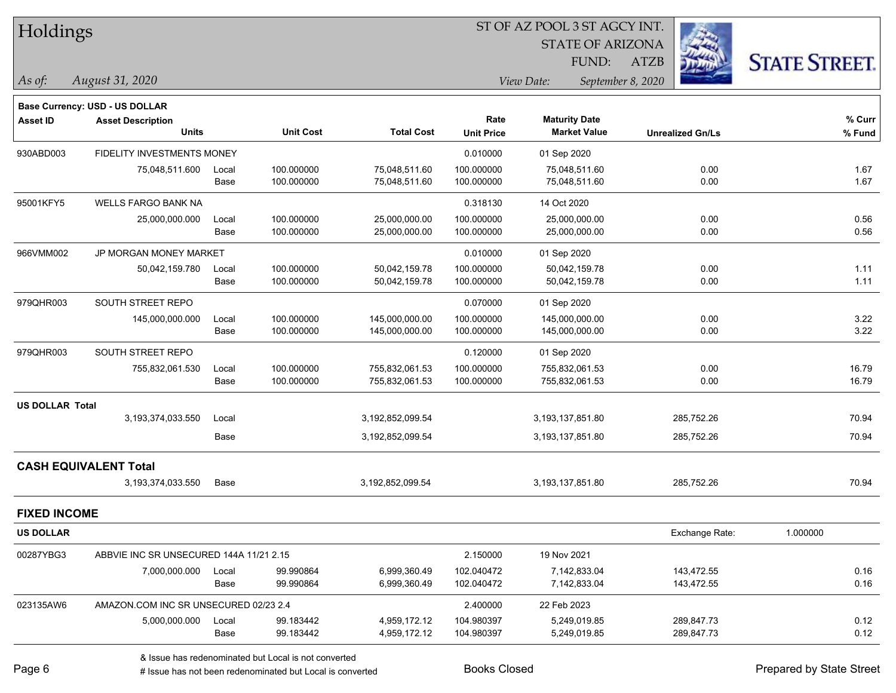# Holdings

ST OF AZ POOL 3 ST AGCY INT.
STATE OF ARIZONA
FUND: ATZB

*As of: August 31, 2020*
*View Date: September 8, 2020*

**Base Currency: USD - US DOLLAR**

| Asset ID | Asset Description / Units | | Unit Cost | Total Cost | Rate / Unit Price | Maturity Date / Market Value | Unrealized Gn/Ls | % Curr / % Fund |
|---|---|---|---|---|---|---|---|---|
| 930ABD003 | FIDELITY INVESTMENTS MONEY | | | | 0.010000 | 01 Sep 2020 | | |
| | 75,048,511.600 | Local | 100.000000 | 75,048,511.60 | 100.000000 | 75,048,511.60 | 0.00 | 1.67 |
| | | Base | 100.000000 | 75,048,511.60 | 100.000000 | 75,048,511.60 | 0.00 | 1.67 |
| 95001KFY5 | WELLS FARGO BANK NA | | | | 0.318130 | 14 Oct 2020 | | |
| | 25,000,000.000 | Local | 100.000000 | 25,000,000.00 | 100.000000 | 25,000,000.00 | 0.00 | 0.56 |
| | | Base | 100.000000 | 25,000,000.00 | 100.000000 | 25,000,000.00 | 0.00 | 0.56 |
| 966VMM002 | JP MORGAN MONEY MARKET | | | | 0.010000 | 01 Sep 2020 | | |
| | 50,042,159.780 | Local | 100.000000 | 50,042,159.78 | 100.000000 | 50,042,159.78 | 0.00 | 1.11 |
| | | Base | 100.000000 | 50,042,159.78 | 100.000000 | 50,042,159.78 | 0.00 | 1.11 |
| 979QHR003 | SOUTH STREET REPO | | | | 0.070000 | 01 Sep 2020 | | |
| | 145,000,000.000 | Local | 100.000000 | 145,000,000.00 | 100.000000 | 145,000,000.00 | 0.00 | 3.22 |
| | | Base | 100.000000 | 145,000,000.00 | 100.000000 | 145,000,000.00 | 0.00 | 3.22 |
| 979QHR003 | SOUTH STREET REPO | | | | 0.120000 | 01 Sep 2020 | | |
| | 755,832,061.530 | Local | 100.000000 | 755,832,061.53 | 100.000000 | 755,832,061.53 | 0.00 | 16.79 |
| | | Base | 100.000000 | 755,832,061.53 | 100.000000 | 755,832,061.53 | 0.00 | 16.79 |
| **US DOLLAR Total** | | | | | | | | |
| | 3,193,374,033.550 | Local | | 3,192,852,099.54 | | 3,193,137,851.80 | 285,752.26 | 70.94 |
| | | Base | | 3,192,852,099.54 | | 3,193,137,851.80 | 285,752.26 | 70.94 |
| **CASH EQUIVALENT Total** | | | | | | | | |
| | 3,193,374,033.550 | Base | | 3,192,852,099.54 | | 3,193,137,851.80 | 285,752.26 | 70.94 |

## FIXED INCOME

**US DOLLAR** — Exchange Rate: 1.000000

| Asset ID | Asset Description / Units | | Unit Cost | Total Cost | Rate / Unit Price | Maturity Date / Market Value | Unrealized Gn/Ls | % Curr / % Fund |
|---|---|---|---|---|---|---|---|---|
| 00287YBG3 | ABBVIE INC SR UNSECURED 144A 11/21 2.15 | | | | 2.150000 | 19 Nov 2021 | | |
| | 7,000,000.000 | Local | 99.990864 | 6,999,360.49 | 102.040472 | 7,142,833.04 | 143,472.55 | 0.16 |
| | | Base | 99.990864 | 6,999,360.49 | 102.040472 | 7,142,833.04 | 143,472.55 | 0.16 |
| 023135AW6 | AMAZON.COM INC SR UNSECURED 02/23 2.4 | | | | 2.400000 | 22 Feb 2023 | | |
| | 5,000,000.000 | Local | 99.183442 | 4,959,172.12 | 104.980397 | 5,249,019.85 | 289,847.73 | 0.12 |
| | | Base | 99.183442 | 4,959,172.12 | 104.980397 | 5,249,019.85 | 289,847.73 | 0.12 |

& Issue has redenominated but Local is not converted
# Issue has not been redenominated but Local is converted

Books Closed

Prepared by State Street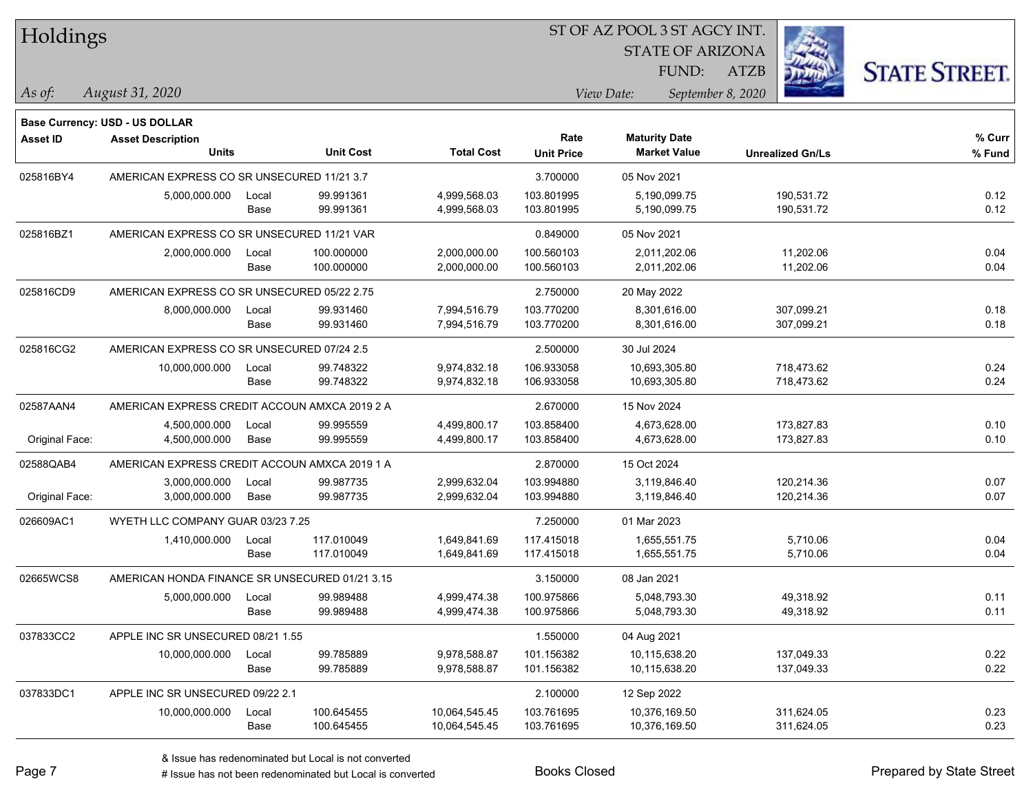# Holdings

ST OF AZ POOL 3 ST AGCY INT.
STATE OF ARIZONA
FUND: ATZB

*As of: August 31, 2020*
*View Date: September 8, 2020*

**Base Currency: USD - US DOLLAR**

| Asset ID | Asset Description / Units | | Unit Cost | Total Cost | Rate / Unit Price | Maturity Date / Market Value | Unrealized Gn/Ls | % Curr / % Fund |
|---|---|---|---|---|---|---|---|---|
| 025816BY4 | AMERICAN EXPRESS CO SR UNSECURED 11/21 3.7 | | | | 3.700000 | 05 Nov 2021 | | |
| | 5,000,000.000 | Local | 99.991361 | 4,999,568.03 | 103.801995 | 5,190,099.75 | 190,531.72 | 0.12 |
| | | Base | 99.991361 | 4,999,568.03 | 103.801995 | 5,190,099.75 | 190,531.72 | 0.12 |
| 025816BZ1 | AMERICAN EXPRESS CO SR UNSECURED 11/21 VAR | | | | 0.849000 | 05 Nov 2021 | | |
| | 2,000,000.000 | Local | 100.000000 | 2,000,000.00 | 100.560103 | 2,011,202.06 | 11,202.06 | 0.04 |
| | | Base | 100.000000 | 2,000,000.00 | 100.560103 | 2,011,202.06 | 11,202.06 | 0.04 |
| 025816CD9 | AMERICAN EXPRESS CO SR UNSECURED 05/22 2.75 | | | | 2.750000 | 20 May 2022 | | |
| | 8,000,000.000 | Local | 99.931460 | 7,994,516.79 | 103.770200 | 8,301,616.00 | 307,099.21 | 0.18 |
| | | Base | 99.931460 | 7,994,516.79 | 103.770200 | 8,301,616.00 | 307,099.21 | 0.18 |
| 025816CG2 | AMERICAN EXPRESS CO SR UNSECURED 07/24 2.5 | | | | 2.500000 | 30 Jul 2024 | | |
| | 10,000,000.000 | Local | 99.748322 | 9,974,832.18 | 106.933058 | 10,693,305.80 | 718,473.62 | 0.24 |
| | | Base | 99.748322 | 9,974,832.18 | 106.933058 | 10,693,305.80 | 718,473.62 | 0.24 |
| 02587AAN4 | AMERICAN EXPRESS CREDIT ACCOUN AMXCA 2019 2 A | | | | 2.670000 | 15 Nov 2024 | | |
| | 4,500,000.000 | Local | 99.995559 | 4,499,800.17 | 103.858400 | 4,673,628.00 | 173,827.83 | 0.10 |
| Original Face: | 4,500,000.000 | Base | 99.995559 | 4,499,800.17 | 103.858400 | 4,673,628.00 | 173,827.83 | 0.10 |
| 02588QAB4 | AMERICAN EXPRESS CREDIT ACCOUN AMXCA 2019 1 A | | | | 2.870000 | 15 Oct 2024 | | |
| | 3,000,000.000 | Local | 99.987735 | 2,999,632.04 | 103.994880 | 3,119,846.40 | 120,214.36 | 0.07 |
| Original Face: | 3,000,000.000 | Base | 99.987735 | 2,999,632.04 | 103.994880 | 3,119,846.40 | 120,214.36 | 0.07 |
| 026609AC1 | WYETH LLC COMPANY GUAR 03/23 7.25 | | | | 7.250000 | 01 Mar 2023 | | |
| | 1,410,000.000 | Local | 117.010049 | 1,649,841.69 | 117.415018 | 1,655,551.75 | 5,710.06 | 0.04 |
| | | Base | 117.010049 | 1,649,841.69 | 117.415018 | 1,655,551.75 | 5,710.06 | 0.04 |
| 02665WCS8 | AMERICAN HONDA FINANCE SR UNSECURED 01/21 3.15 | | | | 3.150000 | 08 Jan 2021 | | |
| | 5,000,000.000 | Local | 99.989488 | 4,999,474.38 | 100.975866 | 5,048,793.30 | 49,318.92 | 0.11 |
| | | Base | 99.989488 | 4,999,474.38 | 100.975866 | 5,048,793.30 | 49,318.92 | 0.11 |
| 037833CC2 | APPLE INC SR UNSECURED 08/21 1.55 | | | | 1.550000 | 04 Aug 2021 | | |
| | 10,000,000.000 | Local | 99.785889 | 9,978,588.87 | 101.156382 | 10,115,638.20 | 137,049.33 | 0.22 |
| | | Base | 99.785889 | 9,978,588.87 | 101.156382 | 10,115,638.20 | 137,049.33 | 0.22 |
| 037833DC1 | APPLE INC SR UNSECURED 09/22 2.1 | | | | 2.100000 | 12 Sep 2022 | | |
| | 10,000,000.000 | Local | 100.645455 | 10,064,545.45 | 103.761695 | 10,376,169.50 | 311,624.05 | 0.23 |
| | | Base | 100.645455 | 10,064,545.45 | 103.761695 | 10,376,169.50 | 311,624.05 | 0.23 |

& Issue has redenominated but Local is not converted
# Issue has not been redenominated but Local is converted

Books Closed

Prepared by State Street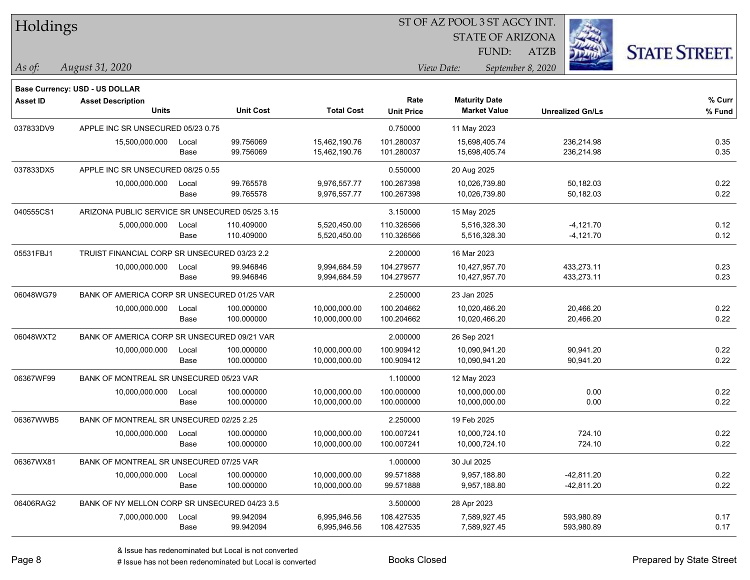# Holdings

ST OF AZ POOL 3 ST AGCY INT.
STATE OF ARIZONA
FUND: ATZB

*As of:* *August 31, 2020*

*View Date:* *September 8, 2020*

**Base Currency: USD - US DOLLAR**

| Asset ID | Asset Description / Units | | Unit Cost | Total Cost | Rate / Unit Price | Maturity Date / Market Value | Unrealized Gn/Ls | % Curr / % Fund |
|---|---|---|---|---|---|---|---|---|
| 037833DV9 | APPLE INC SR UNSECURED 05/23 0.75 | | | | 0.750000 | 11 May 2023 | | |
| | 15,500,000.000 | Local | 99.756069 | 15,462,190.76 | 101.280037 | 15,698,405.74 | 236,214.98 | 0.35 |
| | | Base | 99.756069 | 15,462,190.76 | 101.280037 | 15,698,405.74 | 236,214.98 | 0.35 |
| 037833DX5 | APPLE INC SR UNSECURED 08/25 0.55 | | | | 0.550000 | 20 Aug 2025 | | |
| | 10,000,000.000 | Local | 99.765578 | 9,976,557.77 | 100.267398 | 10,026,739.80 | 50,182.03 | 0.22 |
| | | Base | 99.765578 | 9,976,557.77 | 100.267398 | 10,026,739.80 | 50,182.03 | 0.22 |
| 040555CS1 | ARIZONA PUBLIC SERVICE SR UNSECURED 05/25 3.15 | | | | 3.150000 | 15 May 2025 | | |
| | 5,000,000.000 | Local | 110.409000 | 5,520,450.00 | 110.326566 | 5,516,328.30 | -4,121.70 | 0.12 |
| | | Base | 110.409000 | 5,520,450.00 | 110.326566 | 5,516,328.30 | -4,121.70 | 0.12 |
| 05531FBJ1 | TRUIST FINANCIAL CORP SR UNSECURED 03/23 2.2 | | | | 2.200000 | 16 Mar 2023 | | |
| | 10,000,000.000 | Local | 99.946846 | 9,994,684.59 | 104.279577 | 10,427,957.70 | 433,273.11 | 0.23 |
| | | Base | 99.946846 | 9,994,684.59 | 104.279577 | 10,427,957.70 | 433,273.11 | 0.23 |
| 06048WG79 | BANK OF AMERICA CORP SR UNSECURED 01/25 VAR | | | | 2.250000 | 23 Jan 2025 | | |
| | 10,000,000.000 | Local | 100.000000 | 10,000,000.00 | 100.204662 | 10,020,466.20 | 20,466.20 | 0.22 |
| | | Base | 100.000000 | 10,000,000.00 | 100.204662 | 10,020,466.20 | 20,466.20 | 0.22 |
| 06048WXT2 | BANK OF AMERICA CORP SR UNSECURED 09/21 VAR | | | | 2.000000 | 26 Sep 2021 | | |
| | 10,000,000.000 | Local | 100.000000 | 10,000,000.00 | 100.909412 | 10,090,941.20 | 90,941.20 | 0.22 |
| | | Base | 100.000000 | 10,000,000.00 | 100.909412 | 10,090,941.20 | 90,941.20 | 0.22 |
| 06367WF99 | BANK OF MONTREAL SR UNSECURED 05/23 VAR | | | | 1.100000 | 12 May 2023 | | |
| | 10,000,000.000 | Local | 100.000000 | 10,000,000.00 | 100.000000 | 10,000,000.00 | 0.00 | 0.22 |
| | | Base | 100.000000 | 10,000,000.00 | 100.000000 | 10,000,000.00 | 0.00 | 0.22 |
| 06367WWB5 | BANK OF MONTREAL SR UNSECURED 02/25 2.25 | | | | 2.250000 | 19 Feb 2025 | | |
| | 10,000,000.000 | Local | 100.000000 | 10,000,000.00 | 100.007241 | 10,000,724.10 | 724.10 | 0.22 |
| | | Base | 100.000000 | 10,000,000.00 | 100.007241 | 10,000,724.10 | 724.10 | 0.22 |
| 06367WX81 | BANK OF MONTREAL SR UNSECURED 07/25 VAR | | | | 1.000000 | 30 Jul 2025 | | |
| | 10,000,000.000 | Local | 100.000000 | 10,000,000.00 | 99.571888 | 9,957,188.80 | -42,811.20 | 0.22 |
| | | Base | 100.000000 | 10,000,000.00 | 99.571888 | 9,957,188.80 | -42,811.20 | 0.22 |
| 06406RAG2 | BANK OF NY MELLON CORP SR UNSECURED 04/23 3.5 | | | | 3.500000 | 28 Apr 2023 | | |
| | 7,000,000.000 | Local | 99.942094 | 6,995,946.56 | 108.427535 | 7,589,927.45 | 593,980.89 | 0.17 |
| | | Base | 99.942094 | 6,995,946.56 | 108.427535 | 7,589,927.45 | 593,980.89 | 0.17 |

& Issue has redenominated but Local is not converted
# Issue has not been redenominated but Local is converted

Books Closed

Prepared by State Street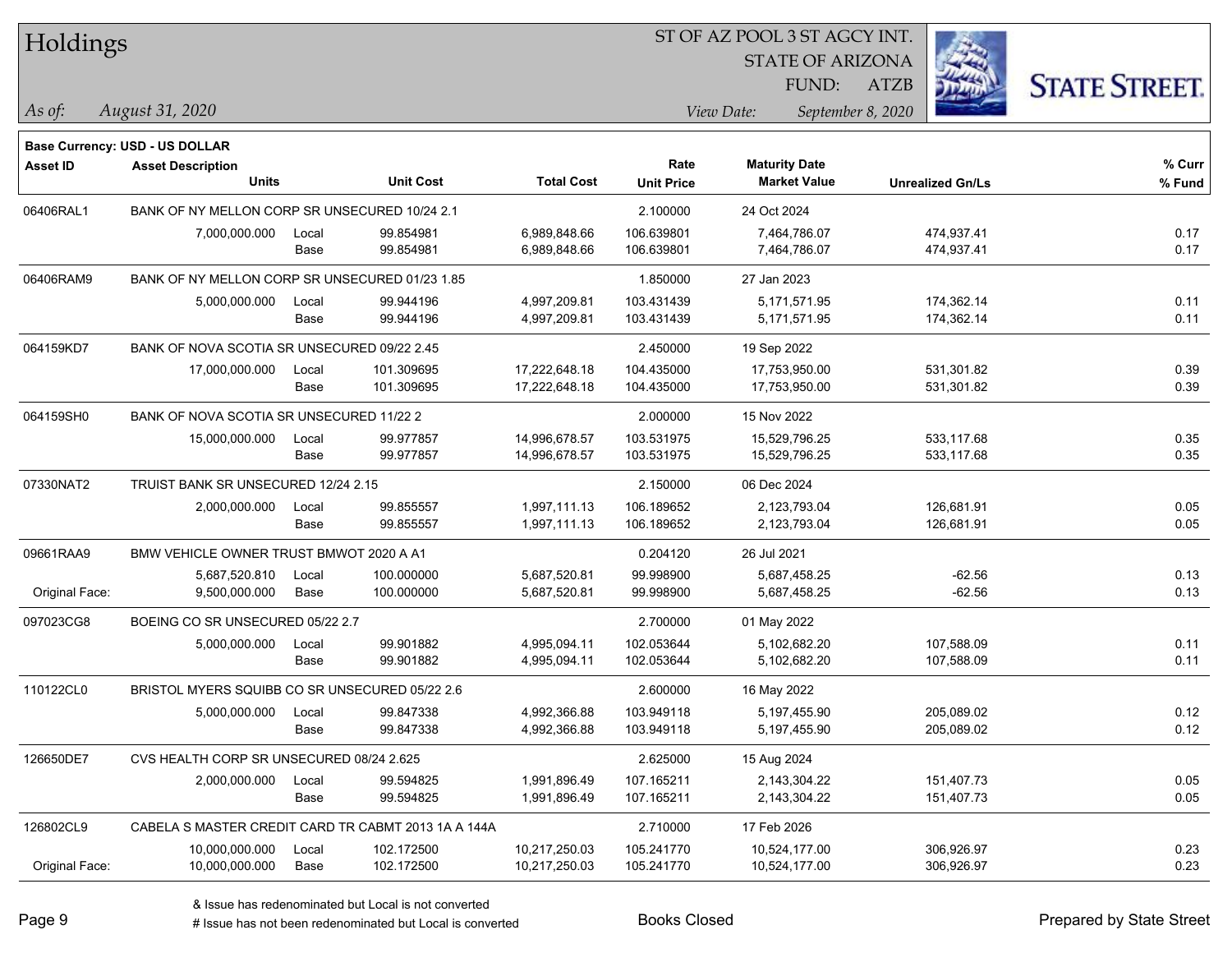# Holdings

ST OF AZ POOL 3 ST AGCY INT.
STATE OF ARIZONA
FUND: ATZB

*As of: August 31, 2020*

*View Date: September 8, 2020*

**Base Currency: USD - US DOLLAR**

| Asset ID | Asset Description / Units | | Unit Cost | Total Cost | Rate / Unit Price | Maturity Date / Market Value | Unrealized Gn/Ls | % Curr / % Fund |
|---|---|---|---|---|---|---|---|---|
| 06406RAL1 | BANK OF NY MELLON CORP SR UNSECURED 10/24 2.1 | | | | 2.100000 | 24 Oct 2024 | | |
| | 7,000,000.000 | Local | 99.854981 | 6,989,848.66 | 106.639801 | 7,464,786.07 | 474,937.41 | 0.17 |
| | | Base | 99.854981 | 6,989,848.66 | 106.639801 | 7,464,786.07 | 474,937.41 | 0.17 |
| 06406RAM9 | BANK OF NY MELLON CORP SR UNSECURED 01/23 1.85 | | | | 1.850000 | 27 Jan 2023 | | |
| | 5,000,000.000 | Local | 99.944196 | 4,997,209.81 | 103.431439 | 5,171,571.95 | 174,362.14 | 0.11 |
| | | Base | 99.944196 | 4,997,209.81 | 103.431439 | 5,171,571.95 | 174,362.14 | 0.11 |
| 064159KD7 | BANK OF NOVA SCOTIA SR UNSECURED 09/22 2.45 | | | | 2.450000 | 19 Sep 2022 | | |
| | 17,000,000.000 | Local | 101.309695 | 17,222,648.18 | 104.435000 | 17,753,950.00 | 531,301.82 | 0.39 |
| | | Base | 101.309695 | 17,222,648.18 | 104.435000 | 17,753,950.00 | 531,301.82 | 0.39 |
| 064159SH0 | BANK OF NOVA SCOTIA SR UNSECURED 11/22 2 | | | | 2.000000 | 15 Nov 2022 | | |
| | 15,000,000.000 | Local | 99.977857 | 14,996,678.57 | 103.531975 | 15,529,796.25 | 533,117.68 | 0.35 |
| | | Base | 99.977857 | 14,996,678.57 | 103.531975 | 15,529,796.25 | 533,117.68 | 0.35 |
| 07330NAT2 | TRUIST BANK SR UNSECURED 12/24 2.15 | | | | 2.150000 | 06 Dec 2024 | | |
| | 2,000,000.000 | Local | 99.855557 | 1,997,111.13 | 106.189652 | 2,123,793.04 | 126,681.91 | 0.05 |
| | | Base | 99.855557 | 1,997,111.13 | 106.189652 | 2,123,793.04 | 126,681.91 | 0.05 |
| 09661RAA9 | BMW VEHICLE OWNER TRUST BMWOT 2020 A A1 | | | | 0.204120 | 26 Jul 2021 | | |
| | 5,687,520.810 | Local | 100.000000 | 5,687,520.81 | 99.998900 | 5,687,458.25 | -62.56 | 0.13 |
| Original Face: | 9,500,000.000 | Base | 100.000000 | 5,687,520.81 | 99.998900 | 5,687,458.25 | -62.56 | 0.13 |
| 097023CG8 | BOEING CO SR UNSECURED 05/22 2.7 | | | | 2.700000 | 01 May 2022 | | |
| | 5,000,000.000 | Local | 99.901882 | 4,995,094.11 | 102.053644 | 5,102,682.20 | 107,588.09 | 0.11 |
| | | Base | 99.901882 | 4,995,094.11 | 102.053644 | 5,102,682.20 | 107,588.09 | 0.11 |
| 110122CL0 | BRISTOL MYERS SQUIBB CO SR UNSECURED 05/22 2.6 | | | | 2.600000 | 16 May 2022 | | |
| | 5,000,000.000 | Local | 99.847338 | 4,992,366.88 | 103.949118 | 5,197,455.90 | 205,089.02 | 0.12 |
| | | Base | 99.847338 | 4,992,366.88 | 103.949118 | 5,197,455.90 | 205,089.02 | 0.12 |
| 126650DE7 | CVS HEALTH CORP SR UNSECURED 08/24 2.625 | | | | 2.625000 | 15 Aug 2024 | | |
| | 2,000,000.000 | Local | 99.594825 | 1,991,896.49 | 107.165211 | 2,143,304.22 | 151,407.73 | 0.05 |
| | | Base | 99.594825 | 1,991,896.49 | 107.165211 | 2,143,304.22 | 151,407.73 | 0.05 |
| 126802CL9 | CABELA S MASTER CREDIT CARD TR CABMT 2013 1A A 144A | | | | 2.710000 | 17 Feb 2026 | | |
| | 10,000,000.000 | Local | 102.172500 | 10,217,250.03 | 105.241770 | 10,524,177.00 | 306,926.97 | 0.23 |
| Original Face: | 10,000,000.000 | Base | 102.172500 | 10,217,250.03 | 105.241770 | 10,524,177.00 | 306,926.97 | 0.23 |

& Issue has redenominated but Local is not converted

# Issue has not been redenominated but Local is converted

Books Closed

Prepared by State Street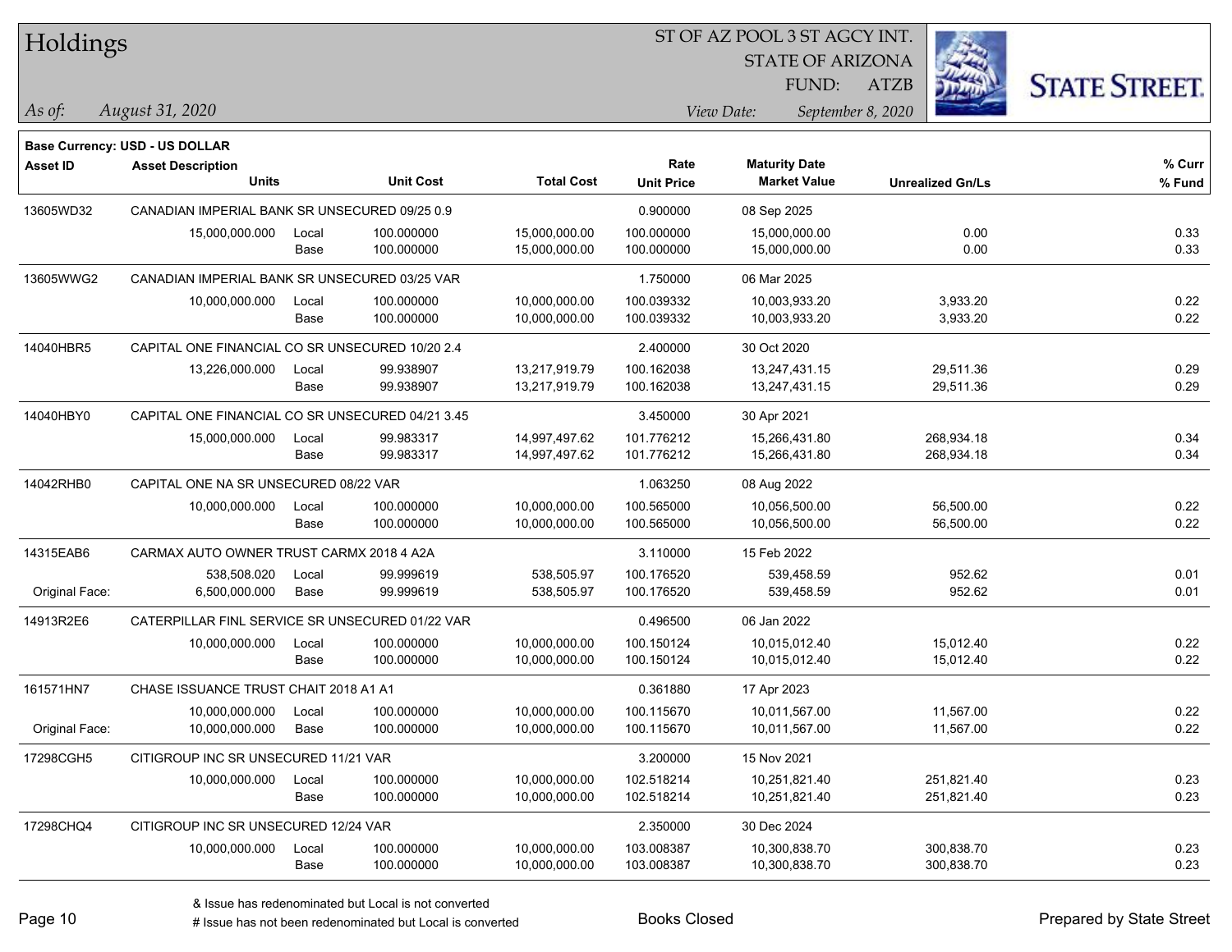# Holdings

ST OF AZ POOL 3 ST AGCY INT.
STATE OF ARIZONA
FUND: ATZB

*As of:* *August 31, 2020*

*View Date:* *September 8, 2020*

**Base Currency: USD - US DOLLAR**

| Asset ID | Asset Description / Units | | Unit Cost | Total Cost | Rate / Unit Price | Maturity Date / Market Value | Unrealized Gn/Ls | % Curr / % Fund |
|---|---|---|---|---|---|---|---|---|
| 13605WD32 | CANADIAN IMPERIAL BANK SR UNSECURED 09/25 0.9 | | | | 0.900000 | 08 Sep 2025 | | |
| | 15,000,000.000 | Local | 100.000000 | 15,000,000.00 | 100.000000 | 15,000,000.00 | 0.00 | 0.33 |
| | | Base | 100.000000 | 15,000,000.00 | 100.000000 | 15,000,000.00 | 0.00 | 0.33 |
| 13605WWG2 | CANADIAN IMPERIAL BANK SR UNSECURED 03/25 VAR | | | | 1.750000 | 06 Mar 2025 | | |
| | 10,000,000.000 | Local | 100.000000 | 10,000,000.00 | 100.039332 | 10,003,933.20 | 3,933.20 | 0.22 |
| | | Base | 100.000000 | 10,000,000.00 | 100.039332 | 10,003,933.20 | 3,933.20 | 0.22 |
| 14040HBR5 | CAPITAL ONE FINANCIAL CO SR UNSECURED 10/20 2.4 | | | | 2.400000 | 30 Oct 2020 | | |
| | 13,226,000.000 | Local | 99.938907 | 13,217,919.79 | 100.162038 | 13,247,431.15 | 29,511.36 | 0.29 |
| | | Base | 99.938907 | 13,217,919.79 | 100.162038 | 13,247,431.15 | 29,511.36 | 0.29 |
| 14040HBY0 | CAPITAL ONE FINANCIAL CO SR UNSECURED 04/21 3.45 | | | | 3.450000 | 30 Apr 2021 | | |
| | 15,000,000.000 | Local | 99.983317 | 14,997,497.62 | 101.776212 | 15,266,431.80 | 268,934.18 | 0.34 |
| | | Base | 99.983317 | 14,997,497.62 | 101.776212 | 15,266,431.80 | 268,934.18 | 0.34 |
| 14042RHB0 | CAPITAL ONE NA SR UNSECURED 08/22 VAR | | | | 1.063250 | 08 Aug 2022 | | |
| | 10,000,000.000 | Local | 100.000000 | 10,000,000.00 | 100.565000 | 10,056,500.00 | 56,500.00 | 0.22 |
| | | Base | 100.000000 | 10,000,000.00 | 100.565000 | 10,056,500.00 | 56,500.00 | 0.22 |
| 14315EAB6 | CARMAX AUTO OWNER TRUST CARMX 2018 4 A2A | | | | 3.110000 | 15 Feb 2022 | | |
| | 538,508.020 | Local | 99.999619 | 538,505.97 | 100.176520 | 539,458.59 | 952.62 | 0.01 |
| Original Face: | 6,500,000.000 | Base | 99.999619 | 538,505.97 | 100.176520 | 539,458.59 | 952.62 | 0.01 |
| 14913R2E6 | CATERPILLAR FINL SERVICE SR UNSECURED 01/22 VAR | | | | 0.496500 | 06 Jan 2022 | | |
| | 10,000,000.000 | Local | 100.000000 | 10,000,000.00 | 100.150124 | 10,015,012.40 | 15,012.40 | 0.22 |
| | | Base | 100.000000 | 10,000,000.00 | 100.150124 | 10,015,012.40 | 15,012.40 | 0.22 |
| 161571HN7 | CHASE ISSUANCE TRUST CHAIT 2018 A1 A1 | | | | 0.361880 | 17 Apr 2023 | | |
| | 10,000,000.000 | Local | 100.000000 | 10,000,000.00 | 100.115670 | 10,011,567.00 | 11,567.00 | 0.22 |
| Original Face: | 10,000,000.000 | Base | 100.000000 | 10,000,000.00 | 100.115670 | 10,011,567.00 | 11,567.00 | 0.22 |
| 17298CGH5 | CITIGROUP INC SR UNSECURED 11/21 VAR | | | | 3.200000 | 15 Nov 2021 | | |
| | 10,000,000.000 | Local | 100.000000 | 10,000,000.00 | 102.518214 | 10,251,821.40 | 251,821.40 | 0.23 |
| | | Base | 100.000000 | 10,000,000.00 | 102.518214 | 10,251,821.40 | 251,821.40 | 0.23 |
| 17298CHQ4 | CITIGROUP INC SR UNSECURED 12/24 VAR | | | | 2.350000 | 30 Dec 2024 | | |
| | 10,000,000.000 | Local | 100.000000 | 10,000,000.00 | 103.008387 | 10,300,838.70 | 300,838.70 | 0.23 |
| | | Base | 100.000000 | 10,000,000.00 | 103.008387 | 10,300,838.70 | 300,838.70 | 0.23 |

& Issue has redenominated but Local is not converted

# Issue has not been redenominated but Local is converted

Books Closed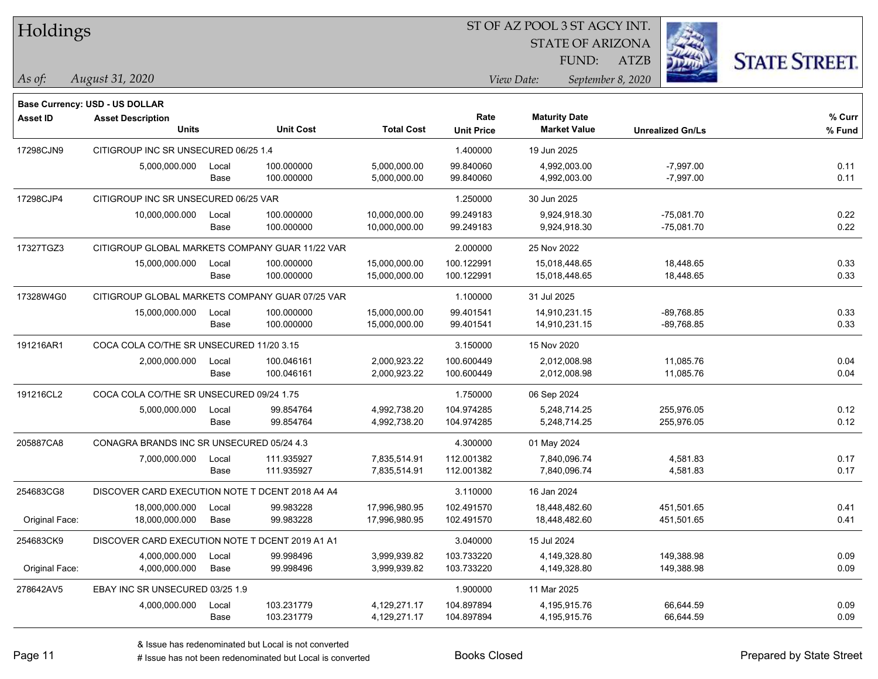**Base Currency: USD - US DOLLAR**

| Asset ID | Asset Description / Units | | Unit Cost | Total Cost | Rate / Unit Price | Maturity Date / Market Value | Unrealized Gn/Ls | % Curr / % Fund |
|---|---|---|---|---|---|---|---|---|
| 17298CJN9 | CITIGROUP INC SR UNSECURED 06/25 1.4 | | | | 1.400000 | 19 Jun 2025 | | |
| | 5,000,000.000 | Local | 100.000000 | 5,000,000.00 | 99.840060 | 4,992,003.00 | -7,997.00 | 0.11 |
| | | Base | 100.000000 | 5,000,000.00 | 99.840060 | 4,992,003.00 | -7,997.00 | 0.11 |
| 17298CJP4 | CITIGROUP INC SR UNSECURED 06/25 VAR | | | | 1.250000 | 30 Jun 2025 | | |
| | 10,000,000.000 | Local | 100.000000 | 10,000,000.00 | 99.249183 | 9,924,918.30 | -75,081.70 | 0.22 |
| | | Base | 100.000000 | 10,000,000.00 | 99.249183 | 9,924,918.30 | -75,081.70 | 0.22 |
| 17327TGZ3 | CITIGROUP GLOBAL MARKETS COMPANY GUAR 11/22 VAR | | | | 2.000000 | 25 Nov 2022 | | |
| | 15,000,000.000 | Local | 100.000000 | 15,000,000.00 | 100.122991 | 15,018,448.65 | 18,448.65 | 0.33 |
| | | Base | 100.000000 | 15,000,000.00 | 100.122991 | 15,018,448.65 | 18,448.65 | 0.33 |
| 17328W4G0 | CITIGROUP GLOBAL MARKETS COMPANY GUAR 07/25 VAR | | | | 1.100000 | 31 Jul 2025 | | |
| | 15,000,000.000 | Local | 100.000000 | 15,000,000.00 | 99.401541 | 14,910,231.15 | -89,768.85 | 0.33 |
| | | Base | 100.000000 | 15,000,000.00 | 99.401541 | 14,910,231.15 | -89,768.85 | 0.33 |
| 191216AR1 | COCA COLA CO/THE SR UNSECURED 11/20 3.15 | | | | 3.150000 | 15 Nov 2020 | | |
| | 2,000,000.000 | Local | 100.046161 | 2,000,923.22 | 100.600449 | 2,012,008.98 | 11,085.76 | 0.04 |
| | | Base | 100.046161 | 2,000,923.22 | 100.600449 | 2,012,008.98 | 11,085.76 | 0.04 |
| 191216CL2 | COCA COLA CO/THE SR UNSECURED 09/24 1.75 | | | | 1.750000 | 06 Sep 2024 | | |
| | 5,000,000.000 | Local | 99.854764 | 4,992,738.20 | 104.974285 | 5,248,714.25 | 255,976.05 | 0.12 |
| | | Base | 99.854764 | 4,992,738.20 | 104.974285 | 5,248,714.25 | 255,976.05 | 0.12 |
| 205887CA8 | CONAGRA BRANDS INC SR UNSECURED 05/24 4.3 | | | | 4.300000 | 01 May 2024 | | |
| | 7,000,000.000 | Local | 111.935927 | 7,835,514.91 | 112.001382 | 7,840,096.74 | 4,581.83 | 0.17 |
| | | Base | 111.935927 | 7,835,514.91 | 112.001382 | 7,840,096.74 | 4,581.83 | 0.17 |
| 254683CG8 | DISCOVER CARD EXECUTION NOTE T DCENT 2018 A4 A4 | | | | 3.110000 | 16 Jan 2024 | | |
| | 18,000,000.000 | Local | 99.983228 | 17,996,980.95 | 102.491570 | 18,448,482.60 | 451,501.65 | 0.41 |
| Original Face: | 18,000,000.000 | Base | 99.983228 | 17,996,980.95 | 102.491570 | 18,448,482.60 | 451,501.65 | 0.41 |
| 254683CK9 | DISCOVER CARD EXECUTION NOTE T DCENT 2019 A1 A1 | | | | 3.040000 | 15 Jul 2024 | | |
| | 4,000,000.000 | Local | 99.998496 | 3,999,939.82 | 103.733220 | 4,149,328.80 | 149,388.98 | 0.09 |
| Original Face: | 4,000,000.000 | Base | 99.998496 | 3,999,939.82 | 103.733220 | 4,149,328.80 | 149,388.98 | 0.09 |
| 278642AV5 | EBAY INC SR UNSECURED 03/25 1.9 | | | | 1.900000 | 11 Mar 2025 | | |
| | 4,000,000.000 | Local | 103.231779 | 4,129,271.17 | 104.897894 | 4,195,915.76 | 66,644.59 | 0.09 |
| | | Base | 103.231779 | 4,129,271.17 | 104.897894 | 4,195,915.76 | 66,644.59 | 0.09 |

& Issue has redenominated but Local is not converted
# Issue has not been redenominated but Local is converted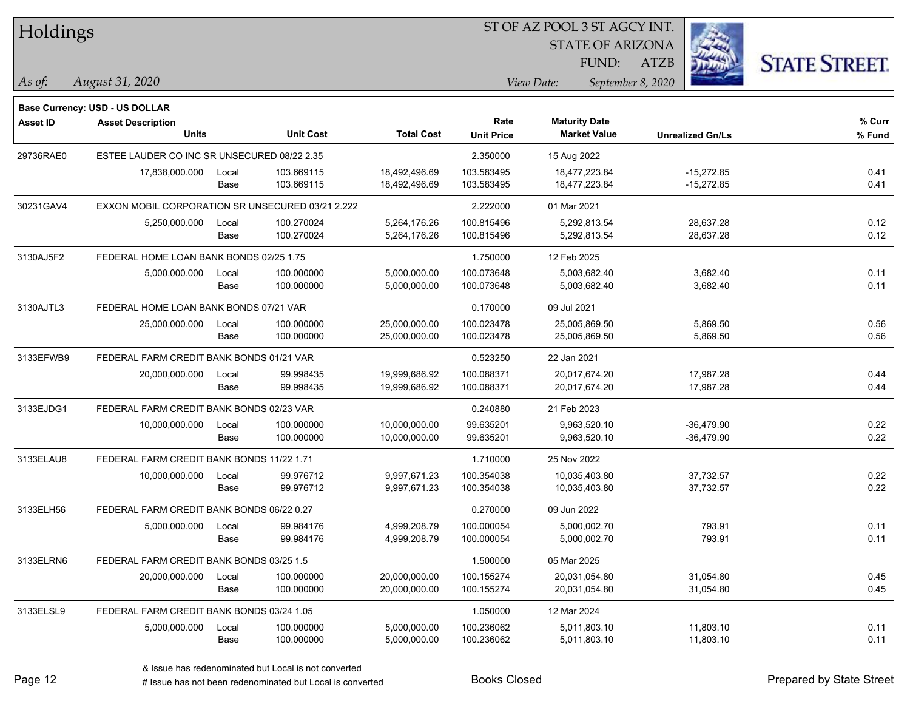# Holdings

ST OF AZ POOL 3 ST AGCY INT.
STATE OF ARIZONA
FUND: ATZB

*As of:* *August 31, 2020*
*View Date:* *September 8, 2020*

**Base Currency: USD - US DOLLAR**

| Asset ID | Asset Description / Units | | Unit Cost | Total Cost | Rate / Unit Price | Maturity Date / Market Value | Unrealized Gn/Ls | % Curr / % Fund |
|---|---|---|---|---|---|---|---|---|
| 29736RAE0 | ESTEE LAUDER CO INC SR UNSECURED 08/22 2.35 | | | | 2.350000 | 15 Aug 2022 | | |
| | 17,838,000.000 | Local | 103.669115 | 18,492,496.69 | 103.583495 | 18,477,223.84 | -15,272.85 | 0.41 |
| | | Base | 103.669115 | 18,492,496.69 | 103.583495 | 18,477,223.84 | -15,272.85 | 0.41 |
| 30231GAV4 | EXXON MOBIL CORPORATION SR UNSECURED 03/21 2.222 | | | | 2.222000 | 01 Mar 2021 | | |
| | 5,250,000.000 | Local | 100.270024 | 5,264,176.26 | 100.815496 | 5,292,813.54 | 28,637.28 | 0.12 |
| | | Base | 100.270024 | 5,264,176.26 | 100.815496 | 5,292,813.54 | 28,637.28 | 0.12 |
| 3130AJ5F2 | FEDERAL HOME LOAN BANK BONDS 02/25 1.75 | | | | 1.750000 | 12 Feb 2025 | | |
| | 5,000,000.000 | Local | 100.000000 | 5,000,000.00 | 100.073648 | 5,003,682.40 | 3,682.40 | 0.11 |
| | | Base | 100.000000 | 5,000,000.00 | 100.073648 | 5,003,682.40 | 3,682.40 | 0.11 |
| 3130AJTL3 | FEDERAL HOME LOAN BANK BONDS 07/21 VAR | | | | 0.170000 | 09 Jul 2021 | | |
| | 25,000,000.000 | Local | 100.000000 | 25,000,000.00 | 100.023478 | 25,005,869.50 | 5,869.50 | 0.56 |
| | | Base | 100.000000 | 25,000,000.00 | 100.023478 | 25,005,869.50 | 5,869.50 | 0.56 |
| 3133EFWB9 | FEDERAL FARM CREDIT BANK BONDS 01/21 VAR | | | | 0.523250 | 22 Jan 2021 | | |
| | 20,000,000.000 | Local | 99.998435 | 19,999,686.92 | 100.088371 | 20,017,674.20 | 17,987.28 | 0.44 |
| | | Base | 99.998435 | 19,999,686.92 | 100.088371 | 20,017,674.20 | 17,987.28 | 0.44 |
| 3133EJDG1 | FEDERAL FARM CREDIT BANK BONDS 02/23 VAR | | | | 0.240880 | 21 Feb 2023 | | |
| | 10,000,000.000 | Local | 100.000000 | 10,000,000.00 | 99.635201 | 9,963,520.10 | -36,479.90 | 0.22 |
| | | Base | 100.000000 | 10,000,000.00 | 99.635201 | 9,963,520.10 | -36,479.90 | 0.22 |
| 3133ELAU8 | FEDERAL FARM CREDIT BANK BONDS 11/22 1.71 | | | | 1.710000 | 25 Nov 2022 | | |
| | 10,000,000.000 | Local | 99.976712 | 9,997,671.23 | 100.354038 | 10,035,403.80 | 37,732.57 | 0.22 |
| | | Base | 99.976712 | 9,997,671.23 | 100.354038 | 10,035,403.80 | 37,732.57 | 0.22 |
| 3133ELH56 | FEDERAL FARM CREDIT BANK BONDS 06/22 0.27 | | | | 0.270000 | 09 Jun 2022 | | |
| | 5,000,000.000 | Local | 99.984176 | 4,999,208.79 | 100.000054 | 5,000,002.70 | 793.91 | 0.11 |
| | | Base | 99.984176 | 4,999,208.79 | 100.000054 | 5,000,002.70 | 793.91 | 0.11 |
| 3133ELRN6 | FEDERAL FARM CREDIT BANK BONDS 03/25 1.5 | | | | 1.500000 | 05 Mar 2025 | | |
| | 20,000,000.000 | Local | 100.000000 | 20,000,000.00 | 100.155274 | 20,031,054.80 | 31,054.80 | 0.45 |
| | | Base | 100.000000 | 20,000,000.00 | 100.155274 | 20,031,054.80 | 31,054.80 | 0.45 |
| 3133ELSL9 | FEDERAL FARM CREDIT BANK BONDS 03/24 1.05 | | | | 1.050000 | 12 Mar 2024 | | |
| | 5,000,000.000 | Local | 100.000000 | 5,000,000.00 | 100.236062 | 5,011,803.10 | 11,803.10 | 0.11 |
| | | Base | 100.000000 | 5,000,000.00 | 100.236062 | 5,011,803.10 | 11,803.10 | 0.11 |

& Issue has redenominated but Local is not converted
# Issue has not been redenominated but Local is converted

Books Closed

Prepared by State Street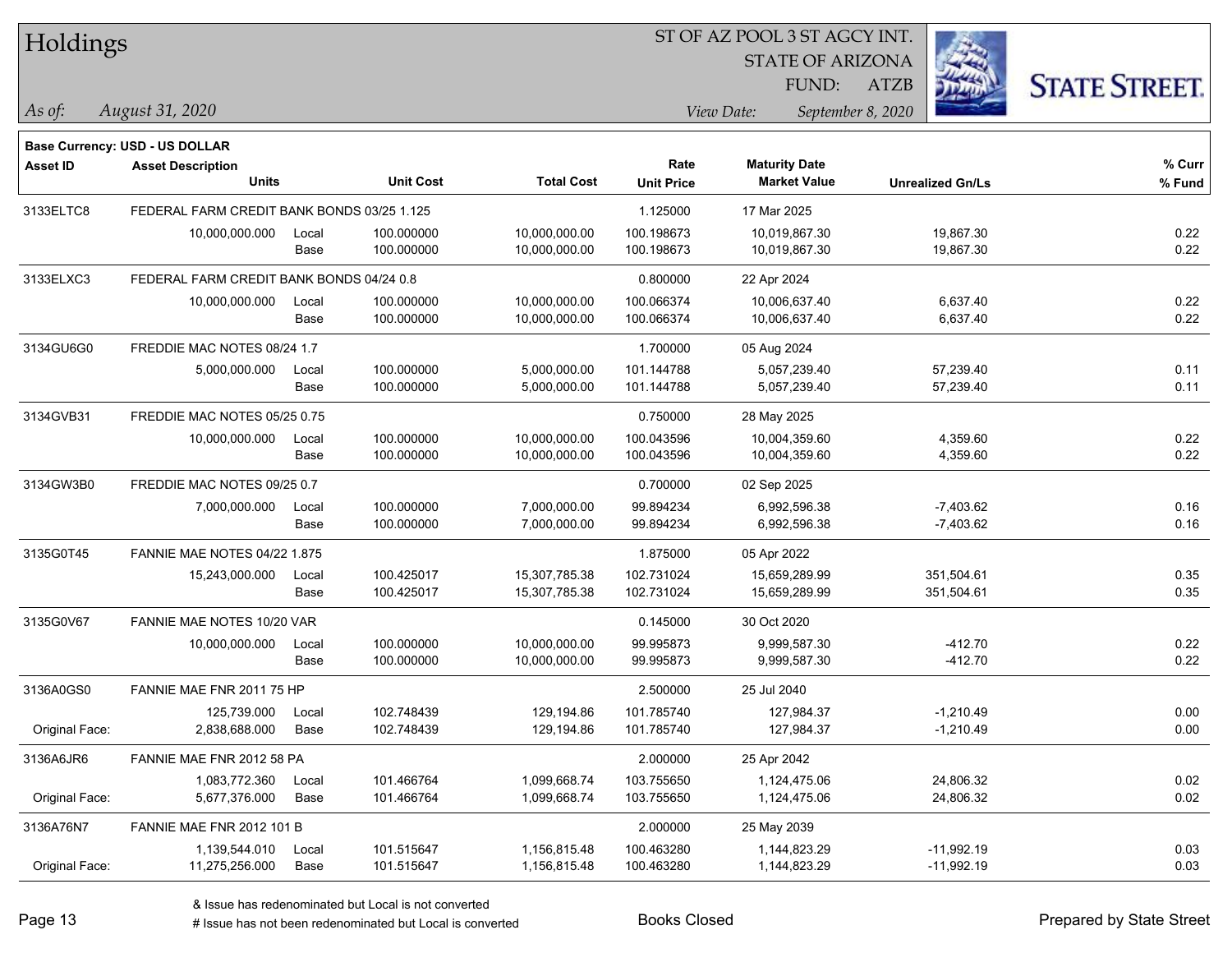# Holdings

ST OF AZ POOL 3 ST AGCY INT.
STATE OF ARIZONA
FUND: ATZB

*As of:* *August 31, 2020*

*View Date:* *September 8, 2020*

**Base Currency: USD - US DOLLAR**

| Asset ID | Asset Description / Units | | Unit Cost | Total Cost | Rate / Unit Price | Maturity Date / Market Value | Unrealized Gn/Ls | % Curr / % Fund |
|---|---|---|---|---|---|---|---|---|
| 3133ELTC8 | FEDERAL FARM CREDIT BANK BONDS 03/25 1.125 | | | | 1.125000 | 17 Mar 2025 | | |
| | 10,000,000.000 | Local | 100.000000 | 10,000,000.00 | 100.198673 | 10,019,867.30 | 19,867.30 | 0.22 |
| | | Base | 100.000000 | 10,000,000.00 | 100.198673 | 10,019,867.30 | 19,867.30 | 0.22 |
| 3133ELXC3 | FEDERAL FARM CREDIT BANK BONDS 04/24 0.8 | | | | 0.800000 | 22 Apr 2024 | | |
| | 10,000,000.000 | Local | 100.000000 | 10,000,000.00 | 100.066374 | 10,006,637.40 | 6,637.40 | 0.22 |
| | | Base | 100.000000 | 10,000,000.00 | 100.066374 | 10,006,637.40 | 6,637.40 | 0.22 |
| 3134GU6G0 | FREDDIE MAC NOTES 08/24 1.7 | | | | 1.700000 | 05 Aug 2024 | | |
| | 5,000,000.000 | Local | 100.000000 | 5,000,000.00 | 101.144788 | 5,057,239.40 | 57,239.40 | 0.11 |
| | | Base | 100.000000 | 5,000,000.00 | 101.144788 | 5,057,239.40 | 57,239.40 | 0.11 |
| 3134GVB31 | FREDDIE MAC NOTES 05/25 0.75 | | | | 0.750000 | 28 May 2025 | | |
| | 10,000,000.000 | Local | 100.000000 | 10,000,000.00 | 100.043596 | 10,004,359.60 | 4,359.60 | 0.22 |
| | | Base | 100.000000 | 10,000,000.00 | 100.043596 | 10,004,359.60 | 4,359.60 | 0.22 |
| 3134GW3B0 | FREDDIE MAC NOTES 09/25 0.7 | | | | 0.700000 | 02 Sep 2025 | | |
| | 7,000,000.000 | Local | 100.000000 | 7,000,000.00 | 99.894234 | 6,992,596.38 | -7,403.62 | 0.16 |
| | | Base | 100.000000 | 7,000,000.00 | 99.894234 | 6,992,596.38 | -7,403.62 | 0.16 |
| 3135G0T45 | FANNIE MAE NOTES 04/22 1.875 | | | | 1.875000 | 05 Apr 2022 | | |
| | 15,243,000.000 | Local | 100.425017 | 15,307,785.38 | 102.731024 | 15,659,289.99 | 351,504.61 | 0.35 |
| | | Base | 100.425017 | 15,307,785.38 | 102.731024 | 15,659,289.99 | 351,504.61 | 0.35 |
| 3135G0V67 | FANNIE MAE NOTES 10/20 VAR | | | | 0.145000 | 30 Oct 2020 | | |
| | 10,000,000.000 | Local | 100.000000 | 10,000,000.00 | 99.995873 | 9,999,587.30 | -412.70 | 0.22 |
| | | Base | 100.000000 | 10,000,000.00 | 99.995873 | 9,999,587.30 | -412.70 | 0.22 |
| 3136A0GS0 | FANNIE MAE FNR 2011 75 HP | | | | 2.500000 | 25 Jul 2040 | | |
| | 125,739.000 | Local | 102.748439 | 129,194.86 | 101.785740 | 127,984.37 | -1,210.49 | 0.00 |
| Original Face: | 2,838,688.000 | Base | 102.748439 | 129,194.86 | 101.785740 | 127,984.37 | -1,210.49 | 0.00 |
| 3136A6JR6 | FANNIE MAE FNR 2012 58 PA | | | | 2.000000 | 25 Apr 2042 | | |
| | 1,083,772.360 | Local | 101.466764 | 1,099,668.74 | 103.755650 | 1,124,475.06 | 24,806.32 | 0.02 |
| Original Face: | 5,677,376.000 | Base | 101.466764 | 1,099,668.74 | 103.755650 | 1,124,475.06 | 24,806.32 | 0.02 |
| 3136A76N7 | FANNIE MAE FNR 2012 101 B | | | | 2.000000 | 25 May 2039 | | |
| | 1,139,544.010 | Local | 101.515647 | 1,156,815.48 | 100.463280 | 1,144,823.29 | -11,992.19 | 0.03 |
| Original Face: | 11,275,256.000 | Base | 101.515647 | 1,156,815.48 | 100.463280 | 1,144,823.29 | -11,992.19 | 0.03 |

& Issue has redenominated but Local is not converted
# Issue has not been redenominated but Local is converted

Books Closed

Prepared by State Street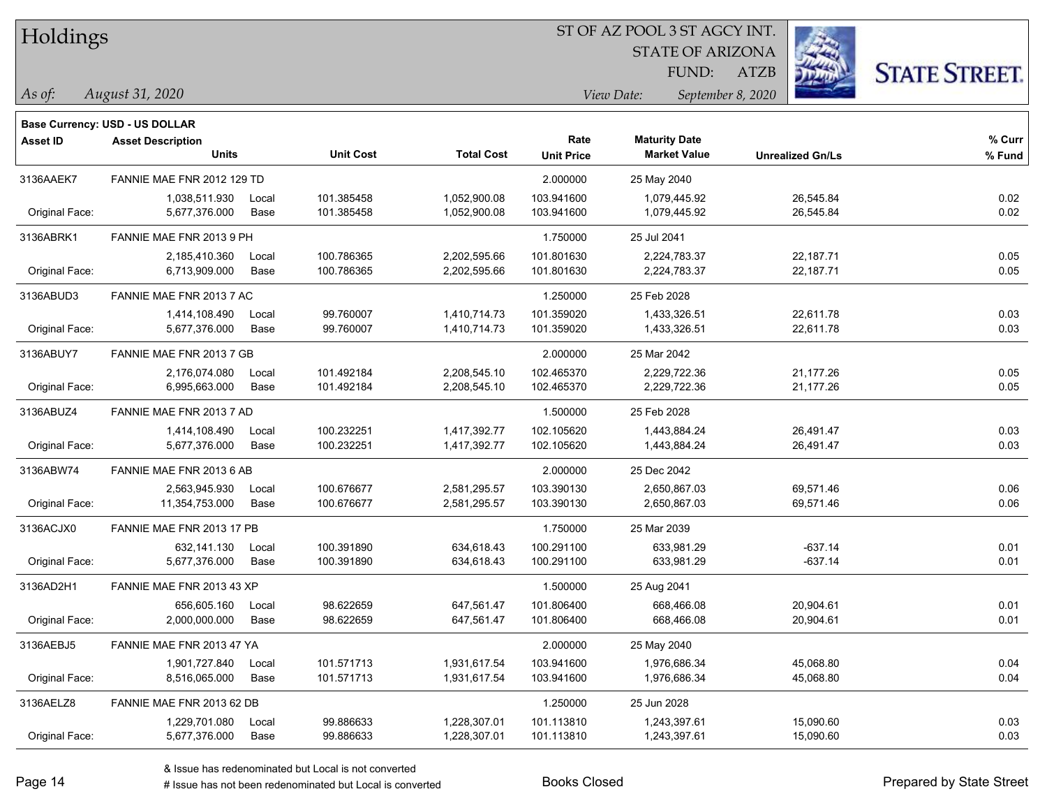# Holdings

ST OF AZ POOL 3 ST AGCY INT.
STATE OF ARIZONA
FUND: ATZB

*As of: August 31, 2020*

*View Date: September 8, 2020*

**Base Currency: USD - US DOLLAR**

| Asset ID | Asset Description / Units | | Unit Cost | Total Cost | Rate / Unit Price | Maturity Date / Market Value | Unrealized Gn/Ls | % Curr / % Fund |
|---|---|---|---|---|---|---|---|---|
| 3136AAEK7 | FANNIE MAE FNR 2012 129 TD | | | | 2.000000 | 25 May 2040 | | |
| | 1,038,511.930 | Local | 101.385458 | 1,052,900.08 | 103.941600 | 1,079,445.92 | 26,545.84 | 0.02 |
| Original Face: | 5,677,376.000 | Base | 101.385458 | 1,052,900.08 | 103.941600 | 1,079,445.92 | 26,545.84 | 0.02 |
| 3136ABRK1 | FANNIE MAE FNR 2013 9 PH | | | | 1.750000 | 25 Jul 2041 | | |
| | 2,185,410.360 | Local | 100.786365 | 2,202,595.66 | 101.801630 | 2,224,783.37 | 22,187.71 | 0.05 |
| Original Face: | 6,713,909.000 | Base | 100.786365 | 2,202,595.66 | 101.801630 | 2,224,783.37 | 22,187.71 | 0.05 |
| 3136ABUD3 | FANNIE MAE FNR 2013 7 AC | | | | 1.250000 | 25 Feb 2028 | | |
| | 1,414,108.490 | Local | 99.760007 | 1,410,714.73 | 101.359020 | 1,433,326.51 | 22,611.78 | 0.03 |
| Original Face: | 5,677,376.000 | Base | 99.760007 | 1,410,714.73 | 101.359020 | 1,433,326.51 | 22,611.78 | 0.03 |
| 3136ABUY7 | FANNIE MAE FNR 2013 7 GB | | | | 2.000000 | 25 Mar 2042 | | |
| | 2,176,074.080 | Local | 101.492184 | 2,208,545.10 | 102.465370 | 2,229,722.36 | 21,177.26 | 0.05 |
| Original Face: | 6,995,663.000 | Base | 101.492184 | 2,208,545.10 | 102.465370 | 2,229,722.36 | 21,177.26 | 0.05 |
| 3136ABUZ4 | FANNIE MAE FNR 2013 7 AD | | | | 1.500000 | 25 Feb 2028 | | |
| | 1,414,108.490 | Local | 100.232251 | 1,417,392.77 | 102.105620 | 1,443,884.24 | 26,491.47 | 0.03 |
| Original Face: | 5,677,376.000 | Base | 100.232251 | 1,417,392.77 | 102.105620 | 1,443,884.24 | 26,491.47 | 0.03 |
| 3136ABW74 | FANNIE MAE FNR 2013 6 AB | | | | 2.000000 | 25 Dec 2042 | | |
| | 2,563,945.930 | Local | 100.676677 | 2,581,295.57 | 103.390130 | 2,650,867.03 | 69,571.46 | 0.06 |
| Original Face: | 11,354,753.000 | Base | 100.676677 | 2,581,295.57 | 103.390130 | 2,650,867.03 | 69,571.46 | 0.06 |
| 3136ACJX0 | FANNIE MAE FNR 2013 17 PB | | | | 1.750000 | 25 Mar 2039 | | |
| | 632,141.130 | Local | 100.391890 | 634,618.43 | 100.291100 | 633,981.29 | -637.14 | 0.01 |
| Original Face: | 5,677,376.000 | Base | 100.391890 | 634,618.43 | 100.291100 | 633,981.29 | -637.14 | 0.01 |
| 3136AD2H1 | FANNIE MAE FNR 2013 43 XP | | | | 1.500000 | 25 Aug 2041 | | |
| | 656,605.160 | Local | 98.622659 | 647,561.47 | 101.806400 | 668,466.08 | 20,904.61 | 0.01 |
| Original Face: | 2,000,000.000 | Base | 98.622659 | 647,561.47 | 101.806400 | 668,466.08 | 20,904.61 | 0.01 |
| 3136AEBJ5 | FANNIE MAE FNR 2013 47 YA | | | | 2.000000 | 25 May 2040 | | |
| | 1,901,727.840 | Local | 101.571713 | 1,931,617.54 | 103.941600 | 1,976,686.34 | 45,068.80 | 0.04 |
| Original Face: | 8,516,065.000 | Base | 101.571713 | 1,931,617.54 | 103.941600 | 1,976,686.34 | 45,068.80 | 0.04 |
| 3136AELZ8 | FANNIE MAE FNR 2013 62 DB | | | | 1.250000 | 25 Jun 2028 | | |
| | 1,229,701.080 | Local | 99.886633 | 1,228,307.01 | 101.113810 | 1,243,397.61 | 15,090.60 | 0.03 |
| Original Face: | 5,677,376.000 | Base | 99.886633 | 1,228,307.01 | 101.113810 | 1,243,397.61 | 15,090.60 | 0.03 |

& Issue has redenominated but Local is not converted
# Issue has not been redenominated but Local is converted

Books Closed

Prepared by State Street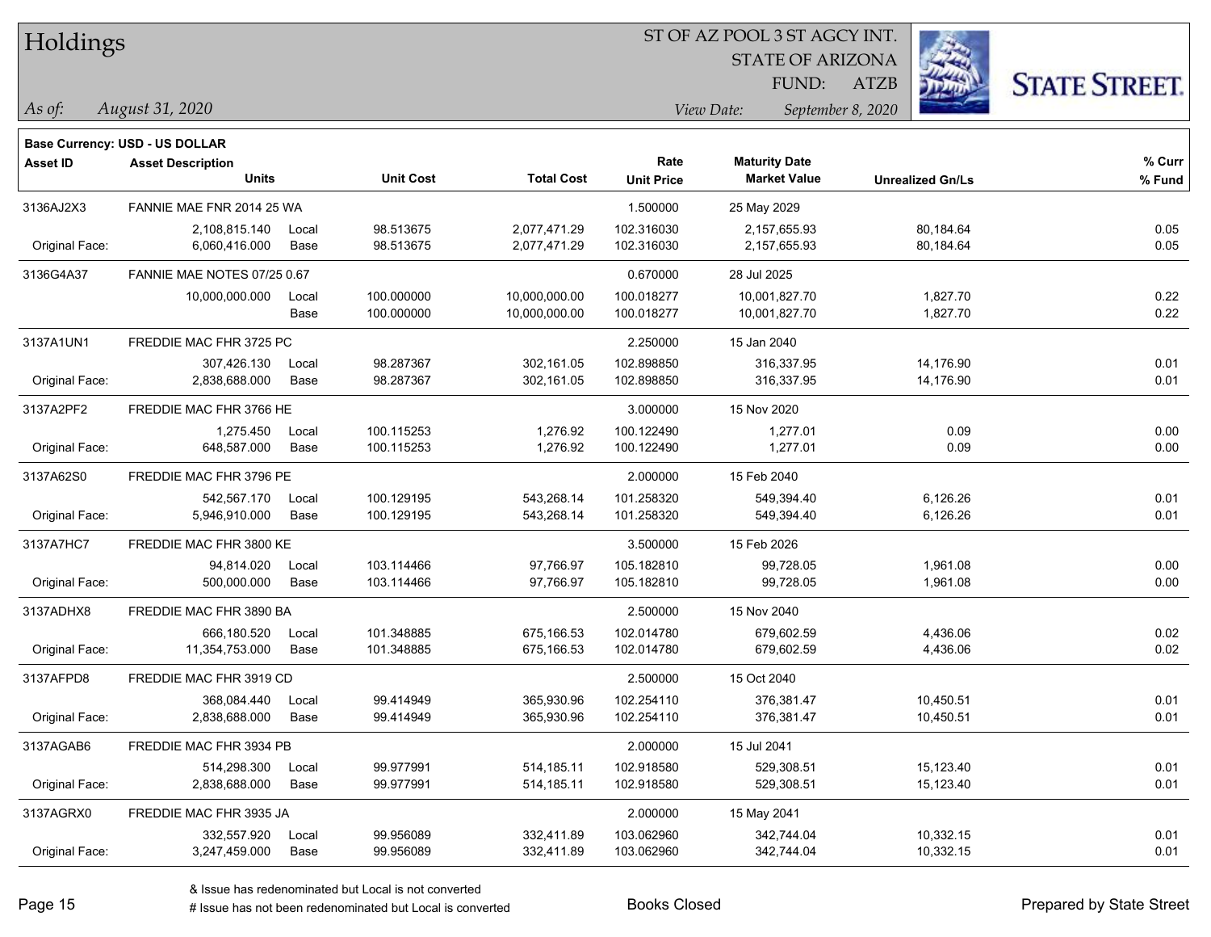**Base Currency: USD - US DOLLAR**

| Asset ID | Asset Description / Units | | Unit Cost | Total Cost | Rate / Unit Price | Maturity Date / Market Value | Unrealized Gn/Ls | % Curr / % Fund |
|---|---|---|---|---|---|---|---|---|
| 3136AJ2X3 | FANNIE MAE FNR 2014 25 WA | | | | 1.500000 | 25 May 2029 | | |
| | 2,108,815.140 | Local | 98.513675 | 2,077,471.29 | 102.316030 | 2,157,655.93 | 80,184.64 | 0.05 |
| Original Face: | 6,060,416.000 | Base | 98.513675 | 2,077,471.29 | 102.316030 | 2,157,655.93 | 80,184.64 | 0.05 |
| 3136G4A37 | FANNIE MAE NOTES 07/25 0.67 | | | | 0.670000 | 28 Jul 2025 | | |
| | 10,000,000.000 | Local | 100.000000 | 10,000,000.00 | 100.018277 | 10,001,827.70 | 1,827.70 | 0.22 |
| | | Base | 100.000000 | 10,000,000.00 | 100.018277 | 10,001,827.70 | 1,827.70 | 0.22 |
| 3137A1UN1 | FREDDIE MAC FHR 3725 PC | | | | 2.250000 | 15 Jan 2040 | | |
| | 307,426.130 | Local | 98.287367 | 302,161.05 | 102.898850 | 316,337.95 | 14,176.90 | 0.01 |
| Original Face: | 2,838,688.000 | Base | 98.287367 | 302,161.05 | 102.898850 | 316,337.95 | 14,176.90 | 0.01 |
| 3137A2PF2 | FREDDIE MAC FHR 3766 HE | | | | 3.000000 | 15 Nov 2020 | | |
| | 1,275.450 | Local | 100.115253 | 1,276.92 | 100.122490 | 1,277.01 | 0.09 | 0.00 |
| Original Face: | 648,587.000 | Base | 100.115253 | 1,276.92 | 100.122490 | 1,277.01 | 0.09 | 0.00 |
| 3137A62S0 | FREDDIE MAC FHR 3796 PE | | | | 2.000000 | 15 Feb 2040 | | |
| | 542,567.170 | Local | 100.129195 | 543,268.14 | 101.258320 | 549,394.40 | 6,126.26 | 0.01 |
| Original Face: | 5,946,910.000 | Base | 100.129195 | 543,268.14 | 101.258320 | 549,394.40 | 6,126.26 | 0.01 |
| 3137A7HC7 | FREDDIE MAC FHR 3800 KE | | | | 3.500000 | 15 Feb 2026 | | |
| | 94,814.020 | Local | 103.114466 | 97,766.97 | 105.182810 | 99,728.05 | 1,961.08 | 0.00 |
| Original Face: | 500,000.000 | Base | 103.114466 | 97,766.97 | 105.182810 | 99,728.05 | 1,961.08 | 0.00 |
| 3137ADHX8 | FREDDIE MAC FHR 3890 BA | | | | 2.500000 | 15 Nov 2040 | | |
| | 666,180.520 | Local | 101.348885 | 675,166.53 | 102.014780 | 679,602.59 | 4,436.06 | 0.02 |
| Original Face: | 11,354,753.000 | Base | 101.348885 | 675,166.53 | 102.014780 | 679,602.59 | 4,436.06 | 0.02 |
| 3137AFPD8 | FREDDIE MAC FHR 3919 CD | | | | 2.500000 | 15 Oct 2040 | | |
| | 368,084.440 | Local | 99.414949 | 365,930.96 | 102.254110 | 376,381.47 | 10,450.51 | 0.01 |
| Original Face: | 2,838,688.000 | Base | 99.414949 | 365,930.96 | 102.254110 | 376,381.47 | 10,450.51 | 0.01 |
| 3137AGAB6 | FREDDIE MAC FHR 3934 PB | | | | 2.000000 | 15 Jul 2041 | | |
| | 514,298.300 | Local | 99.977991 | 514,185.11 | 102.918580 | 529,308.51 | 15,123.40 | 0.01 |
| Original Face: | 2,838,688.000 | Base | 99.977991 | 514,185.11 | 102.918580 | 529,308.51 | 15,123.40 | 0.01 |
| 3137AGRX0 | FREDDIE MAC FHR 3935 JA | | | | 2.000000 | 15 May 2041 | | |
| | 332,557.920 | Local | 99.956089 | 332,411.89 | 103.062960 | 342,744.04 | 10,332.15 | 0.01 |
| Original Face: | 3,247,459.000 | Base | 99.956089 | 332,411.89 | 103.062960 | 342,744.04 | 10,332.15 | 0.01 |

& Issue has redenominated but Local is not converted

# Issue has not been redenominated but Local is converted

Books Closed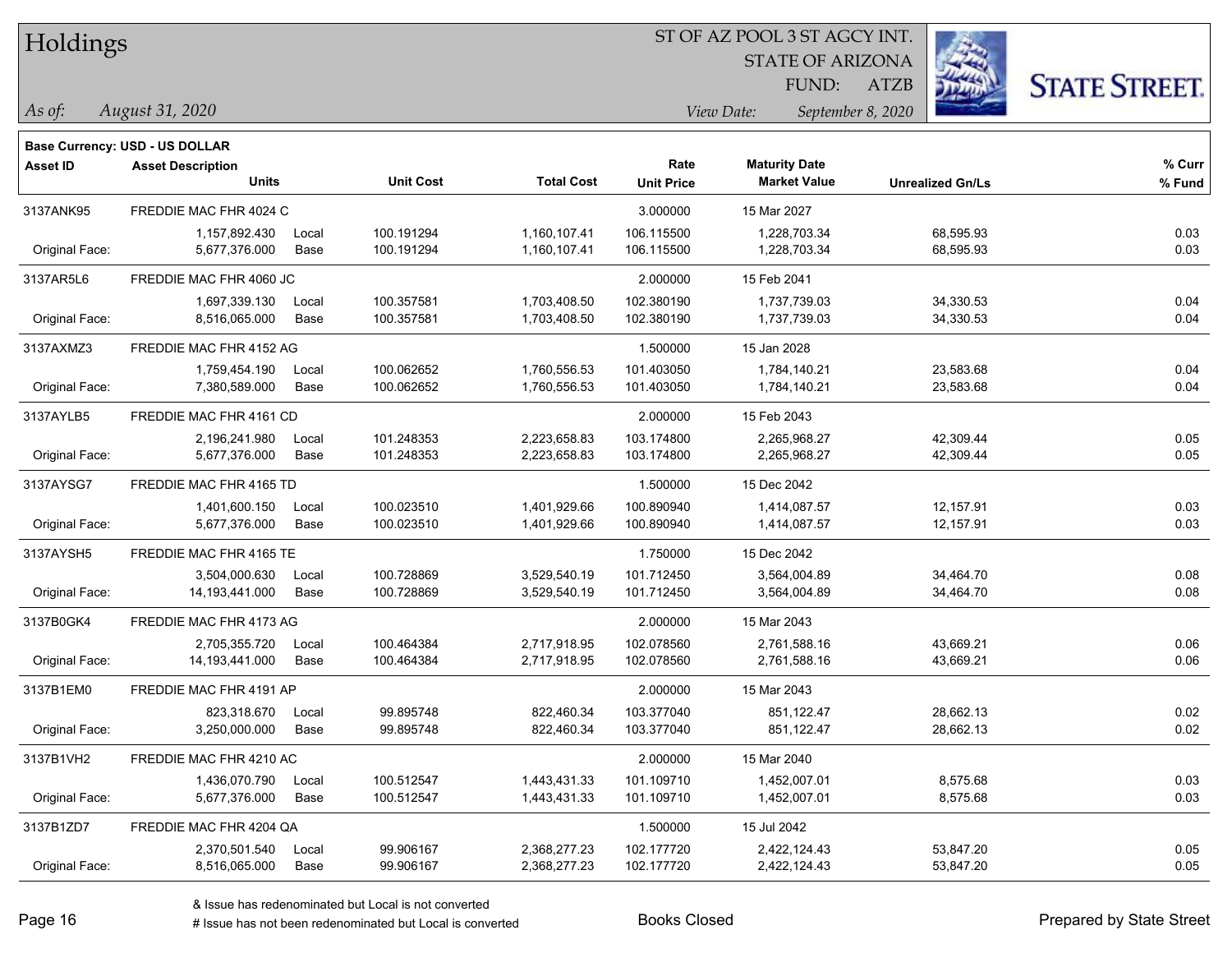# Holdings

ST OF AZ POOL 3 ST AGCY INT.
STATE OF ARIZONA
FUND: ATZB

*As of: August 31, 2020*

*View Date: September 8, 2020*

**Base Currency: USD - US DOLLAR**

| Asset ID | Asset Description / Units | | Unit Cost | Total Cost | Rate / Unit Price | Maturity Date / Market Value | Unrealized Gn/Ls | % Curr / % Fund |
|---|---|---|---|---|---|---|---|---|
| 3137ANK95 | FREDDIE MAC FHR 4024 C | | | | 3.000000 | 15 Mar 2027 | | |
| | 1,157,892.430 | Local | 100.191294 | 1,160,107.41 | 106.115500 | 1,228,703.34 | 68,595.93 | 0.03 |
| Original Face: | 5,677,376.000 | Base | 100.191294 | 1,160,107.41 | 106.115500 | 1,228,703.34 | 68,595.93 | 0.03 |
| 3137AR5L6 | FREDDIE MAC FHR 4060 JC | | | | 2.000000 | 15 Feb 2041 | | |
| | 1,697,339.130 | Local | 100.357581 | 1,703,408.50 | 102.380190 | 1,737,739.03 | 34,330.53 | 0.04 |
| Original Face: | 8,516,065.000 | Base | 100.357581 | 1,703,408.50 | 102.380190 | 1,737,739.03 | 34,330.53 | 0.04 |
| 3137AXMZ3 | FREDDIE MAC FHR 4152 AG | | | | 1.500000 | 15 Jan 2028 | | |
| | 1,759,454.190 | Local | 100.062652 | 1,760,556.53 | 101.403050 | 1,784,140.21 | 23,583.68 | 0.04 |
| Original Face: | 7,380,589.000 | Base | 100.062652 | 1,760,556.53 | 101.403050 | 1,784,140.21 | 23,583.68 | 0.04 |
| 3137AYLB5 | FREDDIE MAC FHR 4161 CD | | | | 2.000000 | 15 Feb 2043 | | |
| | 2,196,241.980 | Local | 101.248353 | 2,223,658.83 | 103.174800 | 2,265,968.27 | 42,309.44 | 0.05 |
| Original Face: | 5,677,376.000 | Base | 101.248353 | 2,223,658.83 | 103.174800 | 2,265,968.27 | 42,309.44 | 0.05 |
| 3137AYSG7 | FREDDIE MAC FHR 4165 TD | | | | 1.500000 | 15 Dec 2042 | | |
| | 1,401,600.150 | Local | 100.023510 | 1,401,929.66 | 100.890940 | 1,414,087.57 | 12,157.91 | 0.03 |
| Original Face: | 5,677,376.000 | Base | 100.023510 | 1,401,929.66 | 100.890940 | 1,414,087.57 | 12,157.91 | 0.03 |
| 3137AYSH5 | FREDDIE MAC FHR 4165 TE | | | | 1.750000 | 15 Dec 2042 | | |
| | 3,504,000.630 | Local | 100.728869 | 3,529,540.19 | 101.712450 | 3,564,004.89 | 34,464.70 | 0.08 |
| Original Face: | 14,193,441.000 | Base | 100.728869 | 3,529,540.19 | 101.712450 | 3,564,004.89 | 34,464.70 | 0.08 |
| 3137B0GK4 | FREDDIE MAC FHR 4173 AG | | | | 2.000000 | 15 Mar 2043 | | |
| | 2,705,355.720 | Local | 100.464384 | 2,717,918.95 | 102.078560 | 2,761,588.16 | 43,669.21 | 0.06 |
| Original Face: | 14,193,441.000 | Base | 100.464384 | 2,717,918.95 | 102.078560 | 2,761,588.16 | 43,669.21 | 0.06 |
| 3137B1EM0 | FREDDIE MAC FHR 4191 AP | | | | 2.000000 | 15 Mar 2043 | | |
| | 823,318.670 | Local | 99.895748 | 822,460.34 | 103.377040 | 851,122.47 | 28,662.13 | 0.02 |
| Original Face: | 3,250,000.000 | Base | 99.895748 | 822,460.34 | 103.377040 | 851,122.47 | 28,662.13 | 0.02 |
| 3137B1VH2 | FREDDIE MAC FHR 4210 AC | | | | 2.000000 | 15 Mar 2040 | | |
| | 1,436,070.790 | Local | 100.512547 | 1,443,431.33 | 101.109710 | 1,452,007.01 | 8,575.68 | 0.03 |
| Original Face: | 5,677,376.000 | Base | 100.512547 | 1,443,431.33 | 101.109710 | 1,452,007.01 | 8,575.68 | 0.03 |
| 3137B1ZD7 | FREDDIE MAC FHR 4204 QA | | | | 1.500000 | 15 Jul 2042 | | |
| | 2,370,501.540 | Local | 99.906167 | 2,368,277.23 | 102.177720 | 2,422,124.43 | 53,847.20 | 0.05 |
| Original Face: | 8,516,065.000 | Base | 99.906167 | 2,368,277.23 | 102.177720 | 2,422,124.43 | 53,847.20 | 0.05 |

& Issue has redenominated but Local is not converted
# Issue has not been redenominated but Local is converted

Books Closed

Prepared by State Street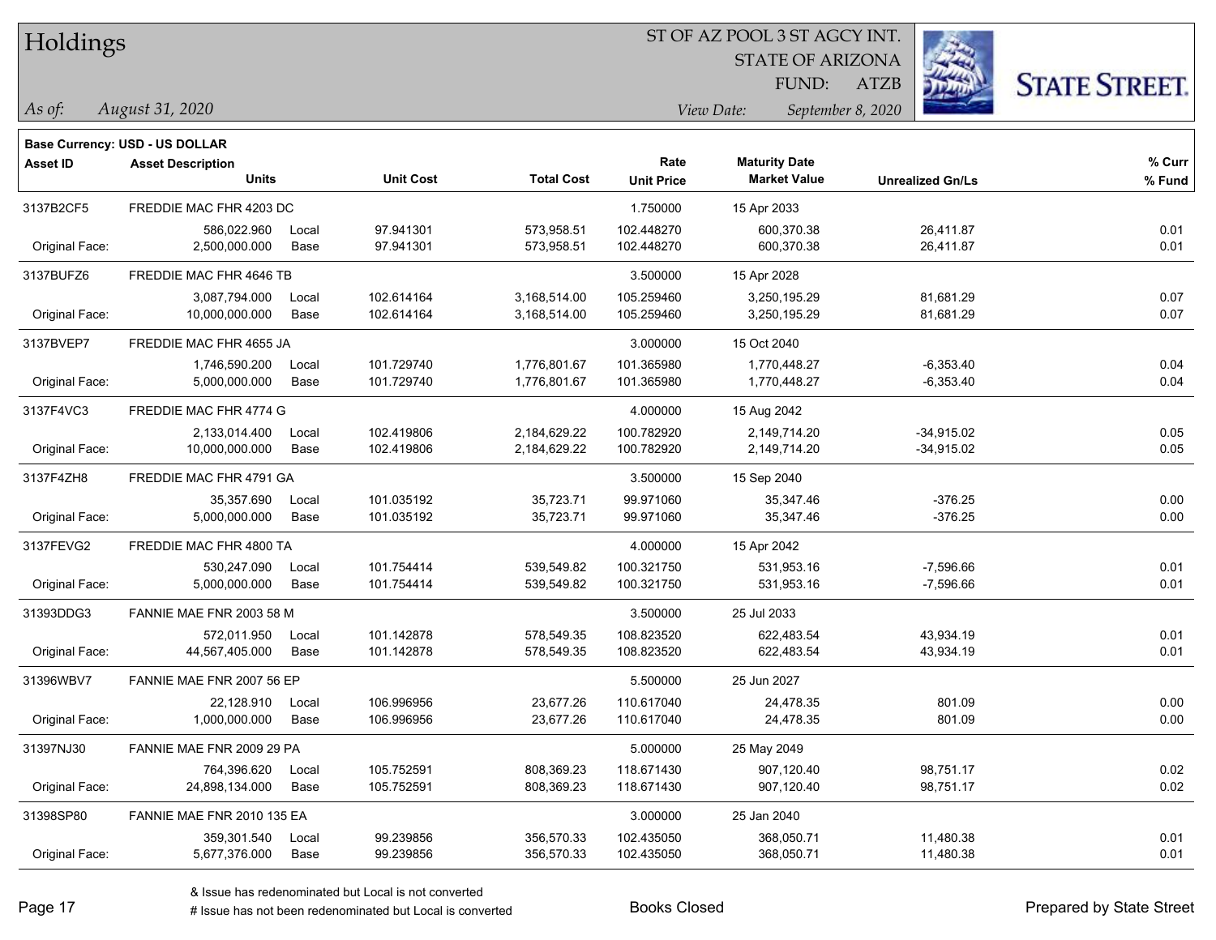# Holdings

ST OF AZ POOL 3 ST AGCY INT.
STATE OF ARIZONA
FUND: ATZB

*As of:* *August 31, 2020*
*View Date:* *September 8, 2020*

**Base Currency: USD - US DOLLAR**

| Asset ID | Asset Description / Units | | Unit Cost | Total Cost | Rate / Unit Price | Maturity Date / Market Value | Unrealized Gn/Ls | % Curr / % Fund |
|---|---|---|---|---|---|---|---|---|
| 3137B2CF5 | FREDDIE MAC FHR 4203 DC | | | | 1.750000 | 15 Apr 2033 | | |
| | 586,022.960 | Local | 97.941301 | 573,958.51 | 102.448270 | 600,370.38 | 26,411.87 | 0.01 |
| Original Face: | 2,500,000.000 | Base | 97.941301 | 573,958.51 | 102.448270 | 600,370.38 | 26,411.87 | 0.01 |
| 3137BUFZ6 | FREDDIE MAC FHR 4646 TB | | | | 3.500000 | 15 Apr 2028 | | |
| | 3,087,794.000 | Local | 102.614164 | 3,168,514.00 | 105.259460 | 3,250,195.29 | 81,681.29 | 0.07 |
| Original Face: | 10,000,000.000 | Base | 102.614164 | 3,168,514.00 | 105.259460 | 3,250,195.29 | 81,681.29 | 0.07 |
| 3137BVEP7 | FREDDIE MAC FHR 4655 JA | | | | 3.000000 | 15 Oct 2040 | | |
| | 1,746,590.200 | Local | 101.729740 | 1,776,801.67 | 101.365980 | 1,770,448.27 | -6,353.40 | 0.04 |
| Original Face: | 5,000,000.000 | Base | 101.729740 | 1,776,801.67 | 101.365980 | 1,770,448.27 | -6,353.40 | 0.04 |
| 3137F4VC3 | FREDDIE MAC FHR 4774 G | | | | 4.000000 | 15 Aug 2042 | | |
| | 2,133,014.400 | Local | 102.419806 | 2,184,629.22 | 100.782920 | 2,149,714.20 | -34,915.02 | 0.05 |
| Original Face: | 10,000,000.000 | Base | 102.419806 | 2,184,629.22 | 100.782920 | 2,149,714.20 | -34,915.02 | 0.05 |
| 3137F4ZH8 | FREDDIE MAC FHR 4791 GA | | | | 3.500000 | 15 Sep 2040 | | |
| | 35,357.690 | Local | 101.035192 | 35,723.71 | 99.971060 | 35,347.46 | -376.25 | 0.00 |
| Original Face: | 5,000,000.000 | Base | 101.035192 | 35,723.71 | 99.971060 | 35,347.46 | -376.25 | 0.00 |
| 3137FEVG2 | FREDDIE MAC FHR 4800 TA | | | | 4.000000 | 15 Apr 2042 | | |
| | 530,247.090 | Local | 101.754414 | 539,549.82 | 100.321750 | 531,953.16 | -7,596.66 | 0.01 |
| Original Face: | 5,000,000.000 | Base | 101.754414 | 539,549.82 | 100.321750 | 531,953.16 | -7,596.66 | 0.01 |
| 31393DDG3 | FANNIE MAE FNR 2003 58 M | | | | 3.500000 | 25 Jul 2033 | | |
| | 572,011.950 | Local | 101.142878 | 578,549.35 | 108.823520 | 622,483.54 | 43,934.19 | 0.01 |
| Original Face: | 44,567,405.000 | Base | 101.142878 | 578,549.35 | 108.823520 | 622,483.54 | 43,934.19 | 0.01 |
| 31396WBV7 | FANNIE MAE FNR 2007 56 EP | | | | 5.500000 | 25 Jun 2027 | | |
| | 22,128.910 | Local | 106.996956 | 23,677.26 | 110.617040 | 24,478.35 | 801.09 | 0.00 |
| Original Face: | 1,000,000.000 | Base | 106.996956 | 23,677.26 | 110.617040 | 24,478.35 | 801.09 | 0.00 |
| 31397NJ30 | FANNIE MAE FNR 2009 29 PA | | | | 5.000000 | 25 May 2049 | | |
| | 764,396.620 | Local | 105.752591 | 808,369.23 | 118.671430 | 907,120.40 | 98,751.17 | 0.02 |
| Original Face: | 24,898,134.000 | Base | 105.752591 | 808,369.23 | 118.671430 | 907,120.40 | 98,751.17 | 0.02 |
| 31398SP80 | FANNIE MAE FNR 2010 135 EA | | | | 3.000000 | 25 Jan 2040 | | |
| | 359,301.540 | Local | 99.239856 | 356,570.33 | 102.435050 | 368,050.71 | 11,480.38 | 0.01 |
| Original Face: | 5,677,376.000 | Base | 99.239856 | 356,570.33 | 102.435050 | 368,050.71 | 11,480.38 | 0.01 |

& Issue has redenominated but Local is not converted
# Issue has not been redenominated but Local is converted

Books Closed

Prepared by State Street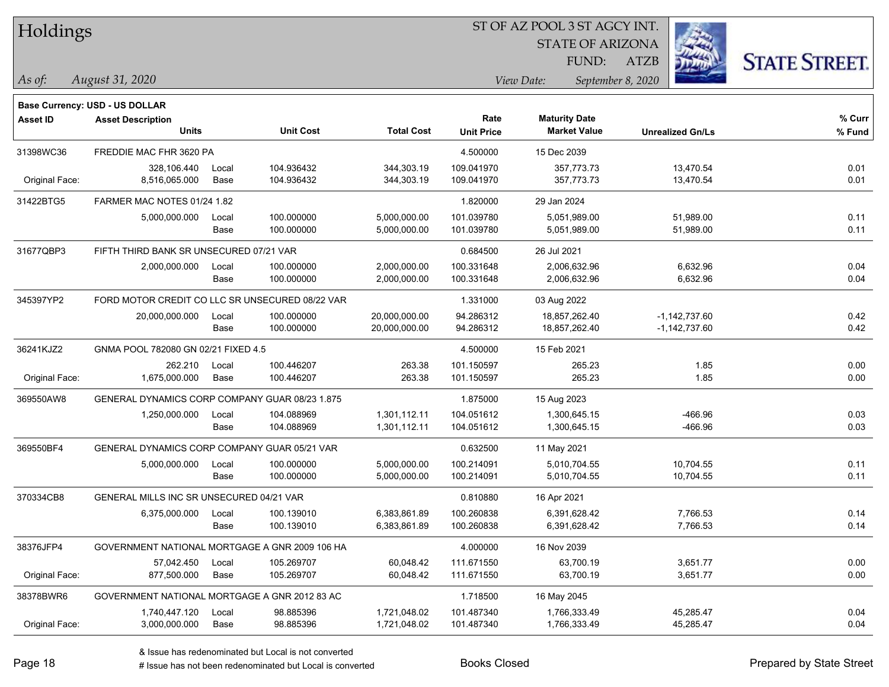# Holdings

ST OF AZ POOL 3 ST AGCY INT.
STATE OF ARIZONA
FUND: ATZB

*As of:* *August 31, 2020*

*View Date:* *September 8, 2020*

**Base Currency: USD - US DOLLAR**

| Asset ID | Asset Description / Units | | Unit Cost | Total Cost | Rate / Unit Price | Maturity Date / Market Value | Unrealized Gn/Ls | % Curr / % Fund |
|---|---|---|---|---|---|---|---|---|
| 31398WC36 | FREDDIE MAC FHR 3620 PA | | | | 4.500000 | 15 Dec 2039 | | |
| | 328,106.440 | Local | 104.936432 | 344,303.19 | 109.041970 | 357,773.73 | 13,470.54 | 0.01 |
| Original Face: | 8,516,065.000 | Base | 104.936432 | 344,303.19 | 109.041970 | 357,773.73 | 13,470.54 | 0.01 |
| 31422BTG5 | FARMER MAC NOTES 01/24 1.82 | | | | 1.820000 | 29 Jan 2024 | | |
| | 5,000,000.000 | Local | 100.000000 | 5,000,000.00 | 101.039780 | 5,051,989.00 | 51,989.00 | 0.11 |
| | | Base | 100.000000 | 5,000,000.00 | 101.039780 | 5,051,989.00 | 51,989.00 | 0.11 |
| 31677QBP3 | FIFTH THIRD BANK SR UNSECURED 07/21 VAR | | | | 0.684500 | 26 Jul 2021 | | |
| | 2,000,000.000 | Local | 100.000000 | 2,000,000.00 | 100.331648 | 2,006,632.96 | 6,632.96 | 0.04 |
| | | Base | 100.000000 | 2,000,000.00 | 100.331648 | 2,006,632.96 | 6,632.96 | 0.04 |
| 345397YP2 | FORD MOTOR CREDIT CO LLC SR UNSECURED 08/22 VAR | | | | 1.331000 | 03 Aug 2022 | | |
| | 20,000,000.000 | Local | 100.000000 | 20,000,000.00 | 94.286312 | 18,857,262.40 | -1,142,737.60 | 0.42 |
| | | Base | 100.000000 | 20,000,000.00 | 94.286312 | 18,857,262.40 | -1,142,737.60 | 0.42 |
| 36241KJZ2 | GNMA POOL 782080 GN 02/21 FIXED 4.5 | | | | 4.500000 | 15 Feb 2021 | | |
| | 262.210 | Local | 100.446207 | 263.38 | 101.150597 | 265.23 | 1.85 | 0.00 |
| Original Face: | 1,675,000.000 | Base | 100.446207 | 263.38 | 101.150597 | 265.23 | 1.85 | 0.00 |
| 369550AW8 | GENERAL DYNAMICS CORP COMPANY GUAR 08/23 1.875 | | | | 1.875000 | 15 Aug 2023 | | |
| | 1,250,000.000 | Local | 104.088969 | 1,301,112.11 | 104.051612 | 1,300,645.15 | -466.96 | 0.03 |
| | | Base | 104.088969 | 1,301,112.11 | 104.051612 | 1,300,645.15 | -466.96 | 0.03 |
| 369550BF4 | GENERAL DYNAMICS CORP COMPANY GUAR 05/21 VAR | | | | 0.632500 | 11 May 2021 | | |
| | 5,000,000.000 | Local | 100.000000 | 5,000,000.00 | 100.214091 | 5,010,704.55 | 10,704.55 | 0.11 |
| | | Base | 100.000000 | 5,000,000.00 | 100.214091 | 5,010,704.55 | 10,704.55 | 0.11 |
| 370334CB8 | GENERAL MILLS INC SR UNSECURED 04/21 VAR | | | | 0.810880 | 16 Apr 2021 | | |
| | 6,375,000.000 | Local | 100.139010 | 6,383,861.89 | 100.260838 | 6,391,628.42 | 7,766.53 | 0.14 |
| | | Base | 100.139010 | 6,383,861.89 | 100.260838 | 6,391,628.42 | 7,766.53 | 0.14 |
| 38376JFP4 | GOVERNMENT NATIONAL MORTGAGE A GNR 2009 106 HA | | | | 4.000000 | 16 Nov 2039 | | |
| | 57,042.450 | Local | 105.269707 | 60,048.42 | 111.671550 | 63,700.19 | 3,651.77 | 0.00 |
| Original Face: | 877,500.000 | Base | 105.269707 | 60,048.42 | 111.671550 | 63,700.19 | 3,651.77 | 0.00 |
| 38378BWR6 | GOVERNMENT NATIONAL MORTGAGE A GNR 2012 83 AC | | | | 1.718500 | 16 May 2045 | | |
| | 1,740,447.120 | Local | 98.885396 | 1,721,048.02 | 101.487340 | 1,766,333.49 | 45,285.47 | 0.04 |
| Original Face: | 3,000,000.000 | Base | 98.885396 | 1,721,048.02 | 101.487340 | 1,766,333.49 | 45,285.47 | 0.04 |

& Issue has redenominated but Local is not converted

# Issue has not been redenominated but Local is converted

Books Closed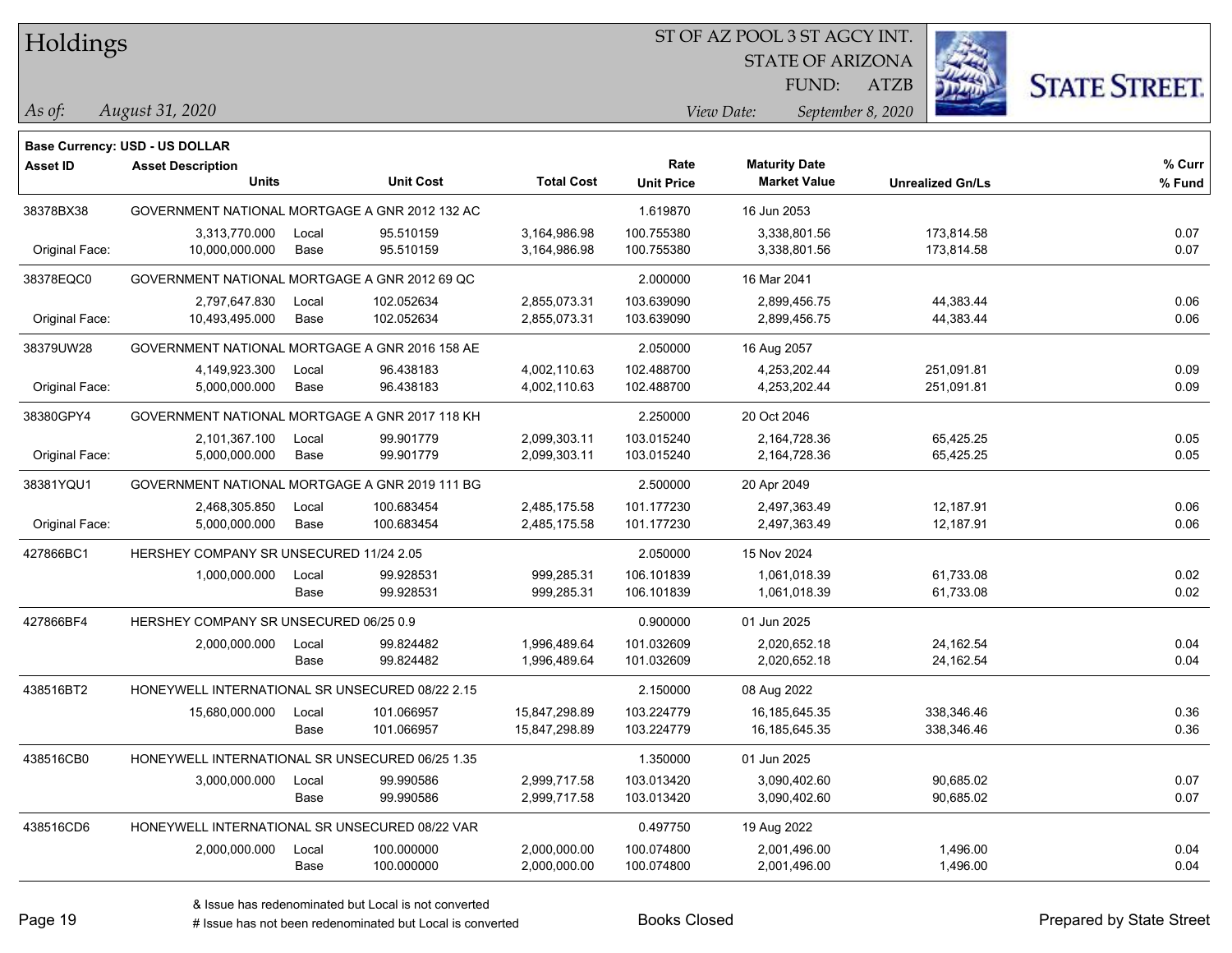# Holdings

ST OF AZ POOL 3 ST AGCY INT.
STATE OF ARIZONA
FUND: ATZB

*As of:* *August 31, 2020*

*View Date:* *September 8, 2020*

**Base Currency: USD - US DOLLAR**

| Asset ID | Asset Description / Units | | Unit Cost | Total Cost | Rate / Unit Price | Maturity Date / Market Value | Unrealized Gn/Ls | % Curr / % Fund |
|---|---|---|---|---|---|---|---|---|
| 38378BX38 | GOVERNMENT NATIONAL MORTGAGE A GNR 2012 132 AC | | | | 1.619870 | 16 Jun 2053 | | |
| | 3,313,770.000 | Local | 95.510159 | 3,164,986.98 | 100.755380 | 3,338,801.56 | 173,814.58 | 0.07 |
| Original Face: | 10,000,000.000 | Base | 95.510159 | 3,164,986.98 | 100.755380 | 3,338,801.56 | 173,814.58 | 0.07 |
| 38378EQC0 | GOVERNMENT NATIONAL MORTGAGE A GNR 2012 69 QC | | | | 2.000000 | 16 Mar 2041 | | |
| | 2,797,647.830 | Local | 102.052634 | 2,855,073.31 | 103.639090 | 2,899,456.75 | 44,383.44 | 0.06 |
| Original Face: | 10,493,495.000 | Base | 102.052634 | 2,855,073.31 | 103.639090 | 2,899,456.75 | 44,383.44 | 0.06 |
| 38379UW28 | GOVERNMENT NATIONAL MORTGAGE A GNR 2016 158 AE | | | | 2.050000 | 16 Aug 2057 | | |
| | 4,149,923.300 | Local | 96.438183 | 4,002,110.63 | 102.488700 | 4,253,202.44 | 251,091.81 | 0.09 |
| Original Face: | 5,000,000.000 | Base | 96.438183 | 4,002,110.63 | 102.488700 | 4,253,202.44 | 251,091.81 | 0.09 |
| 38380GPY4 | GOVERNMENT NATIONAL MORTGAGE A GNR 2017 118 KH | | | | 2.250000 | 20 Oct 2046 | | |
| | 2,101,367.100 | Local | 99.901779 | 2,099,303.11 | 103.015240 | 2,164,728.36 | 65,425.25 | 0.05 |
| Original Face: | 5,000,000.000 | Base | 99.901779 | 2,099,303.11 | 103.015240 | 2,164,728.36 | 65,425.25 | 0.05 |
| 38381YQU1 | GOVERNMENT NATIONAL MORTGAGE A GNR 2019 111 BG | | | | 2.500000 | 20 Apr 2049 | | |
| | 2,468,305.850 | Local | 100.683454 | 2,485,175.58 | 101.177230 | 2,497,363.49 | 12,187.91 | 0.06 |
| Original Face: | 5,000,000.000 | Base | 100.683454 | 2,485,175.58 | 101.177230 | 2,497,363.49 | 12,187.91 | 0.06 |
| 427866BC1 | HERSHEY COMPANY SR UNSECURED 11/24 2.05 | | | | 2.050000 | 15 Nov 2024 | | |
| | 1,000,000.000 | Local | 99.928531 | 999,285.31 | 106.101839 | 1,061,018.39 | 61,733.08 | 0.02 |
| | | Base | 99.928531 | 999,285.31 | 106.101839 | 1,061,018.39 | 61,733.08 | 0.02 |
| 427866BF4 | HERSHEY COMPANY SR UNSECURED 06/25 0.9 | | | | 0.900000 | 01 Jun 2025 | | |
| | 2,000,000.000 | Local | 99.824482 | 1,996,489.64 | 101.032609 | 2,020,652.18 | 24,162.54 | 0.04 |
| | | Base | 99.824482 | 1,996,489.64 | 101.032609 | 2,020,652.18 | 24,162.54 | 0.04 |
| 438516BT2 | HONEYWELL INTERNATIONAL SR UNSECURED 08/22 2.15 | | | | 2.150000 | 08 Aug 2022 | | |
| | 15,680,000.000 | Local | 101.066957 | 15,847,298.89 | 103.224779 | 16,185,645.35 | 338,346.46 | 0.36 |
| | | Base | 101.066957 | 15,847,298.89 | 103.224779 | 16,185,645.35 | 338,346.46 | 0.36 |
| 438516CB0 | HONEYWELL INTERNATIONAL SR UNSECURED 06/25 1.35 | | | | 1.350000 | 01 Jun 2025 | | |
| | 3,000,000.000 | Local | 99.990586 | 2,999,717.58 | 103.013420 | 3,090,402.60 | 90,685.02 | 0.07 |
| | | Base | 99.990586 | 2,999,717.58 | 103.013420 | 3,090,402.60 | 90,685.02 | 0.07 |
| 438516CD6 | HONEYWELL INTERNATIONAL SR UNSECURED 08/22 VAR | | | | 0.497750 | 19 Aug 2022 | | |
| | 2,000,000.000 | Local | 100.000000 | 2,000,000.00 | 100.074800 | 2,001,496.00 | 1,496.00 | 0.04 |
| | | Base | 100.000000 | 2,000,000.00 | 100.074800 | 2,001,496.00 | 1,496.00 | 0.04 |

& Issue has redenominated but Local is not converted
# Issue has not been redenominated but Local is converted

Books Closed

Prepared by State Street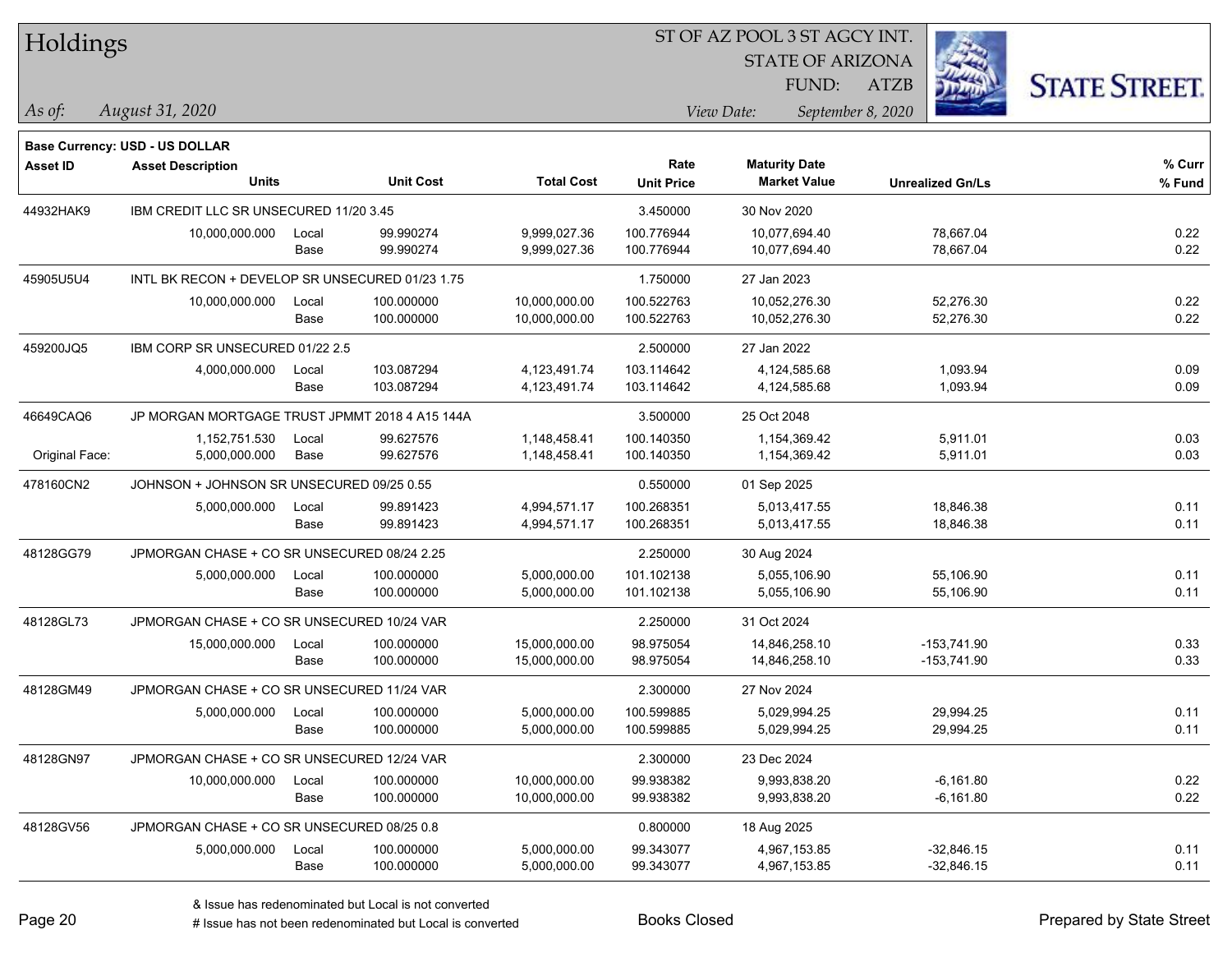# Holdings

ST OF AZ POOL 3 ST AGCY INT.
STATE OF ARIZONA
FUND: ATZB

*As of:* *August 31, 2020*

*View Date:* *September 8, 2020*

**Base Currency: USD - US DOLLAR**

| Asset ID | Asset Description / Units | | Unit Cost | Total Cost | Rate / Unit Price | Maturity Date / Market Value | Unrealized Gn/Ls | % Curr / % Fund |
|---|---|---|---|---|---|---|---|---|
| 44932HAK9 | IBM CREDIT LLC SR UNSECURED 11/20 3.45 | | | | 3.450000 | 30 Nov 2020 | | |
| | 10,000,000.000 | Local | 99.990274 | 9,999,027.36 | 100.776944 | 10,077,694.40 | 78,667.04 | 0.22 |
| | | Base | 99.990274 | 9,999,027.36 | 100.776944 | 10,077,694.40 | 78,667.04 | 0.22 |
| 45905U5U4 | INTL BK RECON + DEVELOP SR UNSECURED 01/23 1.75 | | | | 1.750000 | 27 Jan 2023 | | |
| | 10,000,000.000 | Local | 100.000000 | 10,000,000.00 | 100.522763 | 10,052,276.30 | 52,276.30 | 0.22 |
| | | Base | 100.000000 | 10,000,000.00 | 100.522763 | 10,052,276.30 | 52,276.30 | 0.22 |
| 459200JQ5 | IBM CORP SR UNSECURED 01/22 2.5 | | | | 2.500000 | 27 Jan 2022 | | |
| | 4,000,000.000 | Local | 103.087294 | 4,123,491.74 | 103.114642 | 4,124,585.68 | 1,093.94 | 0.09 |
| | | Base | 103.087294 | 4,123,491.74 | 103.114642 | 4,124,585.68 | 1,093.94 | 0.09 |
| 46649CAQ6 | JP MORGAN MORTGAGE TRUST JPMMT 2018 4 A15 144A | | | | 3.500000 | 25 Oct 2048 | | |
| | 1,152,751.530 | Local | 99.627576 | 1,148,458.41 | 100.140350 | 1,154,369.42 | 5,911.01 | 0.03 |
| Original Face: | 5,000,000.000 | Base | 99.627576 | 1,148,458.41 | 100.140350 | 1,154,369.42 | 5,911.01 | 0.03 |
| 478160CN2 | JOHNSON + JOHNSON SR UNSECURED 09/25 0.55 | | | | 0.550000 | 01 Sep 2025 | | |
| | 5,000,000.000 | Local | 99.891423 | 4,994,571.17 | 100.268351 | 5,013,417.55 | 18,846.38 | 0.11 |
| | | Base | 99.891423 | 4,994,571.17 | 100.268351 | 5,013,417.55 | 18,846.38 | 0.11 |
| 48128GG79 | JPMORGAN CHASE + CO SR UNSECURED 08/24 2.25 | | | | 2.250000 | 30 Aug 2024 | | |
| | 5,000,000.000 | Local | 100.000000 | 5,000,000.00 | 101.102138 | 5,055,106.90 | 55,106.90 | 0.11 |
| | | Base | 100.000000 | 5,000,000.00 | 101.102138 | 5,055,106.90 | 55,106.90 | 0.11 |
| 48128GL73 | JPMORGAN CHASE + CO SR UNSECURED 10/24 VAR | | | | 2.250000 | 31 Oct 2024 | | |
| | 15,000,000.000 | Local | 100.000000 | 15,000,000.00 | 98.975054 | 14,846,258.10 | -153,741.90 | 0.33 |
| | | Base | 100.000000 | 15,000,000.00 | 98.975054 | 14,846,258.10 | -153,741.90 | 0.33 |
| 48128GM49 | JPMORGAN CHASE + CO SR UNSECURED 11/24 VAR | | | | 2.300000 | 27 Nov 2024 | | |
| | 5,000,000.000 | Local | 100.000000 | 5,000,000.00 | 100.599885 | 5,029,994.25 | 29,994.25 | 0.11 |
| | | Base | 100.000000 | 5,000,000.00 | 100.599885 | 5,029,994.25 | 29,994.25 | 0.11 |
| 48128GN97 | JPMORGAN CHASE + CO SR UNSECURED 12/24 VAR | | | | 2.300000 | 23 Dec 2024 | | |
| | 10,000,000.000 | Local | 100.000000 | 10,000,000.00 | 99.938382 | 9,993,838.20 | -6,161.80 | 0.22 |
| | | Base | 100.000000 | 10,000,000.00 | 99.938382 | 9,993,838.20 | -6,161.80 | 0.22 |
| 48128GV56 | JPMORGAN CHASE + CO SR UNSECURED 08/25 0.8 | | | | 0.800000 | 18 Aug 2025 | | |
| | 5,000,000.000 | Local | 100.000000 | 5,000,000.00 | 99.343077 | 4,967,153.85 | -32,846.15 | 0.11 |
| | | Base | 100.000000 | 5,000,000.00 | 99.343077 | 4,967,153.85 | -32,846.15 | 0.11 |

& Issue has redenominated but Local is not converted
# Issue has not been redenominated but Local is converted

Books Closed

Prepared by State Street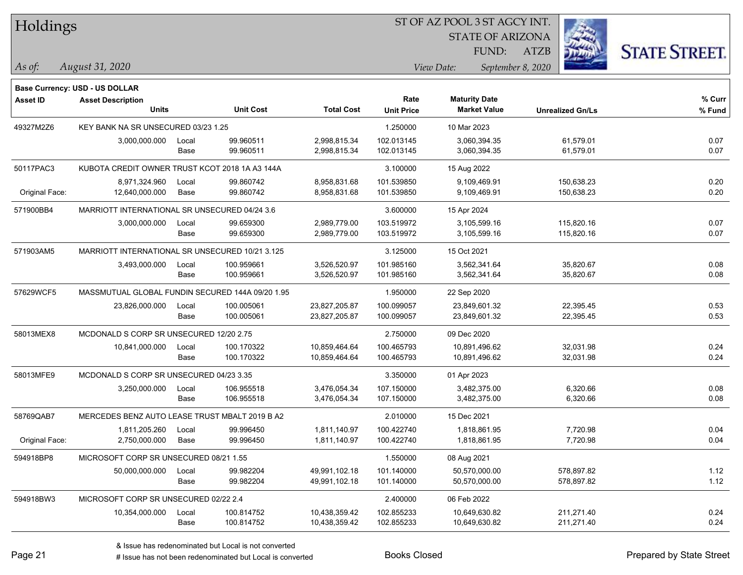# Holdings

ST OF AZ POOL 3 ST AGCY INT.
STATE OF ARIZONA
FUND: ATZB

*As of:* *August 31, 2020*

*View Date:* *September 8, 2020*

**Base Currency: USD - US DOLLAR**

| Asset ID | Asset Description / Units | | Unit Cost | Total Cost | Rate / Unit Price | Maturity Date / Market Value | Unrealized Gn/Ls | % Curr / % Fund |
|---|---|---|---|---|---|---|---|---|
| 49327M2Z6 | KEY BANK NA SR UNSECURED 03/23 1.25 | | | | 1.250000 | 10 Mar 2023 | | |
| | 3,000,000.000 | Local | 99.960511 | 2,998,815.34 | 102.013145 | 3,060,394.35 | 61,579.01 | 0.07 |
| | | Base | 99.960511 | 2,998,815.34 | 102.013145 | 3,060,394.35 | 61,579.01 | 0.07 |
| 50117PAC3 | KUBOTA CREDIT OWNER TRUST KCOT 2018 1A A3 144A | | | | 3.100000 | 15 Aug 2022 | | |
| | 8,971,324.960 | Local | 99.860742 | 8,958,831.68 | 101.539850 | 9,109,469.91 | 150,638.23 | 0.20 |
| Original Face: | 12,640,000.000 | Base | 99.860742 | 8,958,831.68 | 101.539850 | 9,109,469.91 | 150,638.23 | 0.20 |
| 571900BB4 | MARRIOTT INTERNATIONAL SR UNSECURED 04/24 3.6 | | | | 3.600000 | 15 Apr 2024 | | |
| | 3,000,000.000 | Local | 99.659300 | 2,989,779.00 | 103.519972 | 3,105,599.16 | 115,820.16 | 0.07 |
| | | Base | 99.659300 | 2,989,779.00 | 103.519972 | 3,105,599.16 | 115,820.16 | 0.07 |
| 571903AM5 | MARRIOTT INTERNATIONAL SR UNSECURED 10/21 3.125 | | | | 3.125000 | 15 Oct 2021 | | |
| | 3,493,000.000 | Local | 100.959661 | 3,526,520.97 | 101.985160 | 3,562,341.64 | 35,820.67 | 0.08 |
| | | Base | 100.959661 | 3,526,520.97 | 101.985160 | 3,562,341.64 | 35,820.67 | 0.08 |
| 57629WCF5 | MASSMUTUAL GLOBAL FUNDIN SECURED 144A 09/20 1.95 | | | | 1.950000 | 22 Sep 2020 | | |
| | 23,826,000.000 | Local | 100.005061 | 23,827,205.87 | 100.099057 | 23,849,601.32 | 22,395.45 | 0.53 |
| | | Base | 100.005061 | 23,827,205.87 | 100.099057 | 23,849,601.32 | 22,395.45 | 0.53 |
| 58013MEX8 | MCDONALD S CORP SR UNSECURED 12/20 2.75 | | | | 2.750000 | 09 Dec 2020 | | |
| | 10,841,000.000 | Local | 100.170322 | 10,859,464.64 | 100.465793 | 10,891,496.62 | 32,031.98 | 0.24 |
| | | Base | 100.170322 | 10,859,464.64 | 100.465793 | 10,891,496.62 | 32,031.98 | 0.24 |
| 58013MFE9 | MCDONALD S CORP SR UNSECURED 04/23 3.35 | | | | 3.350000 | 01 Apr 2023 | | |
| | 3,250,000.000 | Local | 106.955518 | 3,476,054.34 | 107.150000 | 3,482,375.00 | 6,320.66 | 0.08 |
| | | Base | 106.955518 | 3,476,054.34 | 107.150000 | 3,482,375.00 | 6,320.66 | 0.08 |
| 58769QAB7 | MERCEDES BENZ AUTO LEASE TRUST MBALT 2019 B A2 | | | | 2.010000 | 15 Dec 2021 | | |
| | 1,811,205.260 | Local | 99.996450 | 1,811,140.97 | 100.422740 | 1,818,861.95 | 7,720.98 | 0.04 |
| Original Face: | 2,750,000.000 | Base | 99.996450 | 1,811,140.97 | 100.422740 | 1,818,861.95 | 7,720.98 | 0.04 |
| 594918BP8 | MICROSOFT CORP SR UNSECURED 08/21 1.55 | | | | 1.550000 | 08 Aug 2021 | | |
| | 50,000,000.000 | Local | 99.982204 | 49,991,102.18 | 101.140000 | 50,570,000.00 | 578,897.82 | 1.12 |
| | | Base | 99.982204 | 49,991,102.18 | 101.140000 | 50,570,000.00 | 578,897.82 | 1.12 |
| 594918BW3 | MICROSOFT CORP SR UNSECURED 02/22 2.4 | | | | 2.400000 | 06 Feb 2022 | | |
| | 10,354,000.000 | Local | 100.814752 | 10,438,359.42 | 102.855233 | 10,649,630.82 | 211,271.40 | 0.24 |
| | | Base | 100.814752 | 10,438,359.42 | 102.855233 | 10,649,630.82 | 211,271.40 | 0.24 |

& Issue has redenominated but Local is not converted
# Issue has not been redenominated but Local is converted

Books Closed

Prepared by State Street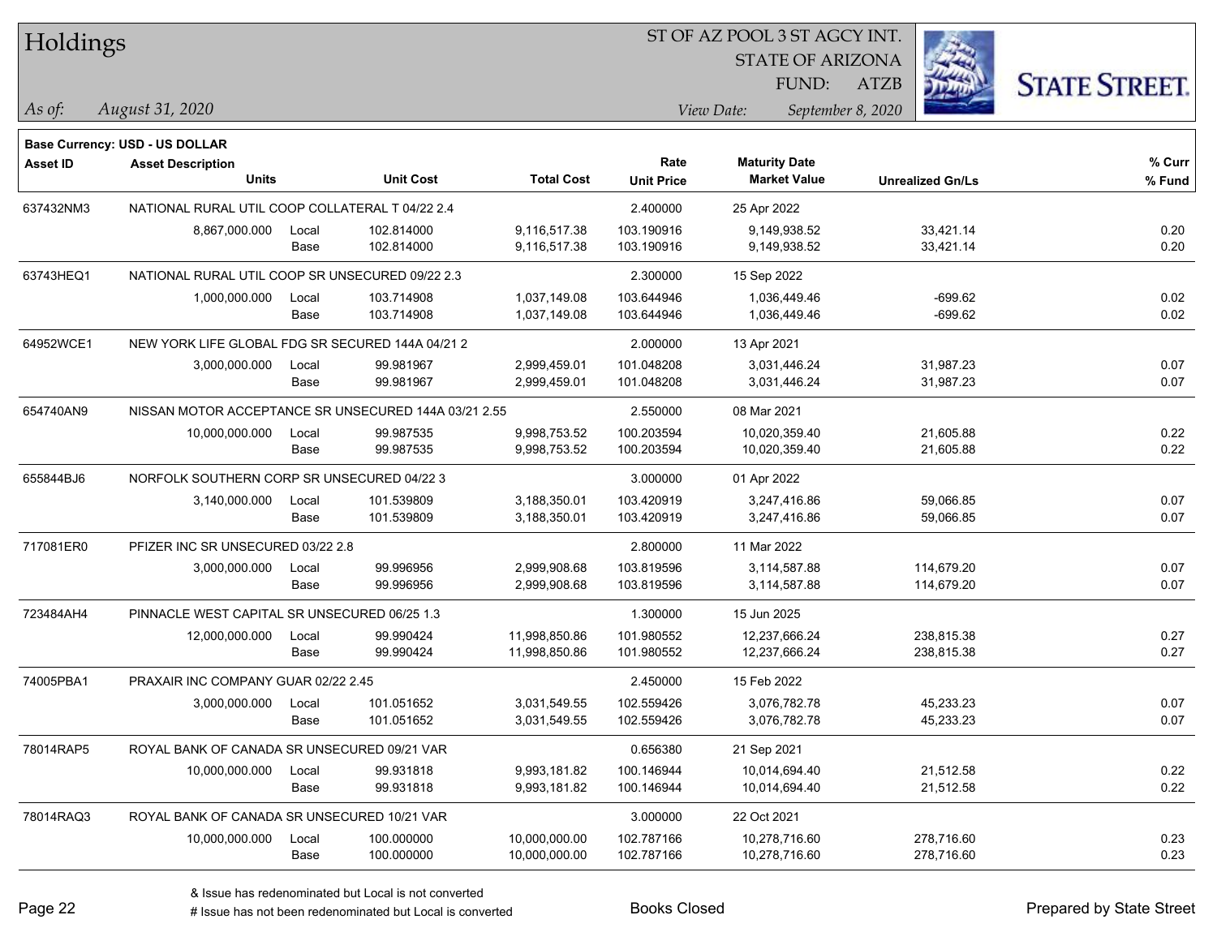# Holdings

ST OF AZ POOL 3 ST AGCY INT.
STATE OF ARIZONA
FUND: ATZB

*As of:* *August 31, 2020*

*View Date:* *September 8, 2020*

**Base Currency: USD - US DOLLAR**

| Asset ID | Asset Description / Units | | Unit Cost | Total Cost | Rate / Unit Price | Maturity Date / Market Value | Unrealized Gn/Ls | % Curr / % Fund |
|---|---|---|---|---|---|---|---|---|
| 637432NM3 | NATIONAL RURAL UTIL COOP COLLATERAL T 04/22 2.4 | | | | 2.400000 | 25 Apr 2022 | | |
| | 8,867,000.000 | Local | 102.814000 | 9,116,517.38 | 103.190916 | 9,149,938.52 | 33,421.14 | 0.20 |
| | | Base | 102.814000 | 9,116,517.38 | 103.190916 | 9,149,938.52 | 33,421.14 | 0.20 |
| 63743HEQ1 | NATIONAL RURAL UTIL COOP SR UNSECURED 09/22 2.3 | | | | 2.300000 | 15 Sep 2022 | | |
| | 1,000,000.000 | Local | 103.714908 | 1,037,149.08 | 103.644946 | 1,036,449.46 | -699.62 | 0.02 |
| | | Base | 103.714908 | 1,037,149.08 | 103.644946 | 1,036,449.46 | -699.62 | 0.02 |
| 64952WCE1 | NEW YORK LIFE GLOBAL FDG SR SECURED 144A 04/21 2 | | | | 2.000000 | 13 Apr 2021 | | |
| | 3,000,000.000 | Local | 99.981967 | 2,999,459.01 | 101.048208 | 3,031,446.24 | 31,987.23 | 0.07 |
| | | Base | 99.981967 | 2,999,459.01 | 101.048208 | 3,031,446.24 | 31,987.23 | 0.07 |
| 654740AN9 | NISSAN MOTOR ACCEPTANCE SR UNSECURED 144A 03/21 2.55 | | | | 2.550000 | 08 Mar 2021 | | |
| | 10,000,000.000 | Local | 99.987535 | 9,998,753.52 | 100.203594 | 10,020,359.40 | 21,605.88 | 0.22 |
| | | Base | 99.987535 | 9,998,753.52 | 100.203594 | 10,020,359.40 | 21,605.88 | 0.22 |
| 655844BJ6 | NORFOLK SOUTHERN CORP SR UNSECURED 04/22 3 | | | | 3.000000 | 01 Apr 2022 | | |
| | 3,140,000.000 | Local | 101.539809 | 3,188,350.01 | 103.420919 | 3,247,416.86 | 59,066.85 | 0.07 |
| | | Base | 101.539809 | 3,188,350.01 | 103.420919 | 3,247,416.86 | 59,066.85 | 0.07 |
| 717081ER0 | PFIZER INC SR UNSECURED 03/22 2.8 | | | | 2.800000 | 11 Mar 2022 | | |
| | 3,000,000.000 | Local | 99.996956 | 2,999,908.68 | 103.819596 | 3,114,587.88 | 114,679.20 | 0.07 |
| | | Base | 99.996956 | 2,999,908.68 | 103.819596 | 3,114,587.88 | 114,679.20 | 0.07 |
| 723484AH4 | PINNACLE WEST CAPITAL SR UNSECURED 06/25 1.3 | | | | 1.300000 | 15 Jun 2025 | | |
| | 12,000,000.000 | Local | 99.990424 | 11,998,850.86 | 101.980552 | 12,237,666.24 | 238,815.38 | 0.27 |
| | | Base | 99.990424 | 11,998,850.86 | 101.980552 | 12,237,666.24 | 238,815.38 | 0.27 |
| 74005PBA1 | PRAXAIR INC COMPANY GUAR 02/22 2.45 | | | | 2.450000 | 15 Feb 2022 | | |
| | 3,000,000.000 | Local | 101.051652 | 3,031,549.55 | 102.559426 | 3,076,782.78 | 45,233.23 | 0.07 |
| | | Base | 101.051652 | 3,031,549.55 | 102.559426 | 3,076,782.78 | 45,233.23 | 0.07 |
| 78014RAP5 | ROYAL BANK OF CANADA SR UNSECURED 09/21 VAR | | | | 0.656380 | 21 Sep 2021 | | |
| | 10,000,000.000 | Local | 99.931818 | 9,993,181.82 | 100.146944 | 10,014,694.40 | 21,512.58 | 0.22 |
| | | Base | 99.931818 | 9,993,181.82 | 100.146944 | 10,014,694.40 | 21,512.58 | 0.22 |
| 78014RAQ3 | ROYAL BANK OF CANADA SR UNSECURED 10/21 VAR | | | | 3.000000 | 22 Oct 2021 | | |
| | 10,000,000.000 | Local | 100.000000 | 10,000,000.00 | 102.787166 | 10,278,716.60 | 278,716.60 | 0.23 |
| | | Base | 100.000000 | 10,000,000.00 | 102.787166 | 10,278,716.60 | 278,716.60 | 0.23 |

& Issue has redenominated but Local is not converted
# Issue has not been redenominated but Local is converted

Books Closed

Prepared by State Street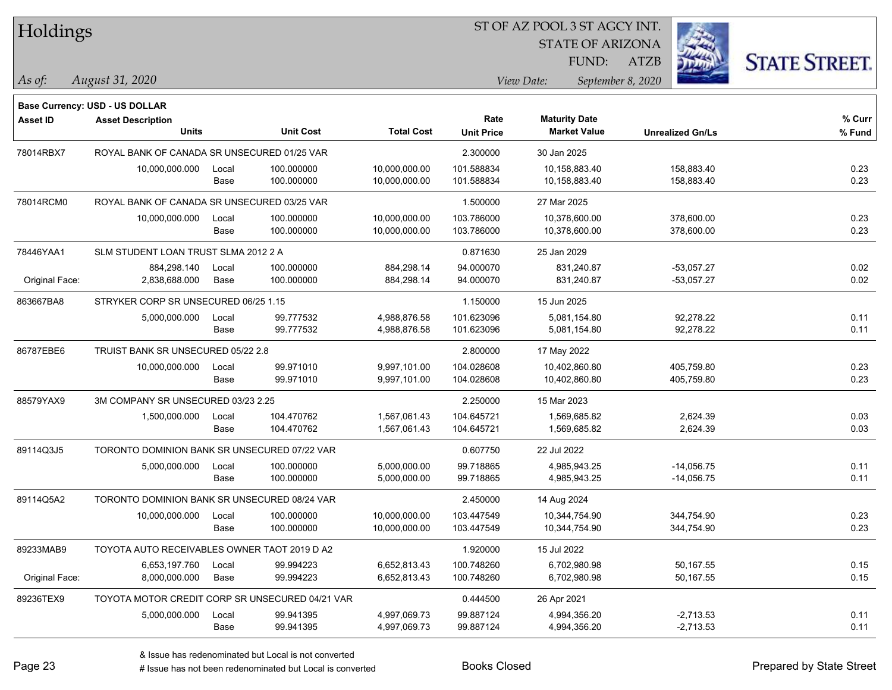**Base Currency: USD - US DOLLAR**

| Asset ID | Asset Description / Units | | Unit Cost | Total Cost | Rate / Unit Price | Maturity Date / Market Value | Unrealized Gn/Ls | % Curr / % Fund |
|---|---|---|---|---|---|---|---|---|
| 78014RBX7 | ROYAL BANK OF CANADA SR UNSECURED 01/25 VAR | | | | 2.300000 | 30 Jan 2025 | | |
| | 10,000,000.000 | Local | 100.000000 | 10,000,000.00 | 101.588834 | 10,158,883.40 | 158,883.40 | 0.23 |
| | | Base | 100.000000 | 10,000,000.00 | 101.588834 | 10,158,883.40 | 158,883.40 | 0.23 |
| 78014RCM0 | ROYAL BANK OF CANADA SR UNSECURED 03/25 VAR | | | | 1.500000 | 27 Mar 2025 | | |
| | 10,000,000.000 | Local | 100.000000 | 10,000,000.00 | 103.786000 | 10,378,600.00 | 378,600.00 | 0.23 |
| | | Base | 100.000000 | 10,000,000.00 | 103.786000 | 10,378,600.00 | 378,600.00 | 0.23 |
| 78446YAA1 | SLM STUDENT LOAN TRUST SLMA 2012 2 A | | | | 0.871630 | 25 Jan 2029 | | |
| | 884,298.140 | Local | 100.000000 | 884,298.14 | 94.000070 | 831,240.87 | -53,057.27 | 0.02 |
| Original Face: | 2,838,688.000 | Base | 100.000000 | 884,298.14 | 94.000070 | 831,240.87 | -53,057.27 | 0.02 |
| 863667BA8 | STRYKER CORP SR UNSECURED 06/25 1.15 | | | | 1.150000 | 15 Jun 2025 | | |
| | 5,000,000.000 | Local | 99.777532 | 4,988,876.58 | 101.623096 | 5,081,154.80 | 92,278.22 | 0.11 |
| | | Base | 99.777532 | 4,988,876.58 | 101.623096 | 5,081,154.80 | 92,278.22 | 0.11 |
| 86787EBE6 | TRUIST BANK SR UNSECURED 05/22 2.8 | | | | 2.800000 | 17 May 2022 | | |
| | 10,000,000.000 | Local | 99.971010 | 9,997,101.00 | 104.028608 | 10,402,860.80 | 405,759.80 | 0.23 |
| | | Base | 99.971010 | 9,997,101.00 | 104.028608 | 10,402,860.80 | 405,759.80 | 0.23 |
| 88579YAX9 | 3M COMPANY SR UNSECURED 03/23 2.25 | | | | 2.250000 | 15 Mar 2023 | | |
| | 1,500,000.000 | Local | 104.470762 | 1,567,061.43 | 104.645721 | 1,569,685.82 | 2,624.39 | 0.03 |
| | | Base | 104.470762 | 1,567,061.43 | 104.645721 | 1,569,685.82 | 2,624.39 | 0.03 |
| 89114Q3J5 | TORONTO DOMINION BANK SR UNSECURED 07/22 VAR | | | | 0.607750 | 22 Jul 2022 | | |
| | 5,000,000.000 | Local | 100.000000 | 5,000,000.00 | 99.718865 | 4,985,943.25 | -14,056.75 | 0.11 |
| | | Base | 100.000000 | 5,000,000.00 | 99.718865 | 4,985,943.25 | -14,056.75 | 0.11 |
| 89114Q5A2 | TORONTO DOMINION BANK SR UNSECURED 08/24 VAR | | | | 2.450000 | 14 Aug 2024 | | |
| | 10,000,000.000 | Local | 100.000000 | 10,000,000.00 | 103.447549 | 10,344,754.90 | 344,754.90 | 0.23 |
| | | Base | 100.000000 | 10,000,000.00 | 103.447549 | 10,344,754.90 | 344,754.90 | 0.23 |
| 89233MAB9 | TOYOTA AUTO RECEIVABLES OWNER TAOT 2019 D A2 | | | | 1.920000 | 15 Jul 2022 | | |
| | 6,653,197.760 | Local | 99.994223 | 6,652,813.43 | 100.748260 | 6,702,980.98 | 50,167.55 | 0.15 |
| Original Face: | 8,000,000.000 | Base | 99.994223 | 6,652,813.43 | 100.748260 | 6,702,980.98 | 50,167.55 | 0.15 |
| 89236TEX9 | TOYOTA MOTOR CREDIT CORP SR UNSECURED 04/21 VAR | | | | 0.444500 | 26 Apr 2021 | | |
| | 5,000,000.000 | Local | 99.941395 | 4,997,069.73 | 99.887124 | 4,994,356.20 | -2,713.53 | 0.11 |
| | | Base | 99.941395 | 4,997,069.73 | 99.887124 | 4,994,356.20 | -2,713.53 | 0.11 |

& Issue has redenominated but Local is not converted

# Issue has not been redenominated but Local is converted

Books Closed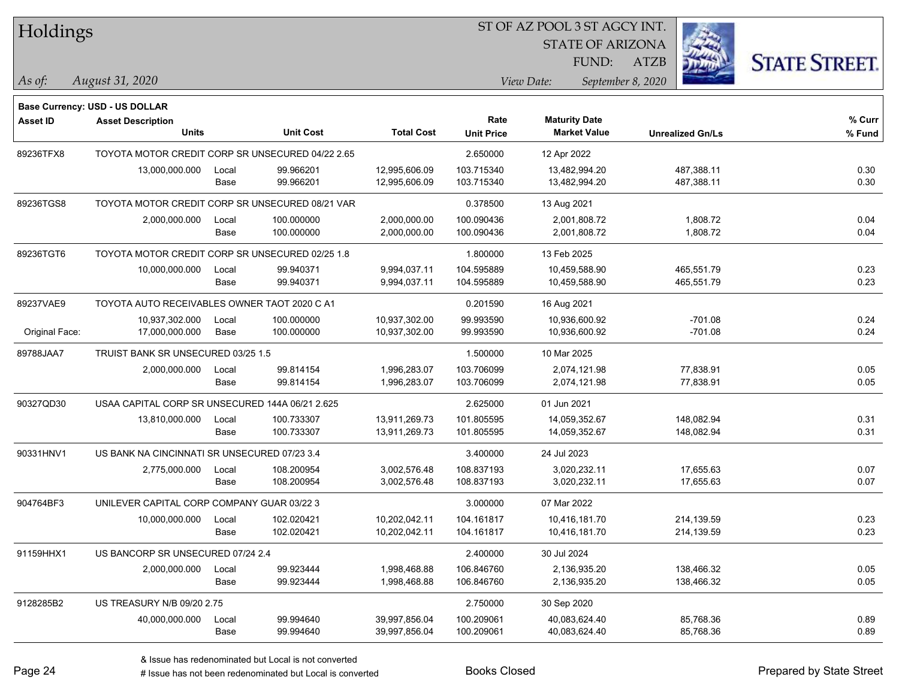# Holdings

ST OF AZ POOL 3 ST AGCY INT.
STATE OF ARIZONA
FUND: ATZB

*As of:* *August 31, 2020*

*View Date:* *September 8, 2020*

**Base Currency: USD - US DOLLAR**

| Asset ID | Asset Description / Units | | Unit Cost | Total Cost | Rate / Unit Price | Maturity Date / Market Value | Unrealized Gn/Ls | % Curr / % Fund |
|---|---|---|---|---|---|---|---|---|
| 89236TFX8 | TOYOTA MOTOR CREDIT CORP SR UNSECURED 04/22 2.65 | | | | 2.650000 | 12 Apr 2022 | | |
| | 13,000,000.000 | Local | 99.966201 | 12,995,606.09 | 103.715340 | 13,482,994.20 | 487,388.11 | 0.30 |
| | | Base | 99.966201 | 12,995,606.09 | 103.715340 | 13,482,994.20 | 487,388.11 | 0.30 |
| 89236TGS8 | TOYOTA MOTOR CREDIT CORP SR UNSECURED 08/21 VAR | | | | 0.378500 | 13 Aug 2021 | | |
| | 2,000,000.000 | Local | 100.000000 | 2,000,000.00 | 100.090436 | 2,001,808.72 | 1,808.72 | 0.04 |
| | | Base | 100.000000 | 2,000,000.00 | 100.090436 | 2,001,808.72 | 1,808.72 | 0.04 |
| 89236TGT6 | TOYOTA MOTOR CREDIT CORP SR UNSECURED 02/25 1.8 | | | | 1.800000 | 13 Feb 2025 | | |
| | 10,000,000.000 | Local | 99.940371 | 9,994,037.11 | 104.595889 | 10,459,588.90 | 465,551.79 | 0.23 |
| | | Base | 99.940371 | 9,994,037.11 | 104.595889 | 10,459,588.90 | 465,551.79 | 0.23 |
| 89237VAE9 | TOYOTA AUTO RECEIVABLES OWNER TAOT 2020 C A1 | | | | 0.201590 | 16 Aug 2021 | | |
| | 10,937,302.000 | Local | 100.000000 | 10,937,302.00 | 99.993590 | 10,936,600.92 | -701.08 | 0.24 |
| Original Face: | 17,000,000.000 | Base | 100.000000 | 10,937,302.00 | 99.993590 | 10,936,600.92 | -701.08 | 0.24 |
| 89788JAA7 | TRUIST BANK SR UNSECURED 03/25 1.5 | | | | 1.500000 | 10 Mar 2025 | | |
| | 2,000,000.000 | Local | 99.814154 | 1,996,283.07 | 103.706099 | 2,074,121.98 | 77,838.91 | 0.05 |
| | | Base | 99.814154 | 1,996,283.07 | 103.706099 | 2,074,121.98 | 77,838.91 | 0.05 |
| 90327QD30 | USAA CAPITAL CORP SR UNSECURED 144A 06/21 2.625 | | | | 2.625000 | 01 Jun 2021 | | |
| | 13,810,000.000 | Local | 100.733307 | 13,911,269.73 | 101.805595 | 14,059,352.67 | 148,082.94 | 0.31 |
| | | Base | 100.733307 | 13,911,269.73 | 101.805595 | 14,059,352.67 | 148,082.94 | 0.31 |
| 90331HNV1 | US BANK NA CINCINNATI SR UNSECURED 07/23 3.4 | | | | 3.400000 | 24 Jul 2023 | | |
| | 2,775,000.000 | Local | 108.200954 | 3,002,576.48 | 108.837193 | 3,020,232.11 | 17,655.63 | 0.07 |
| | | Base | 108.200954 | 3,002,576.48 | 108.837193 | 3,020,232.11 | 17,655.63 | 0.07 |
| 904764BF3 | UNILEVER CAPITAL CORP COMPANY GUAR 03/22 3 | | | | 3.000000 | 07 Mar 2022 | | |
| | 10,000,000.000 | Local | 102.020421 | 10,202,042.11 | 104.161817 | 10,416,181.70 | 214,139.59 | 0.23 |
| | | Base | 102.020421 | 10,202,042.11 | 104.161817 | 10,416,181.70 | 214,139.59 | 0.23 |
| 91159HHX1 | US BANCORP SR UNSECURED 07/24 2.4 | | | | 2.400000 | 30 Jul 2024 | | |
| | 2,000,000.000 | Local | 99.923444 | 1,998,468.88 | 106.846760 | 2,136,935.20 | 138,466.32 | 0.05 |
| | | Base | 99.923444 | 1,998,468.88 | 106.846760 | 2,136,935.20 | 138,466.32 | 0.05 |
| 9128285B2 | US TREASURY N/B 09/20 2.75 | | | | 2.750000 | 30 Sep 2020 | | |
| | 40,000,000.000 | Local | 99.994640 | 39,997,856.04 | 100.209061 | 40,083,624.40 | 85,768.36 | 0.89 |
| | | Base | 99.994640 | 39,997,856.04 | 100.209061 | 40,083,624.40 | 85,768.36 | 0.89 |

& Issue has redenominated but Local is not converted
# Issue has not been redenominated but Local is converted

Books Closed

Prepared by State Street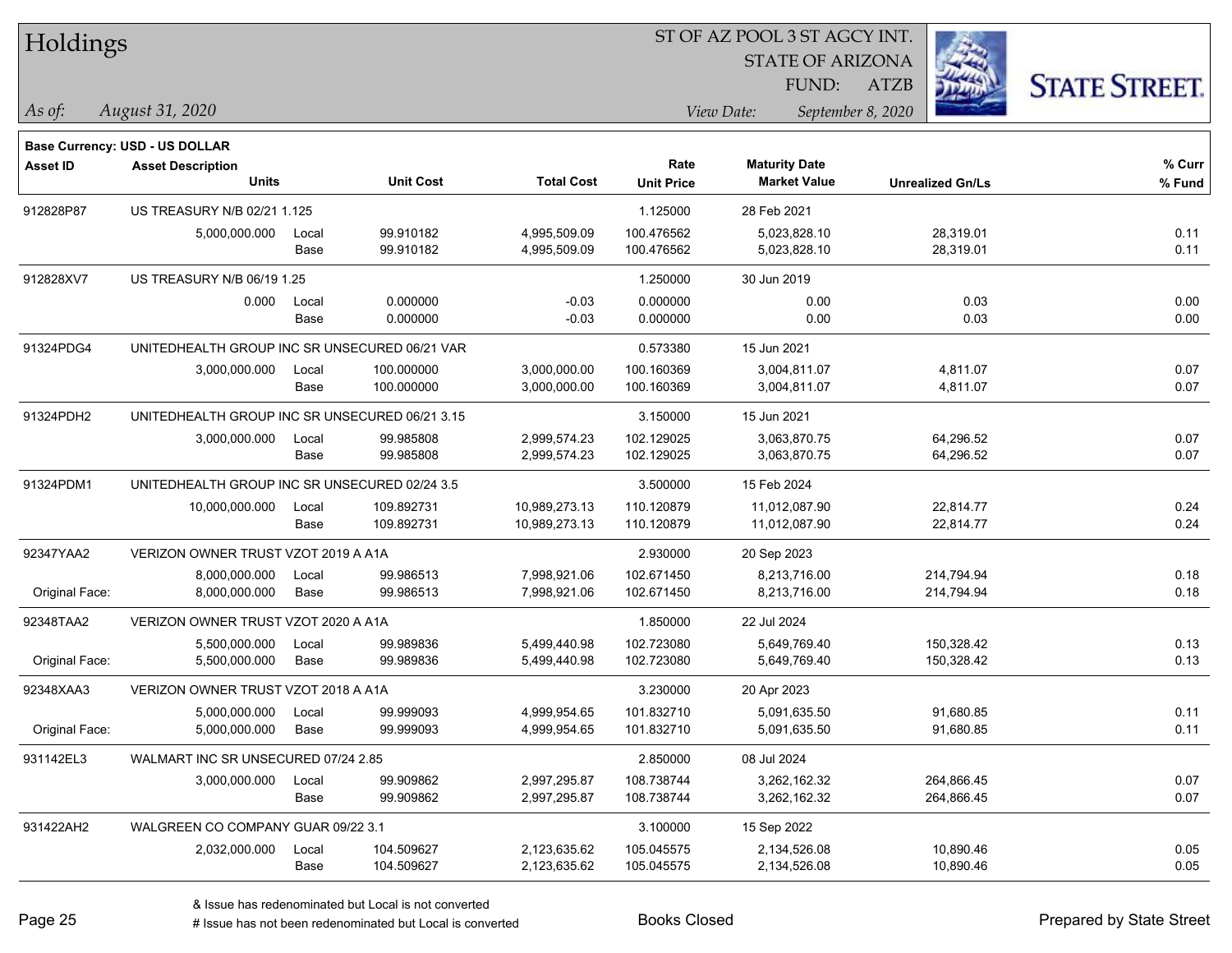# Holdings

ST OF AZ POOL 3 ST AGCY INT.
STATE OF ARIZONA
FUND: ATZB

*As of:* *August 31, 2020*

*View Date:* *September 8, 2020*

**Base Currency: USD - US DOLLAR**

| Asset ID | Asset Description Units | | Unit Cost | Total Cost | Rate Unit Price | Maturity Date Market Value | Unrealized Gn/Ls | % Curr % Fund |
|---|---|---|---|---|---|---|---|---|
| 912828P87 | US TREASURY N/B 02/21 1.125 | | | | 1.125000 | 28 Feb 2021 | | |
| | 5,000,000.000 | Local | 99.910182 | 4,995,509.09 | 100.476562 | 5,023,828.10 | 28,319.01 | 0.11 |
| | | Base | 99.910182 | 4,995,509.09 | 100.476562 | 5,023,828.10 | 28,319.01 | 0.11 |
| 912828XV7 | US TREASURY N/B 06/19 1.25 | | | | 1.250000 | 30 Jun 2019 | | |
| | 0.000 | Local | 0.000000 | -0.03 | 0.000000 | 0.00 | 0.03 | 0.00 |
| | | Base | 0.000000 | -0.03 | 0.000000 | 0.00 | 0.03 | 0.00 |
| 91324PDG4 | UNITEDHEALTH GROUP INC SR UNSECURED 06/21 VAR | | | | 0.573380 | 15 Jun 2021 | | |
| | 3,000,000.000 | Local | 100.000000 | 3,000,000.00 | 100.160369 | 3,004,811.07 | 4,811.07 | 0.07 |
| | | Base | 100.000000 | 3,000,000.00 | 100.160369 | 3,004,811.07 | 4,811.07 | 0.07 |
| 91324PDH2 | UNITEDHEALTH GROUP INC SR UNSECURED 06/21 3.15 | | | | 3.150000 | 15 Jun 2021 | | |
| | 3,000,000.000 | Local | 99.985808 | 2,999,574.23 | 102.129025 | 3,063,870.75 | 64,296.52 | 0.07 |
| | | Base | 99.985808 | 2,999,574.23 | 102.129025 | 3,063,870.75 | 64,296.52 | 0.07 |
| 91324PDM1 | UNITEDHEALTH GROUP INC SR UNSECURED 02/24 3.5 | | | | 3.500000 | 15 Feb 2024 | | |
| | 10,000,000.000 | Local | 109.892731 | 10,989,273.13 | 110.120879 | 11,012,087.90 | 22,814.77 | 0.24 |
| | | Base | 109.892731 | 10,989,273.13 | 110.120879 | 11,012,087.90 | 22,814.77 | 0.24 |
| 92347YAA2 | VERIZON OWNER TRUST VZOT 2019 A A1A | | | | 2.930000 | 20 Sep 2023 | | |
| | 8,000,000.000 | Local | 99.986513 | 7,998,921.06 | 102.671450 | 8,213,716.00 | 214,794.94 | 0.18 |
| Original Face: | 8,000,000.000 | Base | 99.986513 | 7,998,921.06 | 102.671450 | 8,213,716.00 | 214,794.94 | 0.18 |
| 92348TAA2 | VERIZON OWNER TRUST VZOT 2020 A A1A | | | | 1.850000 | 22 Jul 2024 | | |
| | 5,500,000.000 | Local | 99.989836 | 5,499,440.98 | 102.723080 | 5,649,769.40 | 150,328.42 | 0.13 |
| Original Face: | 5,500,000.000 | Base | 99.989836 | 5,499,440.98 | 102.723080 | 5,649,769.40 | 150,328.42 | 0.13 |
| 92348XAA3 | VERIZON OWNER TRUST VZOT 2018 A A1A | | | | 3.230000 | 20 Apr 2023 | | |
| | 5,000,000.000 | Local | 99.999093 | 4,999,954.65 | 101.832710 | 5,091,635.50 | 91,680.85 | 0.11 |
| Original Face: | 5,000,000.000 | Base | 99.999093 | 4,999,954.65 | 101.832710 | 5,091,635.50 | 91,680.85 | 0.11 |
| 931142EL3 | WALMART INC SR UNSECURED 07/24 2.85 | | | | 2.850000 | 08 Jul 2024 | | |
| | 3,000,000.000 | Local | 99.909862 | 2,997,295.87 | 108.738744 | 3,262,162.32 | 264,866.45 | 0.07 |
| | | Base | 99.909862 | 2,997,295.87 | 108.738744 | 3,262,162.32 | 264,866.45 | 0.07 |
| 931422AH2 | WALGREEN CO COMPANY GUAR 09/22 3.1 | | | | 3.100000 | 15 Sep 2022 | | |
| | 2,032,000.000 | Local | 104.509627 | 2,123,635.62 | 105.045575 | 2,134,526.08 | 10,890.46 | 0.05 |
| | | Base | 104.509627 | 2,123,635.62 | 105.045575 | 2,134,526.08 | 10,890.46 | 0.05 |

& Issue has redenominated but Local is not converted
# Issue has not been redenominated but Local is converted

Books Closed

Prepared by State Street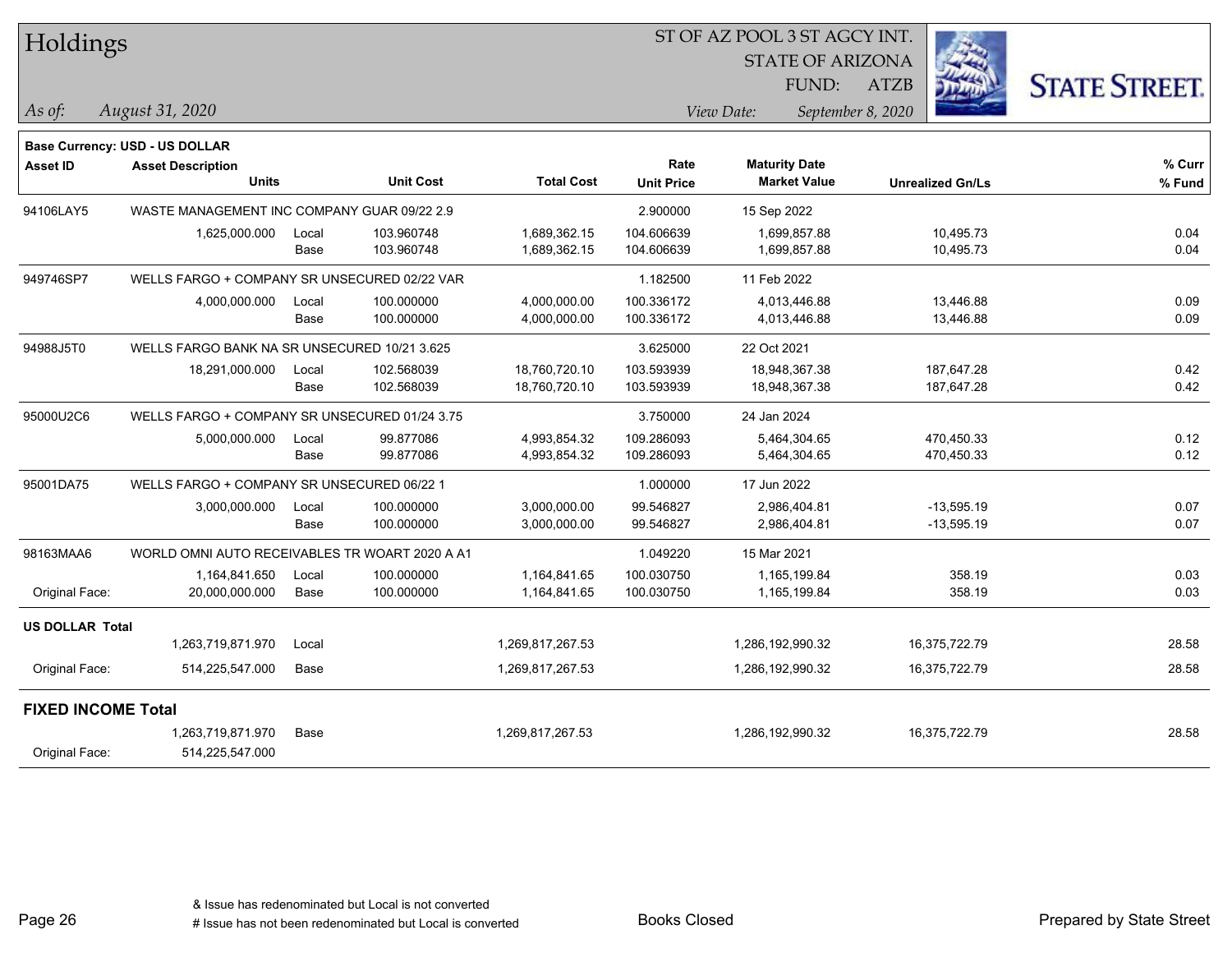# Holdings

ST OF AZ POOL 3 ST AGCY INT.
STATE OF ARIZONA
FUND: ATZB

*As of: August 31, 2020*

*View Date: September 8, 2020*

**Base Currency: USD - US DOLLAR**

| Asset ID | Asset Description / Units | | Unit Cost | Total Cost | Rate / Unit Price | Maturity Date / Market Value | Unrealized Gn/Ls | % Curr / % Fund |
|---|---|---|---|---|---|---|---|---|
| 94106LAY5 | WASTE MANAGEMENT INC COMPANY GUAR 09/22 2.9 | | | | 2.900000 | 15 Sep 2022 | | |
| | 1,625,000.000 | Local | 103.960748 | 1,689,362.15 | 104.606639 | 1,699,857.88 | 10,495.73 | 0.04 |
| | | Base | 103.960748 | 1,689,362.15 | 104.606639 | 1,699,857.88 | 10,495.73 | 0.04 |
| 949746SP7 | WELLS FARGO + COMPANY SR UNSECURED 02/22 VAR | | | | 1.182500 | 11 Feb 2022 | | |
| | 4,000,000.000 | Local | 100.000000 | 4,000,000.00 | 100.336172 | 4,013,446.88 | 13,446.88 | 0.09 |
| | | Base | 100.000000 | 4,000,000.00 | 100.336172 | 4,013,446.88 | 13,446.88 | 0.09 |
| 94988J5T0 | WELLS FARGO BANK NA SR UNSECURED 10/21 3.625 | | | | 3.625000 | 22 Oct 2021 | | |
| | 18,291,000.000 | Local | 102.568039 | 18,760,720.10 | 103.593939 | 18,948,367.38 | 187,647.28 | 0.42 |
| | | Base | 102.568039 | 18,760,720.10 | 103.593939 | 18,948,367.38 | 187,647.28 | 0.42 |
| 95000U2C6 | WELLS FARGO + COMPANY SR UNSECURED 01/24 3.75 | | | | 3.750000 | 24 Jan 2024 | | |
| | 5,000,000.000 | Local | 99.877086 | 4,993,854.32 | 109.286093 | 5,464,304.65 | 470,450.33 | 0.12 |
| | | Base | 99.877086 | 4,993,854.32 | 109.286093 | 5,464,304.65 | 470,450.33 | 0.12 |
| 95001DA75 | WELLS FARGO + COMPANY SR UNSECURED 06/22 1 | | | | 1.000000 | 17 Jun 2022 | | |
| | 3,000,000.000 | Local | 100.000000 | 3,000,000.00 | 99.546827 | 2,986,404.81 | -13,595.19 | 0.07 |
| | | Base | 100.000000 | 3,000,000.00 | 99.546827 | 2,986,404.81 | -13,595.19 | 0.07 |
| 98163MAA6 | WORLD OMNI AUTO RECEIVABLES TR WOART 2020 A A1 | | | | 1.049220 | 15 Mar 2021 | | |
| | 1,164,841.650 | Local | 100.000000 | 1,164,841.65 | 100.030750 | 1,165,199.84 | 358.19 | 0.03 |
| Original Face: | 20,000,000.000 | Base | 100.000000 | 1,164,841.65 | 100.030750 | 1,165,199.84 | 358.19 | 0.03 |
| **US DOLLAR Total** | | | | | | | | |
| | 1,263,719,871.970 | Local | | 1,269,817,267.53 | | 1,286,192,990.32 | 16,375,722.79 | 28.58 |
| Original Face: | 514,225,547.000 | Base | | 1,269,817,267.53 | | 1,286,192,990.32 | 16,375,722.79 | 28.58 |
| **FIXED INCOME Total** | | | | | | | | |
| | 1,263,719,871.970 | Base | | 1,269,817,267.53 | | 1,286,192,990.32 | 16,375,722.79 | 28.58 |
| Original Face: | 514,225,547.000 | | | | | | | |

& Issue has redenominated but Local is not converted
# Issue has not been redenominated but Local is converted

Books Closed

Prepared by State Street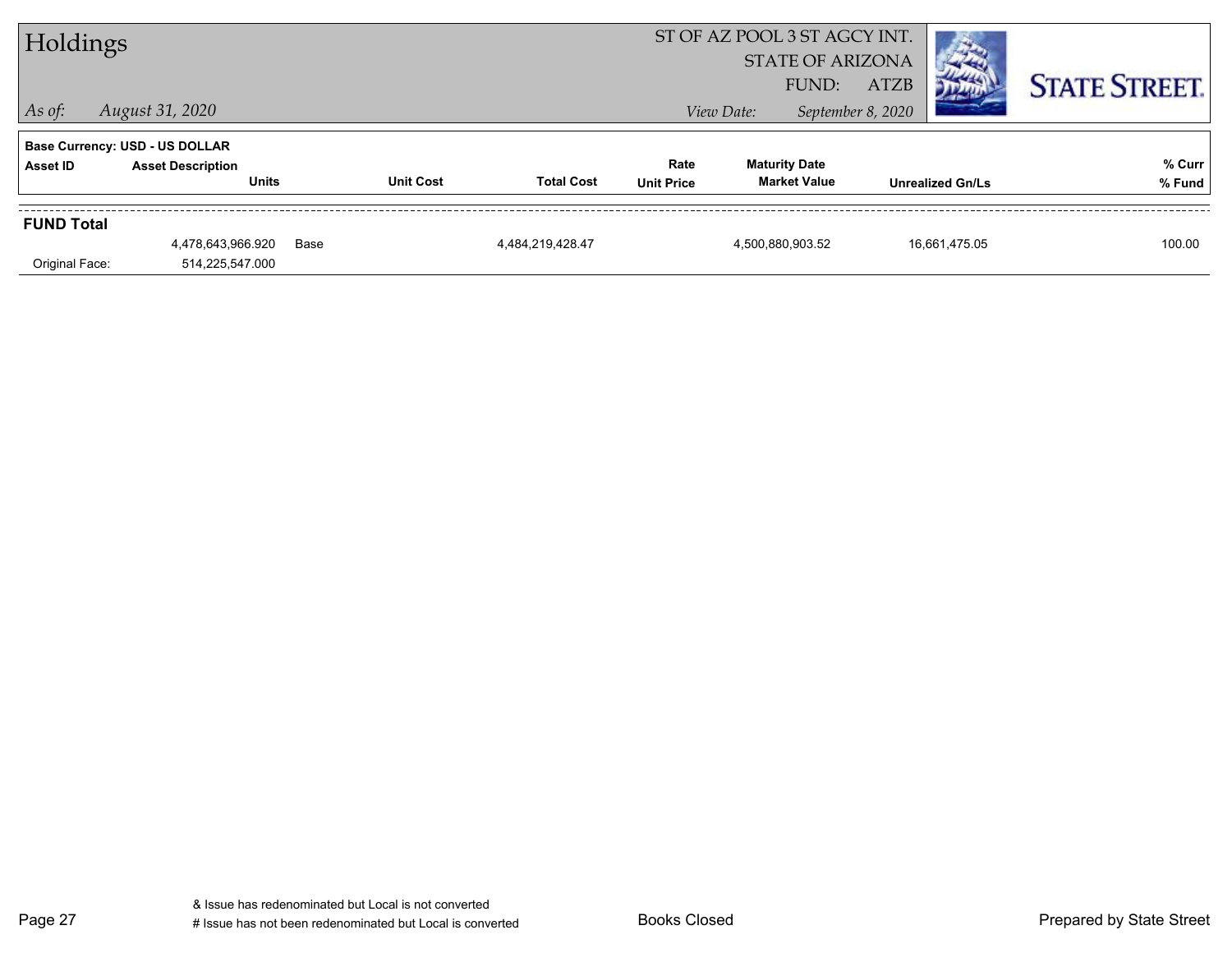# Holdings

ST OF AZ POOL 3 ST AGCY INT.
STATE OF ARIZONA
FUND: ATZB

*As of: August 31, 2020*

*View Date: September 8, 2020*

STATE STREET.

**Base Currency: USD - US DOLLAR**

| Asset ID | Asset Description / Units | | Unit Cost | Total Cost | Rate / Unit Price | Maturity Date / Market Value | Unrealized Gn/Ls | % Curr / % Fund |
|---|---|---|---|---|---|---|---|---|
| **FUND Total** | | | | | | | | |
| | 4,478,643,966.920 | Base | | 4,484,219,428.47 | | 4,500,880,903.52 | 16,661,475.05 | 100.00 |
| Original Face: | 514,225,547.000 | | | | | | | |

& Issue has redenominated but Local is not converted
# Issue has not been redenominated but Local is converted

Books Closed

Prepared by State Street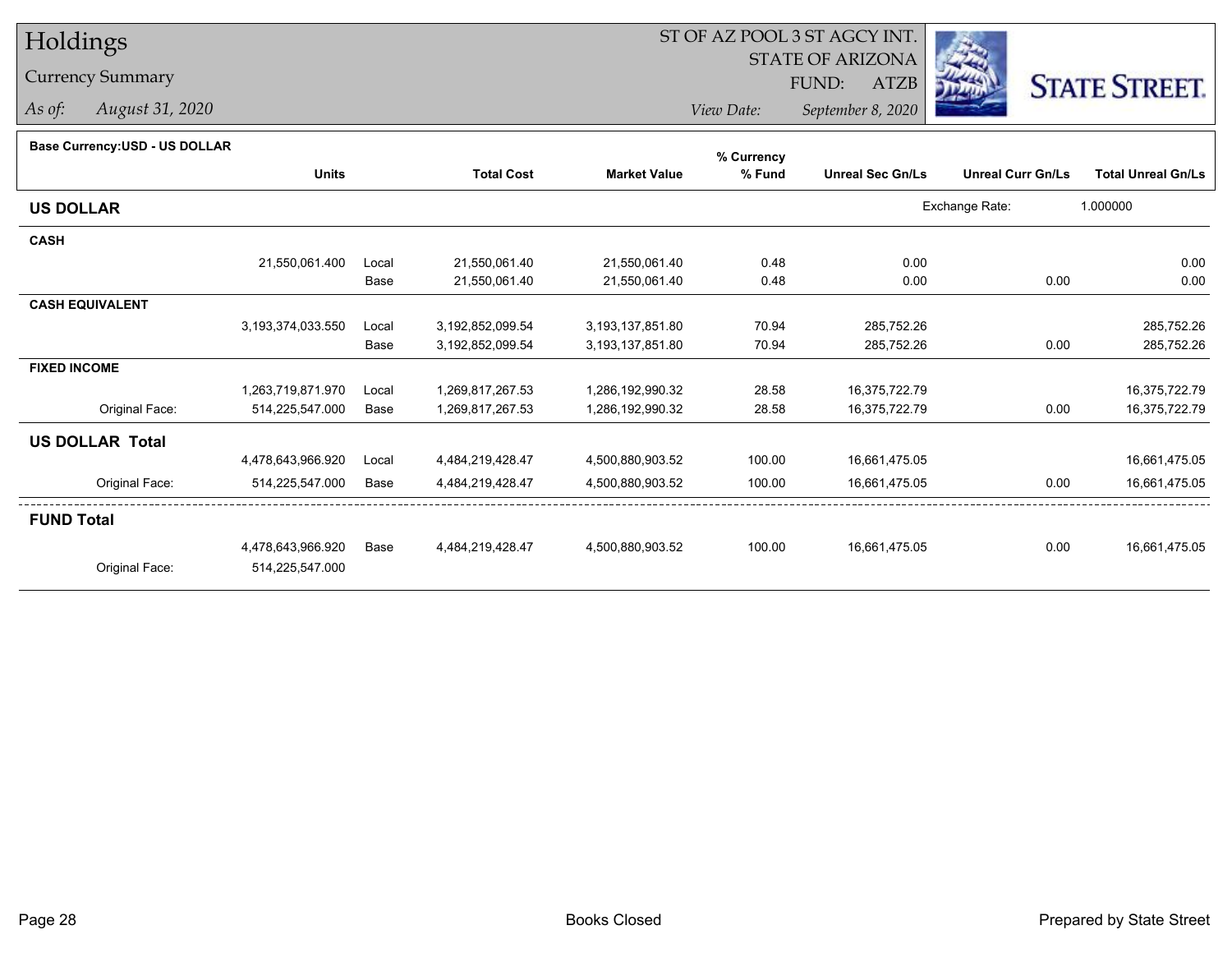# Holdings

## Currency Summary

*As of:* *August 31, 2020*

ST OF AZ POOL 3 ST AGCY INT.
STATE OF ARIZONA
FUND: ATZB
*View Date:* *September 8, 2020*

STATE STREET.

**Base Currency:USD - US DOLLAR**

| | Units | | Total Cost | Market Value | % Currency % Fund | Unreal Sec Gn/Ls | Unreal Curr Gn/Ls | Total Unreal Gn/Ls |
|---|---|---|---|---|---|---|---|---|
| **US DOLLAR** | | | | | | | Exchange Rate: | 1.000000 |
| **CASH** | | | | | | | | |
| | 21,550,061.400 | Local | 21,550,061.40 | 21,550,061.40 | 0.48 | 0.00 | | 0.00 |
| | | Base | 21,550,061.40 | 21,550,061.40 | 0.48 | 0.00 | 0.00 | 0.00 |
| **CASH EQUIVALENT** | | | | | | | | |
| | 3,193,374,033.550 | Local | 3,192,852,099.54 | 3,193,137,851.80 | 70.94 | 285,752.26 | | 285,752.26 |
| | | Base | 3,192,852,099.54 | 3,193,137,851.80 | 70.94 | 285,752.26 | 0.00 | 285,752.26 |
| **FIXED INCOME** | | | | | | | | |
| | 1,263,719,871.970 | Local | 1,269,817,267.53 | 1,286,192,990.32 | 28.58 | 16,375,722.79 | | 16,375,722.79 |
| Original Face: | 514,225,547.000 | Base | 1,269,817,267.53 | 1,286,192,990.32 | 28.58 | 16,375,722.79 | 0.00 | 16,375,722.79 |
| **US DOLLAR Total** | | | | | | | | |
| | 4,478,643,966.920 | Local | 4,484,219,428.47 | 4,500,880,903.52 | 100.00 | 16,661,475.05 | | 16,661,475.05 |
| Original Face: | 514,225,547.000 | Base | 4,484,219,428.47 | 4,500,880,903.52 | 100.00 | 16,661,475.05 | 0.00 | 16,661,475.05 |
| **FUND Total** | | | | | | | | |
| | 4,478,643,966.920 | Base | 4,484,219,428.47 | 4,500,880,903.52 | 100.00 | 16,661,475.05 | 0.00 | 16,661,475.05 |
| Original Face: | 514,225,547.000 | | | | | | | |

Books Closed

Prepared by State Street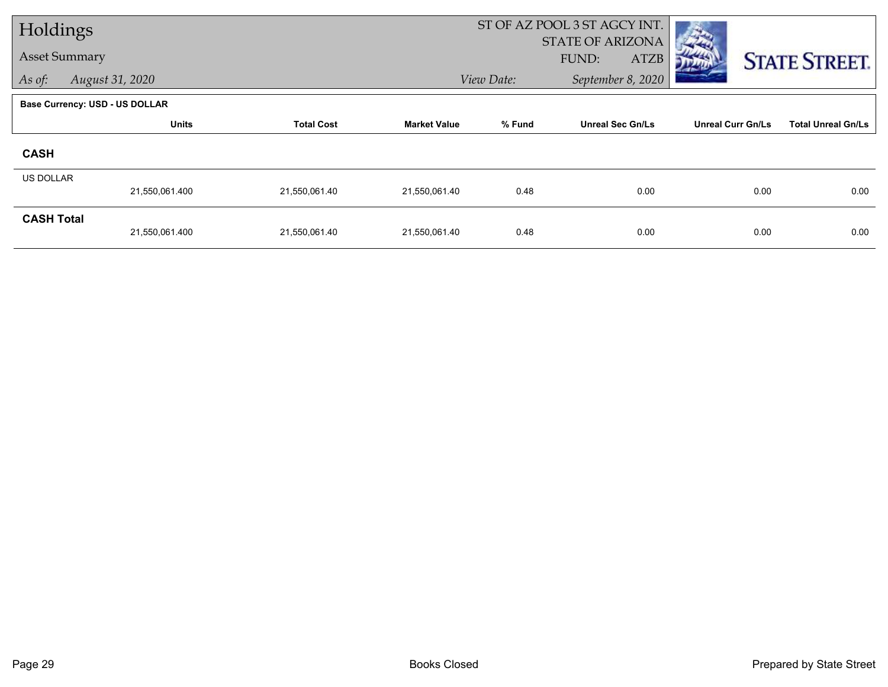# Holdings

Asset Summary

*As of:* *August 31, 2020*

ST OF AZ POOL 3 ST AGCY INT.
STATE OF ARIZONA
FUND: ATZB

*View Date:* *September 8, 2020*

STATE STREET.

**Base Currency: USD - US DOLLAR**

| | Units | Total Cost | Market Value | % Fund | Unreal Sec Gn/Ls | Unreal Curr Gn/Ls | Total Unreal Gn/Ls |
|---|---|---|---|---|---|---|---|
| **CASH** | | | | | | | |
| US DOLLAR | 21,550,061.400 | 21,550,061.40 | 21,550,061.40 | 0.48 | 0.00 | 0.00 | 0.00 |
| **CASH Total** | 21,550,061.400 | 21,550,061.40 | 21,550,061.40 | 0.48 | 0.00 | 0.00 | 0.00 |

Books Closed

Prepared by State Street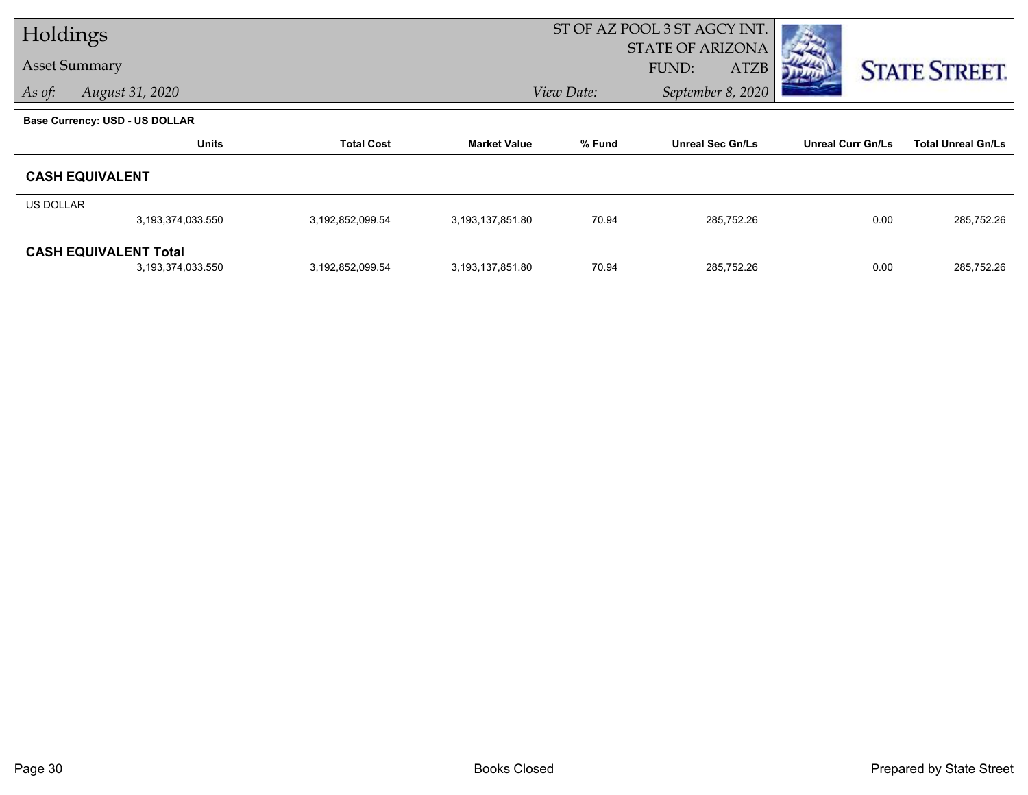# Holdings

Asset Summary

*As of: August 31, 2020*

ST OF AZ POOL 3 ST AGCY INT.
STATE OF ARIZONA
FUND: ATZB

*View Date: September 8, 2020*

**Base Currency: USD - US DOLLAR**

| | Units | Total Cost | Market Value | % Fund | Unreal Sec Gn/Ls | Unreal Curr Gn/Ls | Total Unreal Gn/Ls |
|---|---|---|---|---|---|---|---|
| **CASH EQUIVALENT** | | | | | | | |
| US DOLLAR | 3,193,374,033.550 | 3,192,852,099.54 | 3,193,137,851.80 | 70.94 | 285,752.26 | 0.00 | 285,752.26 |
| **CASH EQUIVALENT Total** | 3,193,374,033.550 | 3,192,852,099.54 | 3,193,137,851.80 | 70.94 | 285,752.26 | 0.00 | 285,752.26 |

Books Closed

Prepared by State Street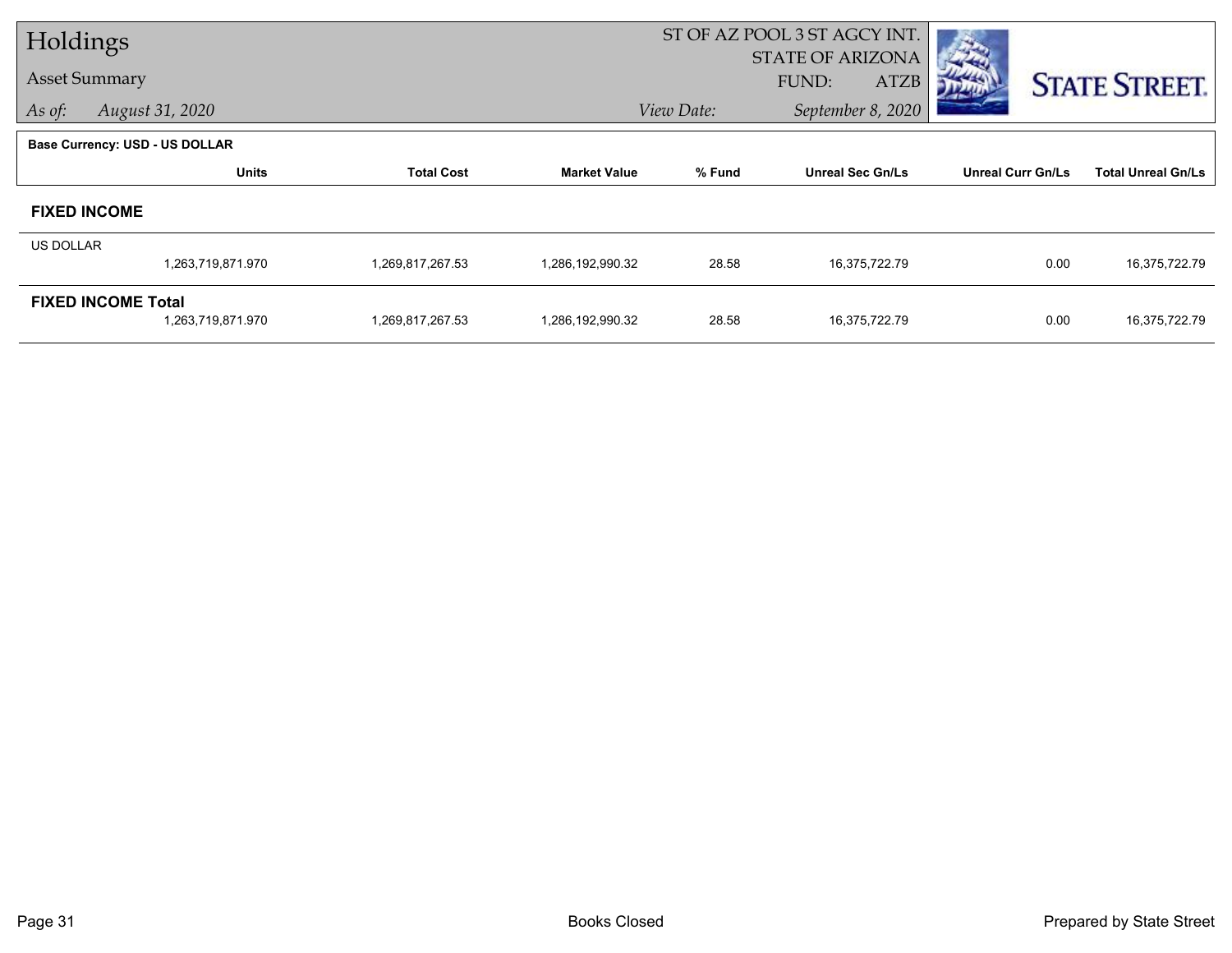# Holdings

## Asset Summary

*As of:* *August 31, 2020*

ST OF AZ POOL 3 ST AGCY INT.
STATE OF ARIZONA
FUND: ATZB

*View Date:* *September 8, 2020*

STATE STREET.

**Base Currency: USD - US DOLLAR**

| | Units | Total Cost | Market Value | % Fund | Unreal Sec Gn/Ls | Unreal Curr Gn/Ls | Total Unreal Gn/Ls |
|---|---|---|---|---|---|---|---|
| **FIXED INCOME** | | | | | | | |
| US DOLLAR | | | | | | | |
| | 1,263,719,871.970 | 1,269,817,267.53 | 1,286,192,990.32 | 28.58 | 16,375,722.79 | 0.00 | 16,375,722.79 |
| **FIXED INCOME Total** | | | | | | | |
| | 1,263,719,871.970 | 1,269,817,267.53 | 1,286,192,990.32 | 28.58 | 16,375,722.79 | 0.00 | 16,375,722.79 |

Books Closed

Prepared by State Street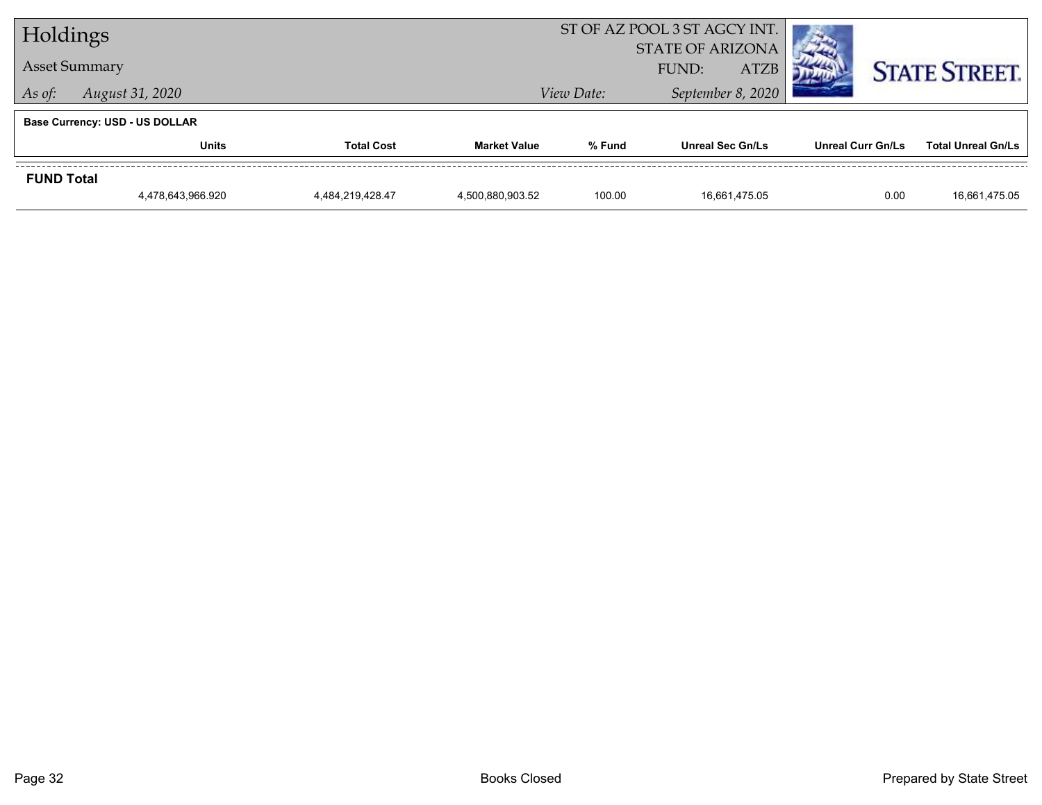# Holdings

## Asset Summary

*As of:* *August 31, 2020*

ST OF AZ POOL 3 ST AGCY INT.
STATE OF ARIZONA
FUND: ATZB

*View Date:* *September 8, 2020*

**Base Currency: USD - US DOLLAR**

| | Units | Total Cost | Market Value | % Fund | Unreal Sec Gn/Ls | Unreal Curr Gn/Ls | Total Unreal Gn/Ls |
|---|---|---|---|---|---|---|---|
| **FUND Total** | | | | | | | |
| | 4,478,643,966.920 | 4,484,219,428.47 | 4,500,880,903.52 | 100.00 | 16,661,475.05 | 0.00 | 16,661,475.05 |

Books Closed

Prepared by State Street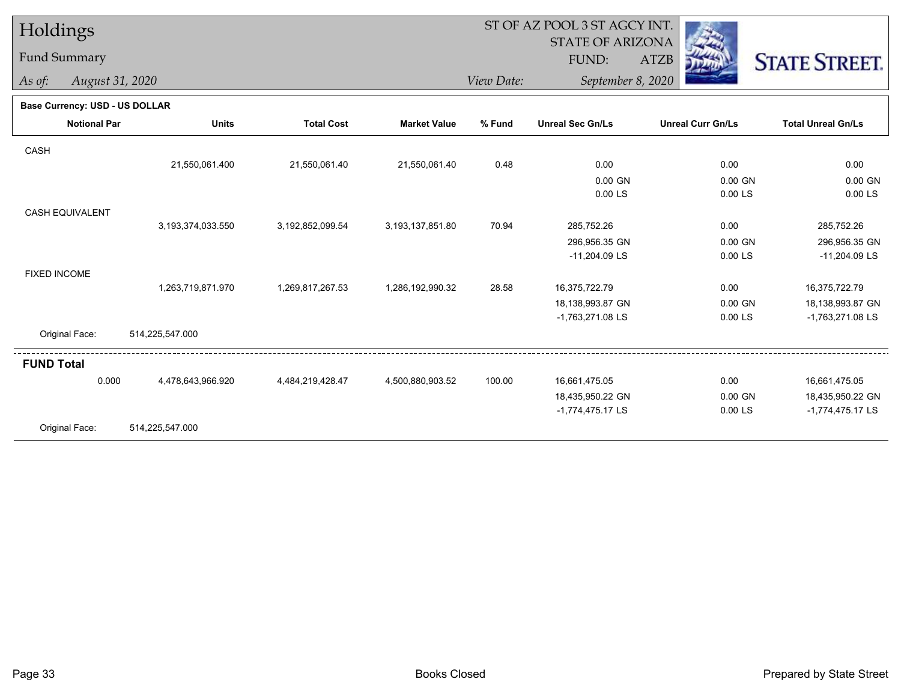# Holdings

## Fund Summary

*As of:* *August 31, 2020*

ST OF AZ POOL 3 ST AGCY INT.
STATE OF ARIZONA
FUND: ATZB

*View Date:* *September 8, 2020*

STATE STREET.

**Base Currency: USD - US DOLLAR**

| Notional Par | Units | Total Cost | Market Value | % Fund | Unreal Sec Gn/Ls | Unreal Curr Gn/Ls | Total Unreal Gn/Ls |
|---|---|---|---|---|---|---|---|
| CASH | | | | | | | |
| | 21,550,061.400 | 21,550,061.40 | 21,550,061.40 | 0.48 | 0.00 | 0.00 | 0.00 |
| | | | | | 0.00 GN | 0.00 GN | 0.00 GN |
| | | | | | 0.00 LS | 0.00 LS | 0.00 LS |
| CASH EQUIVALENT | | | | | | | |
| | 3,193,374,033.550 | 3,192,852,099.54 | 3,193,137,851.80 | 70.94 | 285,752.26 | 0.00 | 285,752.26 |
| | | | | | 296,956.35 GN | 0.00 GN | 296,956.35 GN |
| | | | | | -11,204.09 LS | 0.00 LS | -11,204.09 LS |
| FIXED INCOME | | | | | | | |
| | 1,263,719,871.970 | 1,269,817,267.53 | 1,286,192,990.32 | 28.58 | 16,375,722.79 | 0.00 | 16,375,722.79 |
| | | | | | 18,138,993.87 GN | 0.00 GN | 18,138,993.87 GN |
| | | | | | -1,763,271.08 LS | 0.00 LS | -1,763,271.08 LS |
| Original Face: | 514,225,547.000 | | | | | | |
| **FUND Total** | | | | | | | |
| 0.000 | 4,478,643,966.920 | 4,484,219,428.47 | 4,500,880,903.52 | 100.00 | 16,661,475.05 | 0.00 | 16,661,475.05 |
| | | | | | 18,435,950.22 GN | 0.00 GN | 18,435,950.22 GN |
| | | | | | -1,774,475.17 LS | 0.00 LS | -1,774,475.17 LS |
| Original Face: | 514,225,547.000 | | | | | | |

Books Closed

Prepared by State Street